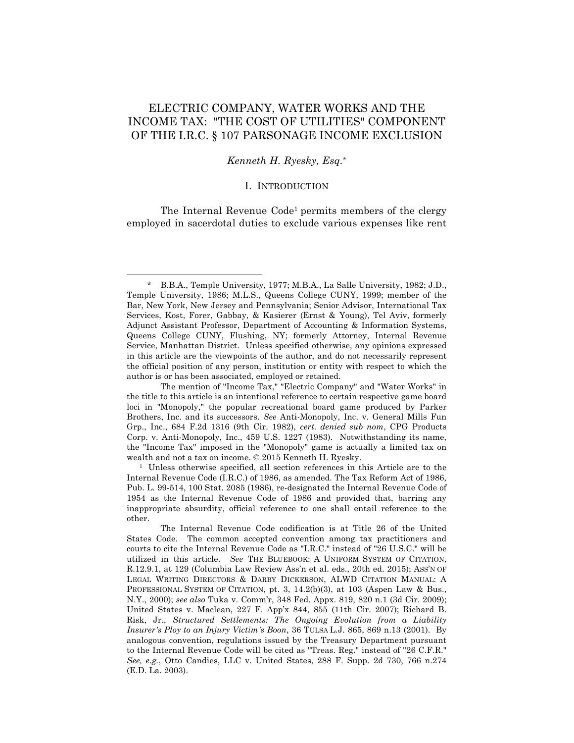# ELECTRIC COMPANY, WATER WORKS AND THE INCOME TAX: "THE COST OF UTILITIES" COMPONENT OF THE I.R.C. § 107 PARSONAGE INCOME EXCLUSION

*Kenneth H. Ryesky, Esq.*[*]

## I. INTRODUCTION

The Internal Revenue Code[1] permits members of the clergy employed in sacerdotal duties to exclude various expenses like rent

---

[*] B.B.A., Temple University, 1977; M.B.A., La Salle University, 1982; J.D., Temple University, 1986; M.L.S., Queens College CUNY, 1999; member of the Bar, New York, New Jersey and Pennsylvania; Senior Advisor, International Tax Services, Kost, Forer, Gabbay, & Kasierer (Ernst & Young), Tel Aviv, formerly Adjunct Assistant Professor, Department of Accounting & Information Systems, Queens College CUNY, Flushing, NY; formerly Attorney, Internal Revenue Service, Manhattan District. Unless specified otherwise, any opinions expressed in this article are the viewpoints of the author, and do not necessarily represent the official position of any person, institution or entity with respect to which the author is or has been associated, employed or retained.

The mention of "Income Tax," "Electric Company" and "Water Works" in the title to this article is an intentional reference to certain respective game board loci in "Monopoly," the popular recreational board game produced by Parker Brothers, Inc. and its successors. *See* Anti-Monopoly, Inc. v. General Mills Fun Grp., Inc., 684 F.2d 1316 (9th Cir. 1982), *cert. denied sub nom*, CPG Products Corp. v. Anti-Monopoly, Inc., 459 U.S. 1227 (1983). Notwithstanding its name, the "Income Tax" imposed in the "Monopoly" game is actually a limited tax on wealth and not a tax on income. © 2015 Kenneth H. Ryesky.

[1] Unless otherwise specified, all section references in this Article are to the Internal Revenue Code (I.R.C.) of 1986, as amended. The Tax Reform Act of 1986, Pub. L. 99-514, 100 Stat. 2085 (1986), re-designated the Internal Revenue Code of 1954 as the Internal Revenue Code of 1986 and provided that, barring any inappropriate absurdity, official reference to one shall entail reference to the other.

The Internal Revenue Code codification is at Title 26 of the United States Code. The common accepted convention among tax practitioners and courts to cite the Internal Revenue Code as "I.R.C." instead of "26 U.S.C." will be utilized in this article. *See* THE BLUEBOOK: A UNIFORM SYSTEM OF CITATION, R.12.9.1, at 129 (Columbia Law Review Ass'n et al. eds., 20th ed. 2015); ASS'N OF LEGAL WRITING DIRECTORS & DARBY DICKERSON, ALWD CITATION MANUAL: A PROFESSIONAL SYSTEM OF CITATION, pt. 3, 14.2(b)(3), at 103 (Aspen Law & Bus., N.Y., 2000); *see also* Tuka v. Comm'r, 348 Fed. Appx. 819, 820 n.1 (3d Cir. 2009); United States v. Maclean, 227 F. App'x 844, 855 (11th Cir. 2007); Richard B. Risk, Jr., *Structured Settlements: The Ongoing Evolution from a Liability Insurer's Ploy to an Injury Victim's Boon*, 36 TULSA L.J. 865, 869 n.13 (2001). By analogous convention, regulations issued by the Treasury Department pursuant to the Internal Revenue Code will be cited as "Treas. Reg." instead of "26 C.F.R." *See, e.g.*, Otto Candies, LLC v. United States, 288 F. Supp. 2d 730, 766 n.274 (E.D. La. 2003).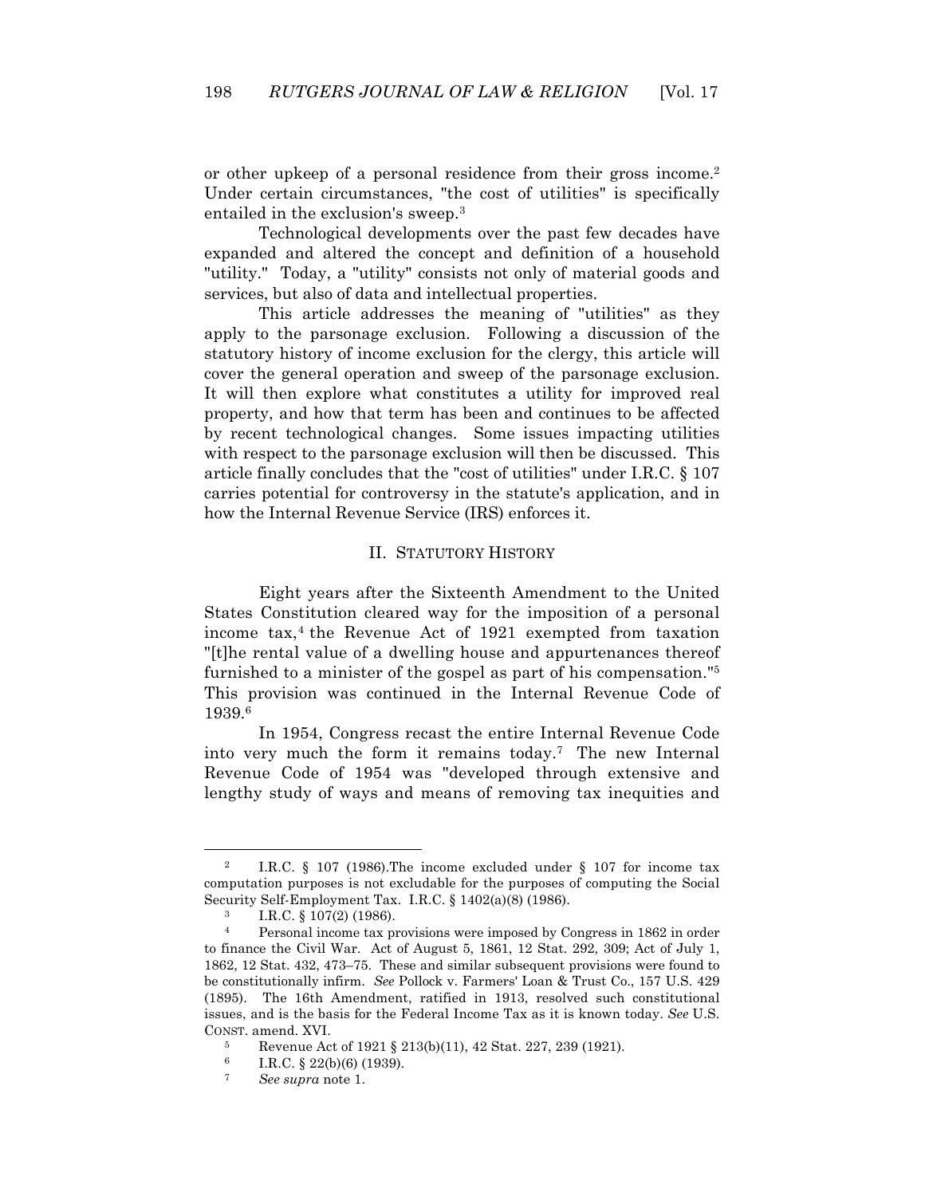or other upkeep of a personal residence from their gross income.[2] Under certain circumstances, "the cost of utilities" is specifically entailed in the exclusion's sweep.[3]

Technological developments over the past few decades have expanded and altered the concept and definition of a household "utility." Today, a "utility" consists not only of material goods and services, but also of data and intellectual properties.

This article addresses the meaning of "utilities" as they apply to the parsonage exclusion. Following a discussion of the statutory history of income exclusion for the clergy, this article will cover the general operation and sweep of the parsonage exclusion. It will then explore what constitutes a utility for improved real property, and how that term has been and continues to be affected by recent technological changes. Some issues impacting utilities with respect to the parsonage exclusion will then be discussed. This article finally concludes that the "cost of utilities" under I.R.C. § 107 carries potential for controversy in the statute's application, and in how the Internal Revenue Service (IRS) enforces it.

## II. STATUTORY HISTORY

Eight years after the Sixteenth Amendment to the United States Constitution cleared way for the imposition of a personal income tax,[4] the Revenue Act of 1921 exempted from taxation "[t]he rental value of a dwelling house and appurtenances thereof furnished to a minister of the gospel as part of his compensation."[5] This provision was continued in the Internal Revenue Code of 1939.[6]

In 1954, Congress recast the entire Internal Revenue Code into very much the form it remains today.[7] The new Internal Revenue Code of 1954 was "developed through extensive and lengthy study of ways and means of removing tax inequities and

---

[2] I.R.C. § 107 (1986).The income excluded under § 107 for income tax computation purposes is not excludable for the purposes of computing the Social Security Self-Employment Tax. I.R.C. § 1402(a)(8) (1986).

[3] I.R.C. § 107(2) (1986).

[4] Personal income tax provisions were imposed by Congress in 1862 in order to finance the Civil War. Act of August 5, 1861, 12 Stat. 292, 309; Act of July 1, 1862, 12 Stat. 432, 473–75. These and similar subsequent provisions were found to be constitutionally infirm. *See* Pollock v. Farmers' Loan & Trust Co., 157 U.S. 429 (1895). The 16th Amendment, ratified in 1913, resolved such constitutional issues, and is the basis for the Federal Income Tax as it is known today. *See* U.S. CONST. amend. XVI.

[5] Revenue Act of 1921 § 213(b)(11), 42 Stat. 227, 239 (1921).

[6] I.R.C. § 22(b)(6) (1939).

[7] *See supra* note 1.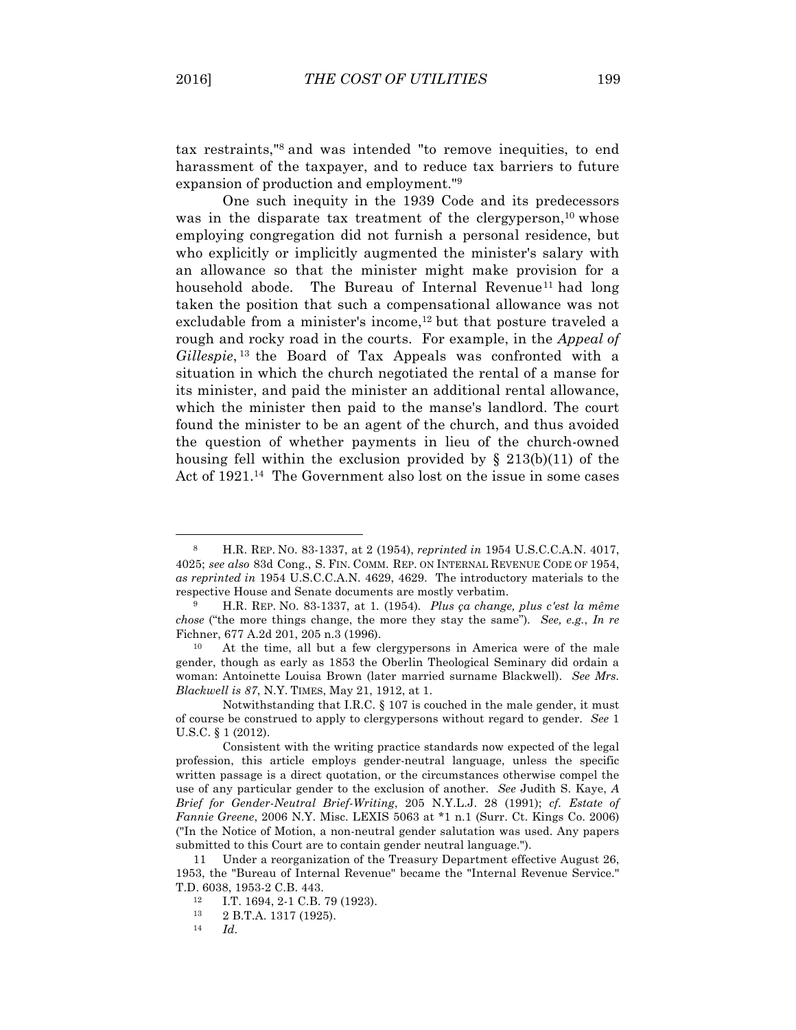tax restraints,"[8] and was intended "to remove inequities, to end harassment of the taxpayer, and to reduce tax barriers to future expansion of production and employment."[9]

One such inequity in the 1939 Code and its predecessors was in the disparate tax treatment of the clergyperson,[10] whose employing congregation did not furnish a personal residence, but who explicitly or implicitly augmented the minister's salary with an allowance so that the minister might make provision for a household abode. The Bureau of Internal Revenue[11] had long taken the position that such a compensational allowance was not excludable from a minister's income,[12] but that posture traveled a rough and rocky road in the courts. For example, in the *Appeal of Gillespie*,[13] the Board of Tax Appeals was confronted with a situation in which the church negotiated the rental of a manse for its minister, and paid the minister an additional rental allowance, which the minister then paid to the manse's landlord. The court found the minister to be an agent of the church, and thus avoided the question of whether payments in lieu of the church-owned housing fell within the exclusion provided by § 213(b)(11) of the Act of 1921.[14] The Government also lost on the issue in some cases

---

[8] H.R. REP. NO. 83-1337, at 2 (1954), *reprinted in* 1954 U.S.C.C.A.N. 4017, 4025; *see also* 83d Cong., S. FIN. COMM. REP. ON INTERNAL REVENUE CODE OF 1954, *as reprinted in* 1954 U.S.C.C.A.N. 4629, 4629. The introductory materials to the respective House and Senate documents are mostly verbatim.

[9] H.R. REP. NO. 83-1337, at 1. (1954). *Plus ça change, plus c'est la même chose* ("the more things change, the more they stay the same"). *See, e.g.*, *In re* Fichner, 677 A.2d 201, 205 n.3 (1996).

[10] At the time, all but a few clergypersons in America were of the male gender, though as early as 1853 the Oberlin Theological Seminary did ordain a woman: Antoinette Louisa Brown (later married surname Blackwell). *See Mrs. Blackwell is 87*, N.Y. TIMES, May 21, 1912, at 1.

Notwithstanding that I.R.C. § 107 is couched in the male gender, it must of course be construed to apply to clergypersons without regard to gender. *See* 1 U.S.C. § 1 (2012).

Consistent with the writing practice standards now expected of the legal profession, this article employs gender-neutral language, unless the specific written passage is a direct quotation, or the circumstances otherwise compel the use of any particular gender to the exclusion of another. *See* Judith S. Kaye, *A Brief for Gender-Neutral Brief-Writing*, 205 N.Y.L.J. 28 (1991); *cf. Estate of Fannie Greene*, 2006 N.Y. Misc. LEXIS 5063 at *1 n.1 (Surr. Ct. Kings Co. 2006) ("In the Notice of Motion, a non-neutral gender salutation was used. Any papers submitted to this Court are to contain gender neutral language.").

[11] Under a reorganization of the Treasury Department effective August 26, 1953, the "Bureau of Internal Revenue" became the "Internal Revenue Service." T.D. 6038, 1953-2 C.B. 443.

[12] I.T. 1694, 2-1 C.B. 79 (1923).

[13] 2 B.T.A. 1317 (1925).

[14] *Id*.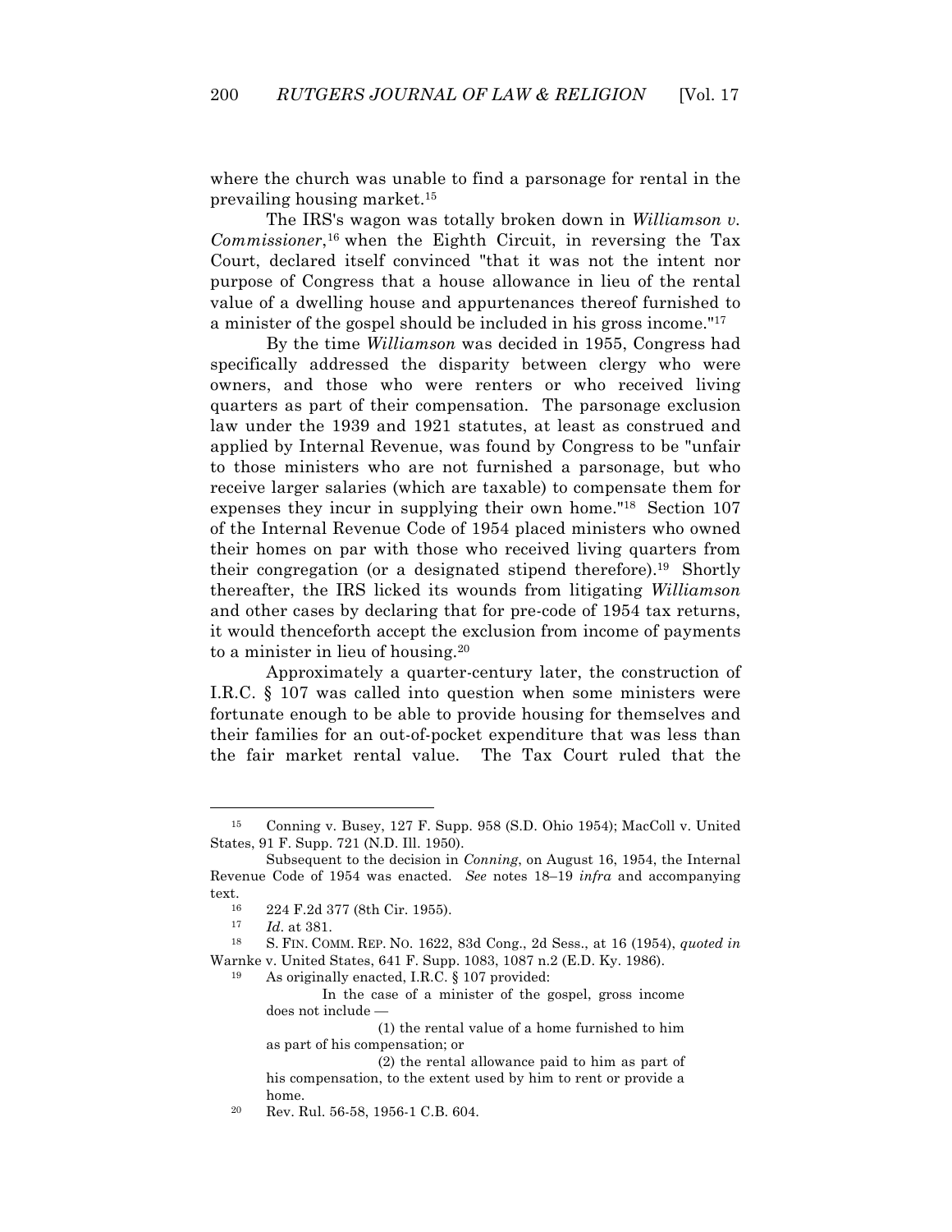where the church was unable to find a parsonage for rental in the prevailing housing market.[15]

The IRS's wagon was totally broken down in *Williamson v. Commissioner*,[16] when the Eighth Circuit, in reversing the Tax Court, declared itself convinced "that it was not the intent nor purpose of Congress that a house allowance in lieu of the rental value of a dwelling house and appurtenances thereof furnished to a minister of the gospel should be included in his gross income."[17]

By the time *Williamson* was decided in 1955, Congress had specifically addressed the disparity between clergy who were owners, and those who were renters or who received living quarters as part of their compensation. The parsonage exclusion law under the 1939 and 1921 statutes, at least as construed and applied by Internal Revenue, was found by Congress to be "unfair to those ministers who are not furnished a parsonage, but who receive larger salaries (which are taxable) to compensate them for expenses they incur in supplying their own home."[18] Section 107 of the Internal Revenue Code of 1954 placed ministers who owned their homes on par with those who received living quarters from their congregation (or a designated stipend therefore).[19] Shortly thereafter, the IRS licked its wounds from litigating *Williamson* and other cases by declaring that for pre-code of 1954 tax returns, it would thenceforth accept the exclusion from income of payments to a minister in lieu of housing.[20]

Approximately a quarter-century later, the construction of I.R.C. § 107 was called into question when some ministers were fortunate enough to be able to provide housing for themselves and their families for an out-of-pocket expenditure that was less than the fair market rental value. The Tax Court ruled that the

---

[15] Conning v. Busey, 127 F. Supp. 958 (S.D. Ohio 1954); MacColl v. United States, 91 F. Supp. 721 (N.D. Ill. 1950).

Subsequent to the decision in *Conning*, on August 16, 1954, the Internal Revenue Code of 1954 was enacted. *See* notes 18–19 *infra* and accompanying text.

[16] 224 F.2d 377 (8th Cir. 1955).

[17] *Id*. at 381.

[18] S. FIN. COMM. REP. NO. 1622, 83d Cong., 2d Sess., at 16 (1954), *quoted in* Warnke v. United States, 641 F. Supp. 1083, 1087 n.2 (E.D. Ky. 1986).

[19] As originally enacted, I.R.C. § 107 provided:

> In the case of a minister of the gospel, gross income does not include —
>
> (1) the rental value of a home furnished to him as part of his compensation; or
>
> (2) the rental allowance paid to him as part of his compensation, to the extent used by him to rent or provide a home.

[20] Rev. Rul. 56-58, 1956-1 C.B. 604.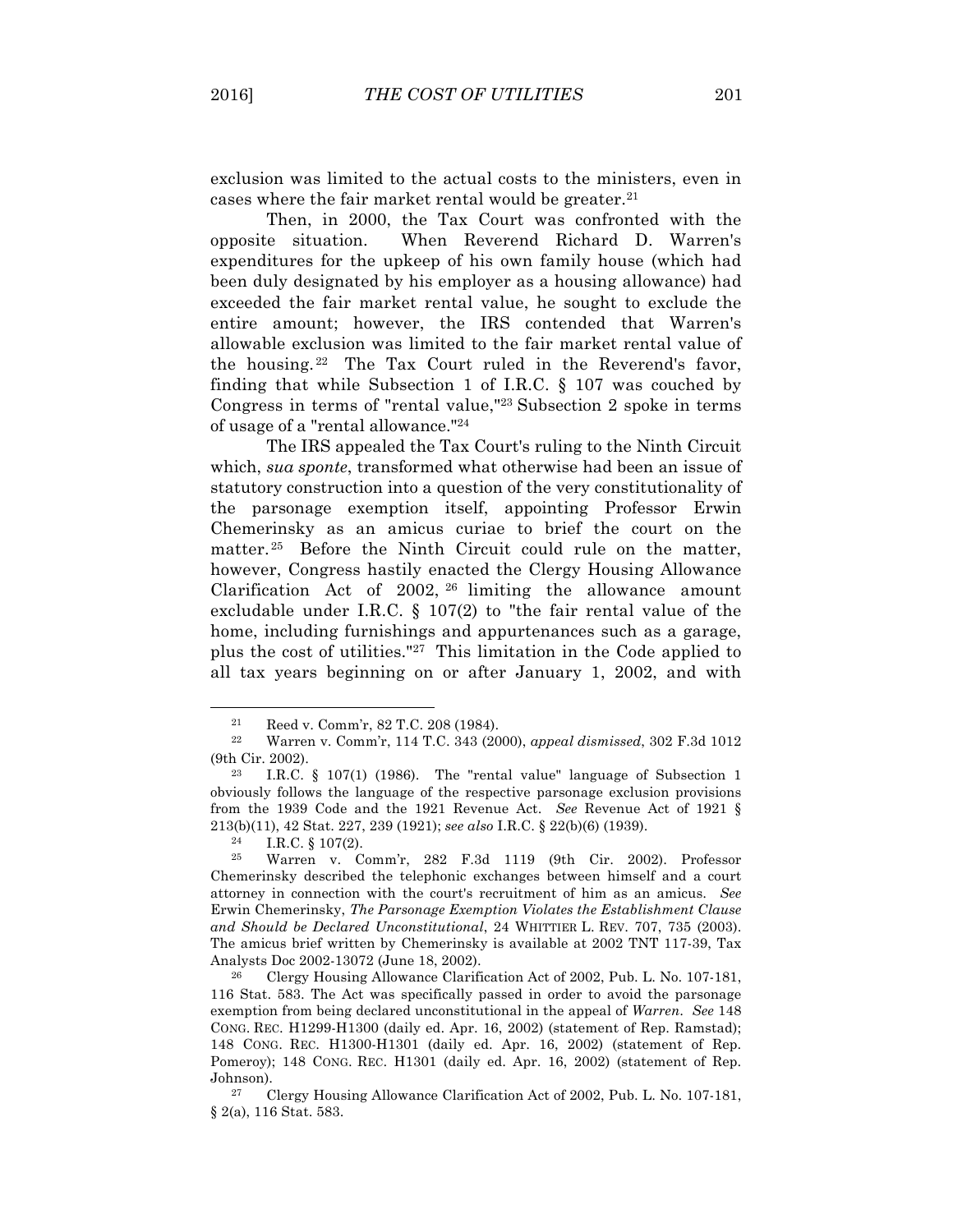exclusion was limited to the actual costs to the ministers, even in cases where the fair market rental would be greater.[21]

Then, in 2000, the Tax Court was confronted with the opposite situation. When Reverend Richard D. Warren's expenditures for the upkeep of his own family house (which had been duly designated by his employer as a housing allowance) had exceeded the fair market rental value, he sought to exclude the entire amount; however, the IRS contended that Warren's allowable exclusion was limited to the fair market rental value of the housing.[22] The Tax Court ruled in the Reverend's favor, finding that while Subsection 1 of I.R.C. § 107 was couched by Congress in terms of "rental value,"[23] Subsection 2 spoke in terms of usage of a "rental allowance."[24]

The IRS appealed the Tax Court's ruling to the Ninth Circuit which, *sua sponte*, transformed what otherwise had been an issue of statutory construction into a question of the very constitutionality of the parsonage exemption itself, appointing Professor Erwin Chemerinsky as an amicus curiae to brief the court on the matter.[25] Before the Ninth Circuit could rule on the matter, however, Congress hastily enacted the Clergy Housing Allowance Clarification Act of 2002,[26] limiting the allowance amount excludable under I.R.C. § 107(2) to "the fair rental value of the home, including furnishings and appurtenances such as a garage, plus the cost of utilities."[27] This limitation in the Code applied to all tax years beginning on or after January 1, 2002, and with

---

[21] Reed v. Comm'r, 82 T.C. 208 (1984).

[22] Warren v. Comm'r, 114 T.C. 343 (2000), *appeal dismissed*, 302 F.3d 1012 (9th Cir. 2002).

[23] I.R.C. § 107(1) (1986). The "rental value" language of Subsection 1 obviously follows the language of the respective parsonage exclusion provisions from the 1939 Code and the 1921 Revenue Act. *See* Revenue Act of 1921 § 213(b)(11), 42 Stat. 227, 239 (1921); *see also* I.R.C. § 22(b)(6) (1939).

[24] I.R.C. § 107(2).

[25] Warren v. Comm'r, 282 F.3d 1119 (9th Cir. 2002). Professor Chemerinsky described the telephonic exchanges between himself and a court attorney in connection with the court's recruitment of him as an amicus. *See* Erwin Chemerinsky, *The Parsonage Exemption Violates the Establishment Clause and Should be Declared Unconstitutional*, 24 WHITTIER L. REV. 707, 735 (2003). The amicus brief written by Chemerinsky is available at 2002 TNT 117-39, Tax Analysts Doc 2002-13072 (June 18, 2002).

[26] Clergy Housing Allowance Clarification Act of 2002, Pub. L. No. 107-181, 116 Stat. 583. The Act was specifically passed in order to avoid the parsonage exemption from being declared unconstitutional in the appeal of *Warren*. *See* 148 CONG. REC. H1299-H1300 (daily ed. Apr. 16, 2002) (statement of Rep. Ramstad); 148 CONG. REC. H1300-H1301 (daily ed. Apr. 16, 2002) (statement of Rep. Pomeroy); 148 CONG. REC. H1301 (daily ed. Apr. 16, 2002) (statement of Rep. Johnson).

[27] Clergy Housing Allowance Clarification Act of 2002, Pub. L. No. 107-181, § 2(a), 116 Stat. 583.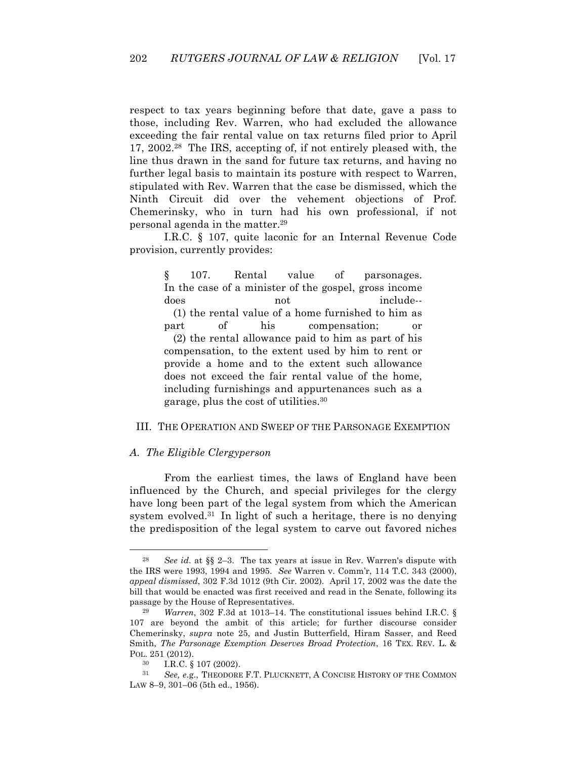respect to tax years beginning before that date, gave a pass to those, including Rev. Warren, who had excluded the allowance exceeding the fair rental value on tax returns filed prior to April 17, 2002.[28] The IRS, accepting of, if not entirely pleased with, the line thus drawn in the sand for future tax returns, and having no further legal basis to maintain its posture with respect to Warren, stipulated with Rev. Warren that the case be dismissed, which the Ninth Circuit did over the vehement objections of Prof. Chemerinsky, who in turn had his own professional, if not personal agenda in the matter.[29]

I.R.C. § 107, quite laconic for an Internal Revenue Code provision, currently provides:

> § 107. Rental value of parsonages. In the case of a minister of the gospel, gross income does not include--
> (1) the rental value of a home furnished to him as part of his compensation; or
> (2) the rental allowance paid to him as part of his compensation, to the extent used by him to rent or provide a home and to the extent such allowance does not exceed the fair rental value of the home, including furnishings and appurtenances such as a garage, plus the cost of utilities.[30]

## III. THE OPERATION AND SWEEP OF THE PARSONAGE EXEMPTION

### *A. The Eligible Clergyperson*

From the earliest times, the laws of England have been influenced by the Church, and special privileges for the clergy have long been part of the legal system from which the American system evolved.[31] In light of such a heritage, there is no denying the predisposition of the legal system to carve out favored niches

---

[28] *See id.* at §§ 2–3. The tax years at issue in Rev. Warren's dispute with the IRS were 1993, 1994 and 1995. *See* Warren v. Comm'r, 114 T.C. 343 (2000), *appeal dismissed*, 302 F.3d 1012 (9th Cir. 2002). April 17, 2002 was the date the bill that would be enacted was first received and read in the Senate, following its passage by the House of Representatives.

[29] *Warren*, 302 F.3d at 1013–14. The constitutional issues behind I.R.C. § 107 are beyond the ambit of this article; for further discourse consider Chemerinsky, *supra* note 25, and Justin Butterfield, Hiram Sasser, and Reed Smith, *The Parsonage Exemption Deserves Broad Protection*, 16 TEX. REV. L. & POL. 251 (2012).

[30] I.R.C. § 107 (2002).

[31] *See, e.g.*, THEODORE F.T. PLUCKNETT, A CONCISE HISTORY OF THE COMMON LAW 8–9, 301–06 (5th ed., 1956).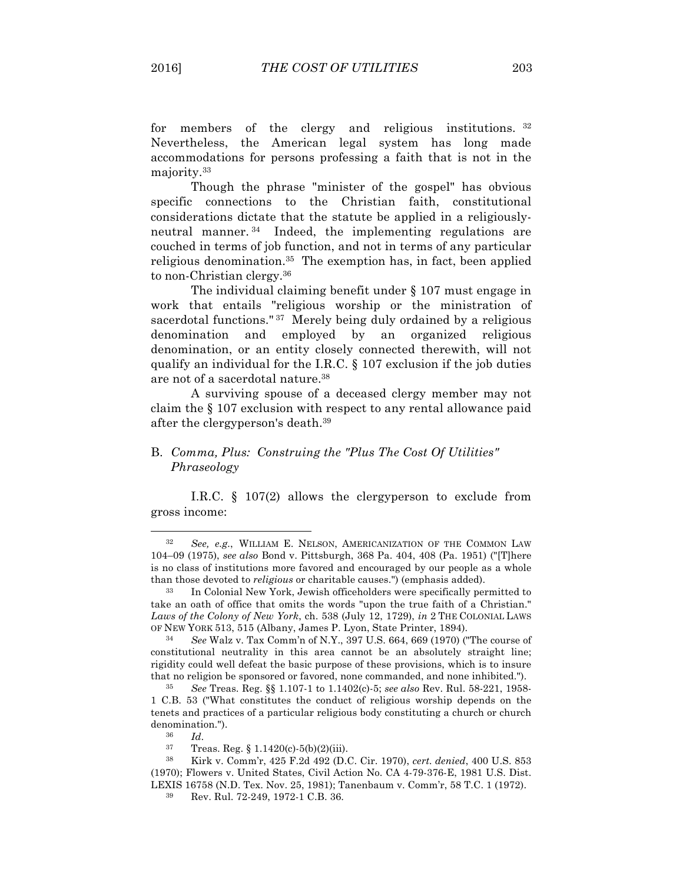for members of the clergy and religious institutions. [32] Nevertheless, the American legal system has long made accommodations for persons professing a faith that is not in the majority.[33]

Though the phrase "minister of the gospel" has obvious specific connections to the Christian faith, constitutional considerations dictate that the statute be applied in a religiously-neutral manner. [34] Indeed, the implementing regulations are couched in terms of job function, and not in terms of any particular religious denomination.[35] The exemption has, in fact, been applied to non-Christian clergy.[36]

The individual claiming benefit under § 107 must engage in work that entails "religious worship or the ministration of sacerdotal functions." [37] Merely being duly ordained by a religious denomination and employed by an organized religious denomination, or an entity closely connected therewith, will not qualify an individual for the I.R.C. § 107 exclusion if the job duties are not of a sacerdotal nature.[38]

A surviving spouse of a deceased clergy member may not claim the § 107 exclusion with respect to any rental allowance paid after the clergyperson's death.[39]

## B. *Comma, Plus: Construing the "Plus The Cost Of Utilities" Phraseology*

I.R.C. § 107(2) allows the clergyperson to exclude from gross income:

---

[32] *See, e.g.*, WILLIAM E. NELSON, AMERICANIZATION OF THE COMMON LAW 104–09 (1975), *see also* Bond v. Pittsburgh, 368 Pa. 404, 408 (Pa. 1951) ("[T]here is no class of institutions more favored and encouraged by our people as a whole than those devoted to *religious* or charitable causes.") (emphasis added).

[33] In Colonial New York, Jewish officeholders were specifically permitted to take an oath of office that omits the words "upon the true faith of a Christian." *Laws of the Colony of New York*, ch. 538 (July 12, 1729), *in* 2 THE COLONIAL LAWS OF NEW YORK 513, 515 (Albany, James P. Lyon, State Printer, 1894).

[34] *See* Walz v. Tax Comm'n of N.Y., 397 U.S. 664, 669 (1970) ("The course of constitutional neutrality in this area cannot be an absolutely straight line; rigidity could well defeat the basic purpose of these provisions, which is to insure that no religion be sponsored or favored, none commanded, and none inhibited.").

[35] *See* Treas. Reg. §§ 1.107-1 to 1.1402(c)-5; *see also* Rev. Rul. 58-221, 1958-1 C.B. 53 ("What constitutes the conduct of religious worship depends on the tenets and practices of a particular religious body constituting a church or church denomination.").

[36] *Id*.

[37] Treas. Reg. § 1.1420(c)-5(b)(2)(iii).

[38] Kirk v. Comm'r, 425 F.2d 492 (D.C. Cir. 1970), *cert. denied*, 400 U.S. 853 (1970); Flowers v. United States, Civil Action No. CA 4-79-376-E, 1981 U.S. Dist. LEXIS 16758 (N.D. Tex. Nov. 25, 1981); Tanenbaum v. Comm'r, 58 T.C. 1 (1972).

[39] Rev. Rul. 72-249, 1972-1 C.B. 36.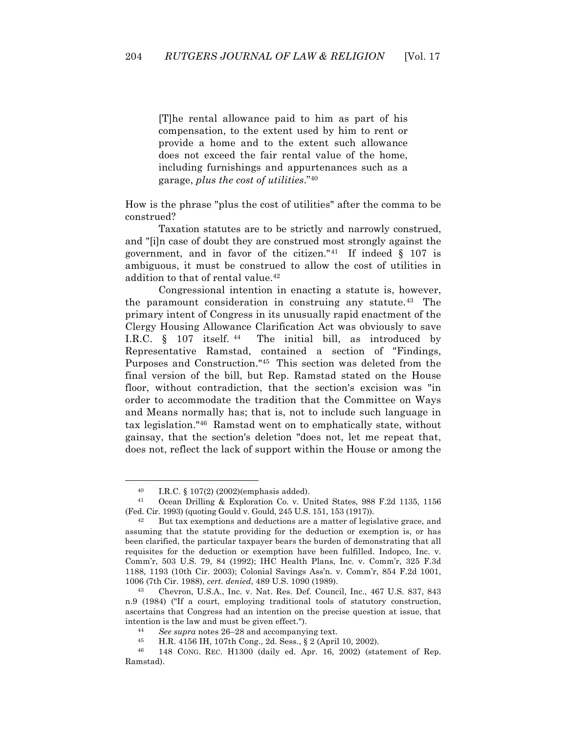> [T]he rental allowance paid to him as part of his compensation, to the extent used by him to rent or provide a home and to the extent such allowance does not exceed the fair rental value of the home, including furnishings and appurtenances such as a garage, *plus the cost of utilities*."[40]

How is the phrase "plus the cost of utilities" after the comma to be construed?

Taxation statutes are to be strictly and narrowly construed, and "[i]n case of doubt they are construed most strongly against the government, and in favor of the citizen."[41] If indeed § 107 is ambiguous, it must be construed to allow the cost of utilities in addition to that of rental value.[42]

Congressional intention in enacting a statute is, however, the paramount consideration in construing any statute.[43] The primary intent of Congress in its unusually rapid enactment of the Clergy Housing Allowance Clarification Act was obviously to save I.R.C. § 107 itself.[44] The initial bill, as introduced by Representative Ramstad, contained a section of "Findings, Purposes and Construction."[45] This section was deleted from the final version of the bill, but Rep. Ramstad stated on the House floor, without contradiction, that the section's excision was "in order to accommodate the tradition that the Committee on Ways and Means normally has; that is, not to include such language in tax legislation."[46] Ramstad went on to emphatically state, without gainsay, that the section's deletion "does not, let me repeat that, does not, reflect the lack of support within the House or among the

---

[40] I.R.C. § 107(2) (2002)(emphasis added).

[41] Ocean Drilling & Exploration Co. v. United States, 988 F.2d 1135, 1156 (Fed. Cir. 1993) (quoting Gould v. Gould, 245 U.S. 151, 153 (1917)).

[42] But tax exemptions and deductions are a matter of legislative grace, and assuming that the statute providing for the deduction or exemption is, or has been clarified, the particular taxpayer bears the burden of demonstrating that all requisites for the deduction or exemption have been fulfilled. Indopco, Inc. v. Comm'r, 503 U.S. 79, 84 (1992); IHC Health Plans, Inc. v. Comm'r, 325 F.3d 1188, 1193 (10th Cir. 2003); Colonial Savings Ass'n. v. Comm'r, 854 F.2d 1001, 1006 (7th Cir. 1988), *cert. denied*, 489 U.S. 1090 (1989).

[43] Chevron, U.S.A., Inc. v. Nat. Res. Def. Council, Inc., 467 U.S. 837, 843 n.9 (1984) ("If a court, employing traditional tools of statutory construction, ascertains that Congress had an intention on the precise question at issue, that intention is the law and must be given effect.").

[44] *See supra* notes 26–28 and accompanying text.

[45] H.R. 4156 IH, 107th Cong., 2d. Sess., § 2 (April 10, 2002).

[46] 148 CONG. REC. H1300 (daily ed. Apr. 16, 2002) (statement of Rep. Ramstad).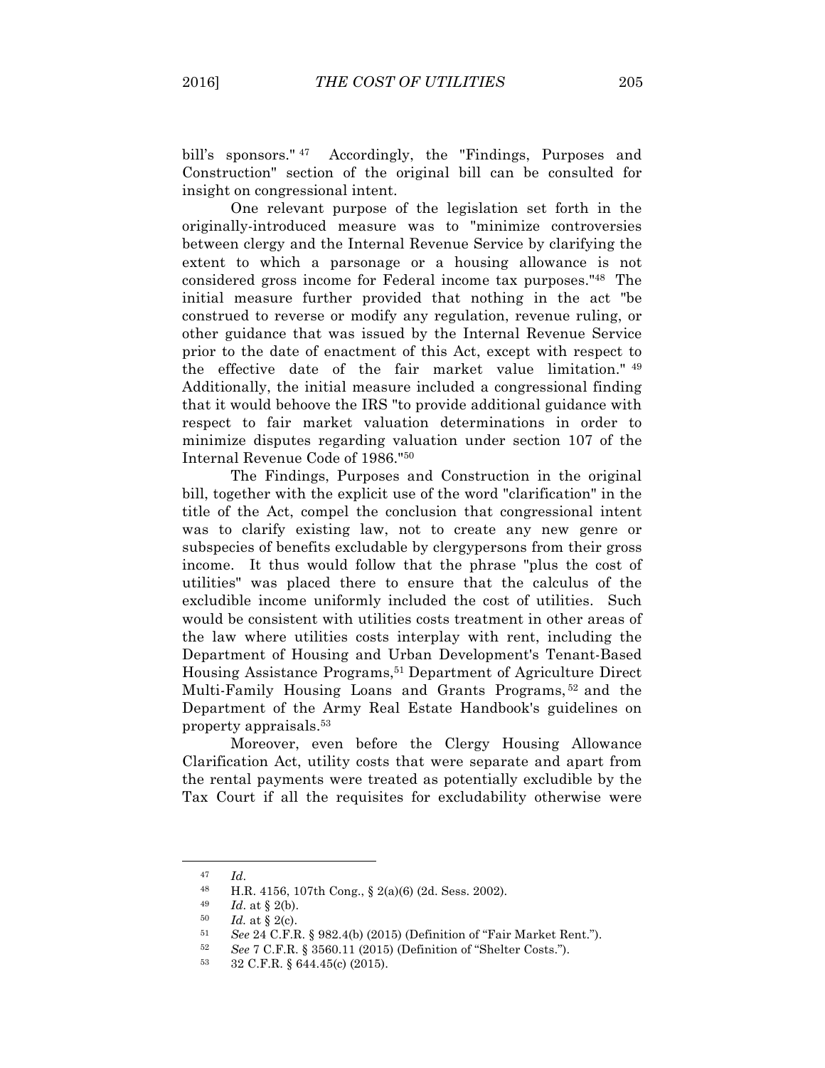bill's sponsors."[47] Accordingly, the "Findings, Purposes and Construction" section of the original bill can be consulted for insight on congressional intent.

One relevant purpose of the legislation set forth in the originally-introduced measure was to "minimize controversies between clergy and the Internal Revenue Service by clarifying the extent to which a parsonage or a housing allowance is not considered gross income for Federal income tax purposes."[48] The initial measure further provided that nothing in the act "be construed to reverse or modify any regulation, revenue ruling, or other guidance that was issued by the Internal Revenue Service prior to the date of enactment of this Act, except with respect to the effective date of the fair market value limitation."[49] Additionally, the initial measure included a congressional finding that it would behoove the IRS "to provide additional guidance with respect to fair market valuation determinations in order to minimize disputes regarding valuation under section 107 of the Internal Revenue Code of 1986."[50]

The Findings, Purposes and Construction in the original bill, together with the explicit use of the word "clarification" in the title of the Act, compel the conclusion that congressional intent was to clarify existing law, not to create any new genre or subspecies of benefits excludable by clergypersons from their gross income. It thus would follow that the phrase "plus the cost of utilities" was placed there to ensure that the calculus of the excludible income uniformly included the cost of utilities. Such would be consistent with utilities costs treatment in other areas of the law where utilities costs interplay with rent, including the Department of Housing and Urban Development's Tenant-Based Housing Assistance Programs,[51] Department of Agriculture Direct Multi-Family Housing Loans and Grants Programs,[52] and the Department of the Army Real Estate Handbook's guidelines on property appraisals.[53]

Moreover, even before the Clergy Housing Allowance Clarification Act, utility costs that were separate and apart from the rental payments were treated as potentially excludible by the Tax Court if all the requisites for excludability otherwise were

---

[47] *Id*.

[48] H.R. 4156, 107th Cong., § 2(a)(6) (2d. Sess. 2002).

[49] *Id*. at § 2(b).

[50] *Id.* at § 2(c).

[51] *See* 24 C.F.R. § 982.4(b) (2015) (Definition of "Fair Market Rent.").

[52] *See* 7 C.F.R. § 3560.11 (2015) (Definition of "Shelter Costs.").

[53] 32 C.F.R. § 644.45(c) (2015).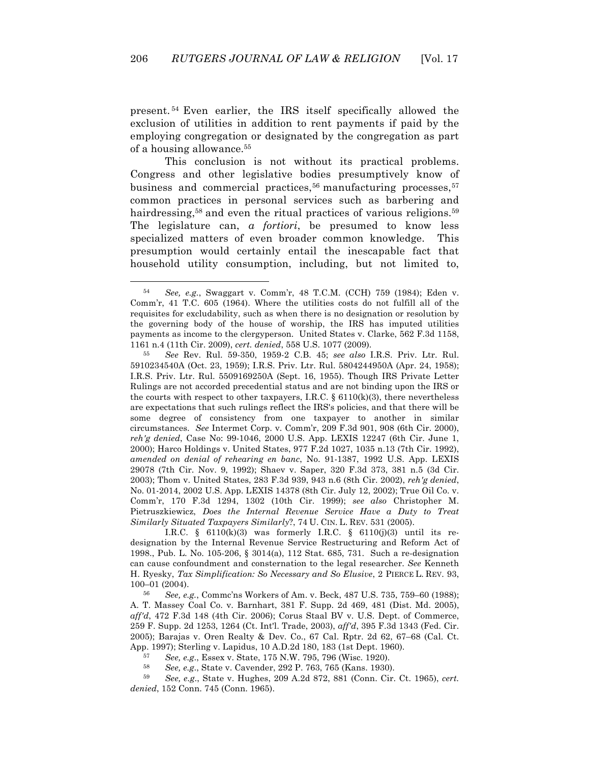present.[54] Even earlier, the IRS itself specifically allowed the exclusion of utilities in addition to rent payments if paid by the employing congregation or designated by the congregation as part of a housing allowance.[55]

This conclusion is not without its practical problems. Congress and other legislative bodies presumptively know of business and commercial practices,[56] manufacturing processes,[57] common practices in personal services such as barbering and hairdressing,[58] and even the ritual practices of various religions.[59] The legislature can, *a fortiori*, be presumed to know less specialized matters of even broader common knowledge. This presumption would certainly entail the inescapable fact that household utility consumption, including, but not limited to,

---

[54] *See, e.g.*, Swaggart v. Comm'r, 48 T.C.M. (CCH) 759 (1984); Eden v. Comm'r, 41 T.C. 605 (1964). Where the utilities costs do not fulfill all of the requisites for excludability, such as when there is no designation or resolution by the governing body of the house of worship, the IRS has imputed utilities payments as income to the clergyperson. United States v. Clarke, 562 F.3d 1158, 1161 n.4 (11th Cir. 2009), *cert. denied*, 558 U.S. 1077 (2009).

[55] *See* Rev. Rul. 59-350, 1959-2 C.B. 45; *see also* I.R.S. Priv. Ltr. Rul. 5910234540A (Oct. 23, 1959); I.R.S. Priv. Ltr. Rul. 5804244950A (Apr. 24, 1958); I.R.S. Priv. Ltr. Rul. 5509169250A (Sept. 16, 1955). Though IRS Private Letter Rulings are not accorded precedential status and are not binding upon the IRS or the courts with respect to other taxpayers, I.R.C. § 6110(k)(3), there nevertheless are expectations that such rulings reflect the IRS's policies, and that there will be some degree of consistency from one taxpayer to another in similar circumstances. *See* Intermet Corp. v. Comm'r, 209 F.3d 901, 908 (6th Cir. 2000), *reh'g denied*, Case No: 99-1046, 2000 U.S. App. LEXIS 12247 (6th Cir. June 1, 2000); Harco Holdings v. United States, 977 F.2d 1027, 1035 n.13 (7th Cir. 1992), *amended on denial of rehearing en banc*, No. 91-1387, 1992 U.S. App. LEXIS 29078 (7th Cir. Nov. 9, 1992); Shaev v. Saper, 320 F.3d 373, 381 n.5 (3d Cir. 2003); Thom v. United States, 283 F.3d 939, 943 n.6 (8th Cir. 2002), *reh'g denied*, No. 01-2014, 2002 U.S. App. LEXIS 14378 (8th Cir. July 12, 2002); True Oil Co. v. Comm'r, 170 F.3d 1294, 1302 (10th Cir. 1999); *see also* Christopher M. Pietruszkiewicz, *Does the Internal Revenue Service Have a Duty to Treat Similarly Situated Taxpayers Similarly?*, 74 U. CIN. L. REV. 531 (2005).

I.R.C. § 6110(k)(3) was formerly I.R.C. § 6110(j)(3) until its re-designation by the Internal Revenue Service Restructuring and Reform Act of 1998., Pub. L. No. 105-206, § 3014(a), 112 Stat. 685, 731. Such a re-designation can cause confoundment and consternation to the legal researcher. *See* Kenneth H. Ryesky, *Tax Simplification: So Necessary and So Elusive*, 2 PIERCE L. REV. 93, 100–01 (2004).

[56] *See, e.g.*, Commc'ns Workers of Am. v. Beck, 487 U.S. 735, 759–60 (1988); A. T. Massey Coal Co. v. Barnhart, 381 F. Supp. 2d 469, 481 (Dist. Md. 2005), *aff'd*, 472 F.3d 148 (4th Cir. 2006); Corus Staal BV v. U.S. Dept. of Commerce, 259 F. Supp. 2d 1253, 1264 (Ct. Int'l. Trade, 2003), *aff'd*, 395 F.3d 1343 (Fed. Cir. 2005); Barajas v. Oren Realty & Dev. Co., 67 Cal. Rptr. 2d 62, 67–68 (Cal. Ct. App. 1997); Sterling v. Lapidus, 10 A.D.2d 180, 183 (1st Dept. 1960).

[57] *See, e.g.*, Essex v. State, 175 N.W. 795, 796 (Wisc. 1920).

[58] *See, e.g.*, State v. Cavender, 292 P. 763, 765 (Kans. 1930).

[59] *See, e.g.*, State v. Hughes, 209 A.2d 872, 881 (Conn. Cir. Ct. 1965), *cert. denied*, 152 Conn. 745 (Conn. 1965).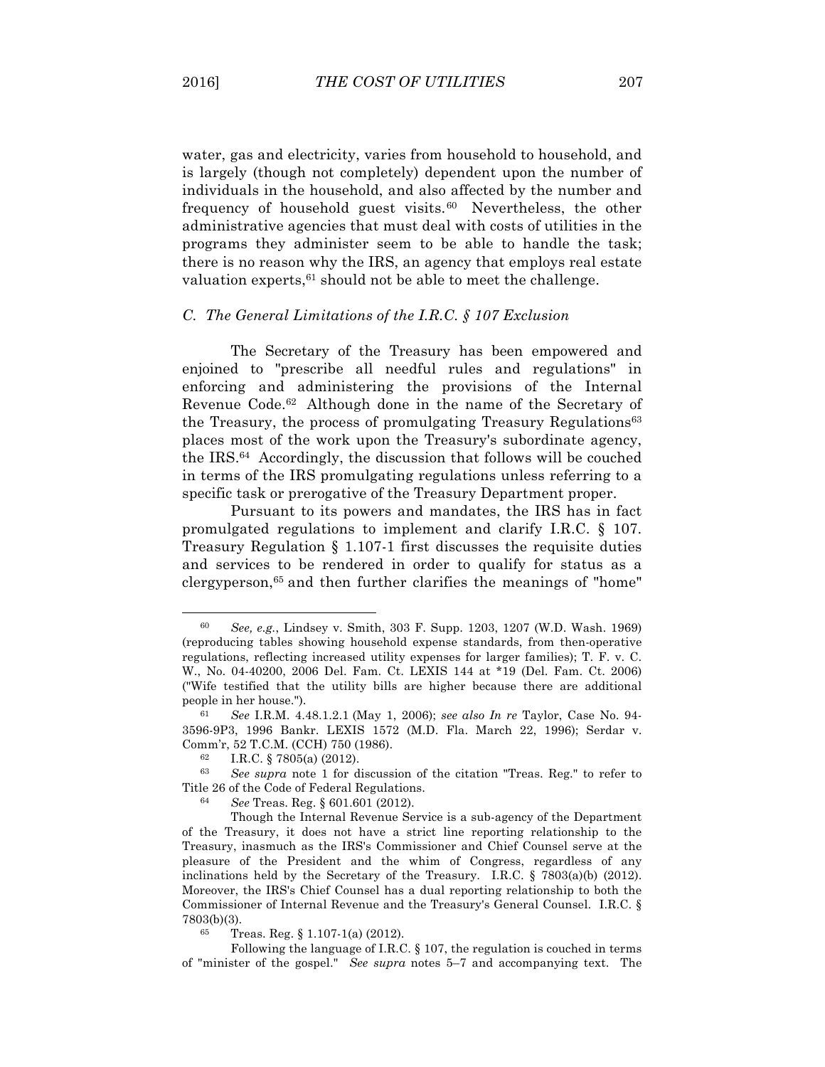water, gas and electricity, varies from household to household, and is largely (though not completely) dependent upon the number of individuals in the household, and also affected by the number and frequency of household guest visits.[60] Nevertheless, the other administrative agencies that must deal with costs of utilities in the programs they administer seem to be able to handle the task; there is no reason why the IRS, an agency that employs real estate valuation experts,[61] should not be able to meet the challenge.

### *C. The General Limitations of the I.R.C. § 107 Exclusion*

The Secretary of the Treasury has been empowered and enjoined to "prescribe all needful rules and regulations" in enforcing and administering the provisions of the Internal Revenue Code.[62] Although done in the name of the Secretary of the Treasury, the process of promulgating Treasury Regulations[63] places most of the work upon the Treasury's subordinate agency, the IRS.[64] Accordingly, the discussion that follows will be couched in terms of the IRS promulgating regulations unless referring to a specific task or prerogative of the Treasury Department proper.

Pursuant to its powers and mandates, the IRS has in fact promulgated regulations to implement and clarify I.R.C. § 107. Treasury Regulation § 1.107-1 first discusses the requisite duties and services to be rendered in order to qualify for status as a clergyperson,[65] and then further clarifies the meanings of "home"

---

[60] *See, e.g.*, Lindsey v. Smith, 303 F. Supp. 1203, 1207 (W.D. Wash. 1969) (reproducing tables showing household expense standards, from then-operative regulations, reflecting increased utility expenses for larger families); T. F. v. C. W., No. 04-40200, 2006 Del. Fam. Ct. LEXIS 144 at *19 (Del. Fam. Ct. 2006) ("Wife testified that the utility bills are higher because there are additional people in her house.").

[61] *See* I.R.M. 4.48.1.2.1 (May 1, 2006); *see also In re* Taylor, Case No. 94-3596-9P3, 1996 Bankr. LEXIS 1572 (M.D. Fla. March 22, 1996); Serdar v. Comm'r, 52 T.C.M. (CCH) 750 (1986).

[62] I.R.C. § 7805(a) (2012).

[63] *See supra* note 1 for discussion of the citation "Treas. Reg." to refer to Title 26 of the Code of Federal Regulations.

[64] *See* Treas. Reg. § 601.601 (2012).

Though the Internal Revenue Service is a sub-agency of the Department of the Treasury, it does not have a strict line reporting relationship to the Treasury, inasmuch as the IRS's Commissioner and Chief Counsel serve at the pleasure of the President and the whim of Congress, regardless of any inclinations held by the Secretary of the Treasury. I.R.C. § 7803(a)(b) (2012). Moreover, the IRS's Chief Counsel has a dual reporting relationship to both the Commissioner of Internal Revenue and the Treasury's General Counsel. I.R.C. § 7803(b)(3).

[65] Treas. Reg. § 1.107-1(a) (2012).

Following the language of I.R.C. § 107, the regulation is couched in terms of "minister of the gospel." *See supra* notes 5–7 and accompanying text. The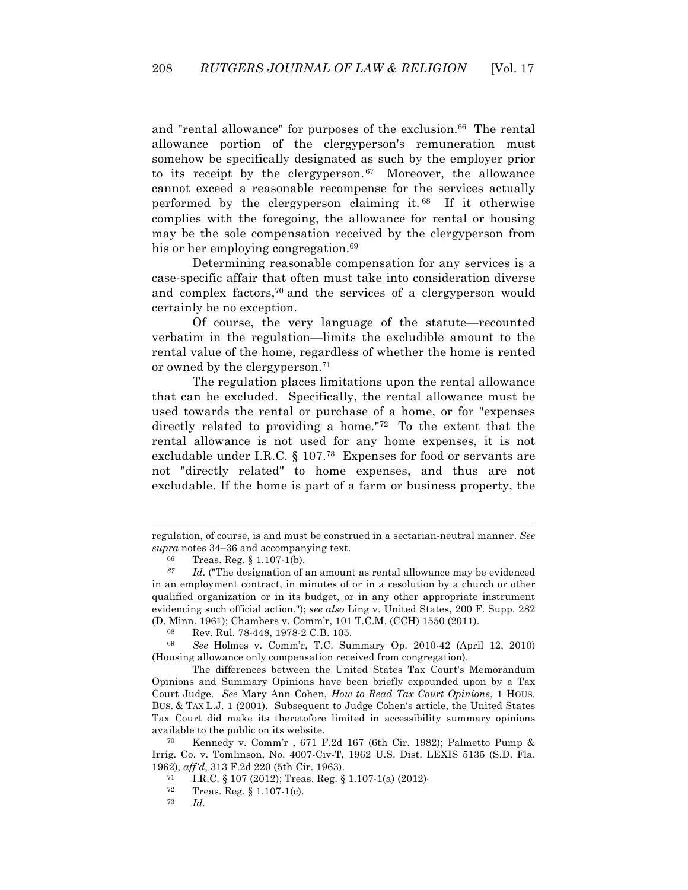and "rental allowance" for purposes of the exclusion.[66] The rental allowance portion of the clergyperson's remuneration must somehow be specifically designated as such by the employer prior to its receipt by the clergyperson.[67] Moreover, the allowance cannot exceed a reasonable recompense for the services actually performed by the clergyperson claiming it.[68] If it otherwise complies with the foregoing, the allowance for rental or housing may be the sole compensation received by the clergyperson from his or her employing congregation.[69]

Determining reasonable compensation for any services is a case-specific affair that often must take into consideration diverse and complex factors,[70] and the services of a clergyperson would certainly be no exception.

Of course, the very language of the statute—recounted verbatim in the regulation—limits the excludible amount to the rental value of the home, regardless of whether the home is rented or owned by the clergyperson.[71]

The regulation places limitations upon the rental allowance that can be excluded. Specifically, the rental allowance must be used towards the rental or purchase of a home, or for "expenses directly related to providing a home."[72] To the extent that the rental allowance is not used for any home expenses, it is not excludable under I.R.C. § 107.[73] Expenses for food or servants are not "directly related" to home expenses, and thus are not excludable. If the home is part of a farm or business property, the

---

regulation, of course, is and must be construed in a sectarian-neutral manner. *See supra* notes 34–36 and accompanying text.

[66] Treas. Reg. § 1.107-1(b).

[67] *Id.* ("The designation of an amount as rental allowance may be evidenced in an employment contract, in minutes of or in a resolution by a church or other qualified organization or in its budget, or in any other appropriate instrument evidencing such official action."); *see also* Ling v. United States, 200 F. Supp. 282 (D. Minn. 1961); Chambers v. Comm'r, 101 T.C.M. (CCH) 1550 (2011).

[68] Rev. Rul. 78-448, 1978-2 C.B. 105.

[69] *See* Holmes v. Comm'r, T.C. Summary Op. 2010-42 (April 12, 2010) (Housing allowance only compensation received from congregation).

The differences between the United States Tax Court's Memorandum Opinions and Summary Opinions have been briefly expounded upon by a Tax Court Judge. *See* Mary Ann Cohen, *How to Read Tax Court Opinions*, 1 HOUS. BUS. & TAX L.J. 1 (2001). Subsequent to Judge Cohen's article, the United States Tax Court did make its theretofore limited in accessibility summary opinions available to the public on its website.

[70] Kennedy v. Comm'r , 671 F.2d 167 (6th Cir. 1982); Palmetto Pump & Irrig. Co. v. Tomlinson, No. 4007-Civ-T, 1962 U.S. Dist. LEXIS 5135 (S.D. Fla. 1962), *aff'd*, 313 F.2d 220 (5th Cir. 1963).

[71] I.R.C. § 107 (2012); Treas. Reg. § 1.107-1(a) (2012).

[72] Treas. Reg. § 1.107-1(c).

[73] *Id.*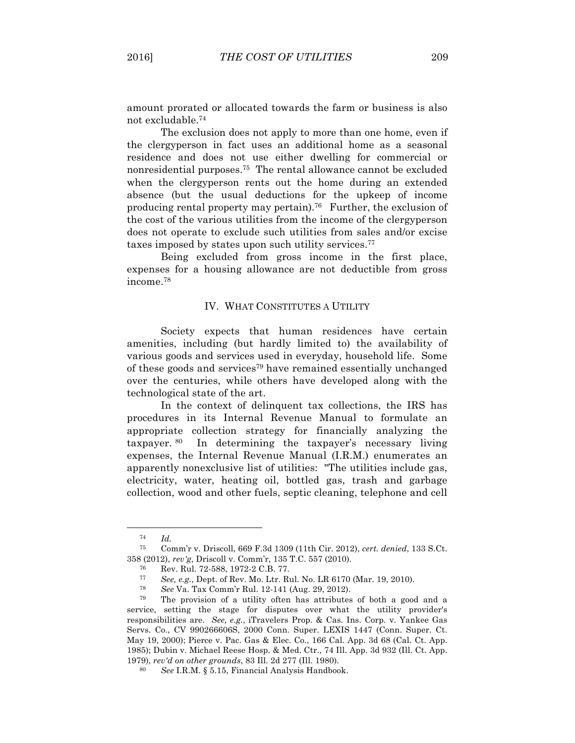amount prorated or allocated towards the farm or business is also not excludable.[74]

The exclusion does not apply to more than one home, even if the clergyperson in fact uses an additional home as a seasonal residence and does not use either dwelling for commercial or nonresidential purposes.[75] The rental allowance cannot be excluded when the clergyperson rents out the home during an extended absence (but the usual deductions for the upkeep of income producing rental property may pertain).[76] Further, the exclusion of the cost of the various utilities from the income of the clergyperson does not operate to exclude such utilities from sales and/or excise taxes imposed by states upon such utility services.[77]

Being excluded from gross income in the first place, expenses for a housing allowance are not deductible from gross income.[78]

## IV. WHAT CONSTITUTES A UTILITY

Society expects that human residences have certain amenities, including (but hardly limited to) the availability of various goods and services used in everyday, household life. Some of these goods and services[79] have remained essentially unchanged over the centuries, while others have developed along with the technological state of the art.

In the context of delinquent tax collections, the IRS has procedures in its Internal Revenue Manual to formulate an appropriate collection strategy for financially analyzing the taxpayer.[80] In determining the taxpayer's necessary living expenses, the Internal Revenue Manual (I.R.M.) enumerates an apparently nonexclusive list of utilities: "The utilities include gas, electricity, water, heating oil, bottled gas, trash and garbage collection, wood and other fuels, septic cleaning, telephone and cell

---

[74] *Id.*

[75] Comm'r v. Driscoll, 669 F.3d 1309 (11th Cir. 2012), *cert. denied*, 133 S.Ct. 358 (2012), *rev'g*, Driscoll v. Comm'r, 135 T.C. 557 (2010).

[76] Rev. Rul. 72-588, 1972-2 C.B. 77.

[77] *See, e.g.*, Dept. of Rev. Mo. Ltr. Rul. No. LR 6170 (Mar. 19, 2010).

[78] *See* Va. Tax Comm'r Rul. 12-141 (Aug. 29, 2012).

[79] The provision of a utility often has attributes of both a good and a service, setting the stage for disputes over what the utility provider's responsibilities are. *See, e.g.*, iTravelers Prop. & Cas. Ins. Corp. v. Yankee Gas Servs. Co., CV 990266606S, 2000 Conn. Super. LEXIS 1447 (Conn. Super. Ct. May 19, 2000); Pierce v. Pac. Gas & Elec. Co., 166 Cal. App. 3d 68 (Cal. Ct. App. 1985); Dubin v. Michael Reese Hosp. & Med. Ctr., 74 Ill. App. 3d 932 (Ill. Ct. App. 1979), *rev'd on other grounds*, 83 Ill. 2d 277 (Ill. 1980).

[80] *See* I.R.M. § 5.15, Financial Analysis Handbook.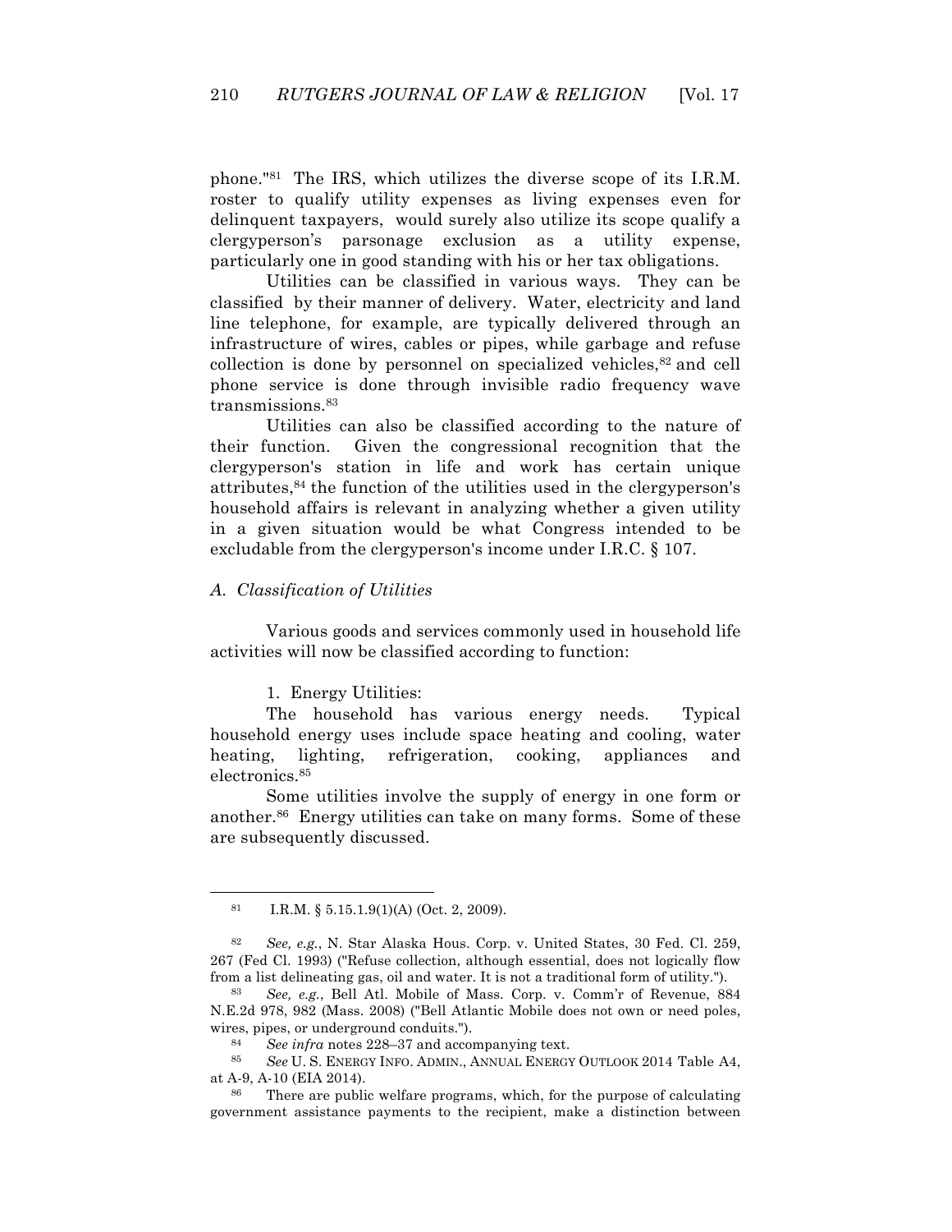phone."[81] The IRS, which utilizes the diverse scope of its I.R.M. roster to qualify utility expenses as living expenses even for delinquent taxpayers, would surely also utilize its scope qualify a clergyperson's parsonage exclusion as a utility expense, particularly one in good standing with his or her tax obligations.

Utilities can be classified in various ways. They can be classified by their manner of delivery. Water, electricity and land line telephone, for example, are typically delivered through an infrastructure of wires, cables or pipes, while garbage and refuse collection is done by personnel on specialized vehicles,[82] and cell phone service is done through invisible radio frequency wave transmissions.[83]

Utilities can also be classified according to the nature of their function. Given the congressional recognition that the clergyperson's station in life and work has certain unique attributes,[84] the function of the utilities used in the clergyperson's household affairs is relevant in analyzing whether a given utility in a given situation would be what Congress intended to be excludable from the clergyperson's income under I.R.C. § 107.

### *A. Classification of Utilities*

Various goods and services commonly used in household life activities will now be classified according to function:

1. Energy Utilities:

The household has various energy needs. Typical household energy uses include space heating and cooling, water heating, lighting, refrigeration, cooking, appliances and electronics.[85]

Some utilities involve the supply of energy in one form or another.[86] Energy utilities can take on many forms. Some of these are subsequently discussed.

---

[81] I.R.M. § 5.15.1.9(1)(A) (Oct. 2, 2009).

[82] *See, e.g.*, N. Star Alaska Hous. Corp. v. United States, 30 Fed. Cl. 259, 267 (Fed Cl. 1993) ("Refuse collection, although essential, does not logically flow from a list delineating gas, oil and water. It is not a traditional form of utility.").

[83] *See, e.g.*, Bell Atl. Mobile of Mass. Corp. v. Comm'r of Revenue, 884 N.E.2d 978, 982 (Mass. 2008) ("Bell Atlantic Mobile does not own or need poles, wires, pipes, or underground conduits.").

[84] *See infra* notes 228–37 and accompanying text.

[85] *See* U. S. ENERGY INFO. ADMIN., ANNUAL ENERGY OUTLOOK 2014 Table A4, at A-9, A-10 (EIA 2014).

[86] There are public welfare programs, which, for the purpose of calculating government assistance payments to the recipient, make a distinction between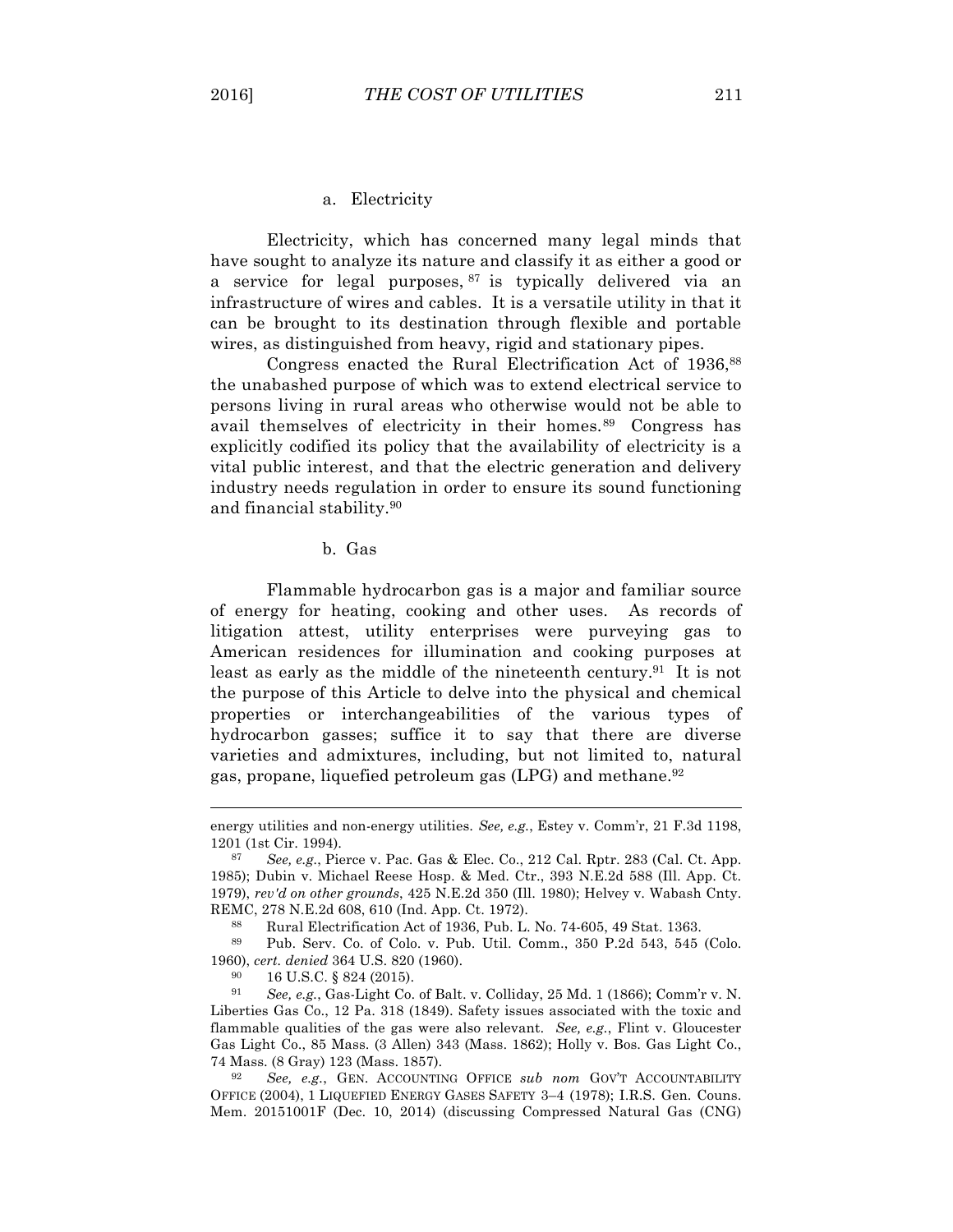a. Electricity

Electricity, which has concerned many legal minds that have sought to analyze its nature and classify it as either a good or a service for legal purposes,[87] is typically delivered via an infrastructure of wires and cables. It is a versatile utility in that it can be brought to its destination through flexible and portable wires, as distinguished from heavy, rigid and stationary pipes.

Congress enacted the Rural Electrification Act of 1936,[88] the unabashed purpose of which was to extend electrical service to persons living in rural areas who otherwise would not be able to avail themselves of electricity in their homes.[89] Congress has explicitly codified its policy that the availability of electricity is a vital public interest, and that the electric generation and delivery industry needs regulation in order to ensure its sound functioning and financial stability.[90]

b. Gas

Flammable hydrocarbon gas is a major and familiar source of energy for heating, cooking and other uses. As records of litigation attest, utility enterprises were purveying gas to American residences for illumination and cooking purposes at least as early as the middle of the nineteenth century.[91] It is not the purpose of this Article to delve into the physical and chemical properties or interchangeabilities of the various types of hydrocarbon gasses; suffice it to say that there are diverse varieties and admixtures, including, but not limited to, natural gas, propane, liquefied petroleum gas (LPG) and methane.[92]

---

energy utilities and non-energy utilities. *See, e.g.*, Estey v. Comm'r, 21 F.3d 1198, 1201 (1st Cir. 1994).

[87] *See, e.g.*, Pierce v. Pac. Gas & Elec. Co., 212 Cal. Rptr. 283 (Cal. Ct. App. 1985); Dubin v. Michael Reese Hosp. & Med. Ctr., 393 N.E.2d 588 (Ill. App. Ct. 1979), *rev'd on other grounds*, 425 N.E.2d 350 (Ill. 1980); Helvey v. Wabash Cnty. REMC, 278 N.E.2d 608, 610 (Ind. App. Ct. 1972).

[88] Rural Electrification Act of 1936, Pub. L. No. 74-605, 49 Stat. 1363.

[89] Pub. Serv. Co. of Colo. v. Pub. Util. Comm., 350 P.2d 543, 545 (Colo. 1960), *cert. denied* 364 U.S. 820 (1960).

[90] 16 U.S.C. § 824 (2015).

[91] *See, e.g.*, Gas-Light Co. of Balt. v. Colliday, 25 Md. 1 (1866); Comm'r v. N. Liberties Gas Co., 12 Pa. 318 (1849). Safety issues associated with the toxic and flammable qualities of the gas were also relevant. *See, e.g.*, Flint v. Gloucester Gas Light Co., 85 Mass. (3 Allen) 343 (Mass. 1862); Holly v. Bos. Gas Light Co., 74 Mass. (8 Gray) 123 (Mass. 1857).

[92] *See, e.g.*, GEN. ACCOUNTING OFFICE *sub nom* GOV'T ACCOUNTABILITY OFFICE (2004), 1 LIQUEFIED ENERGY GASES SAFETY 3–4 (1978); I.R.S. Gen. Couns. Mem. 20151001F (Dec. 10, 2014) (discussing Compressed Natural Gas (CNG)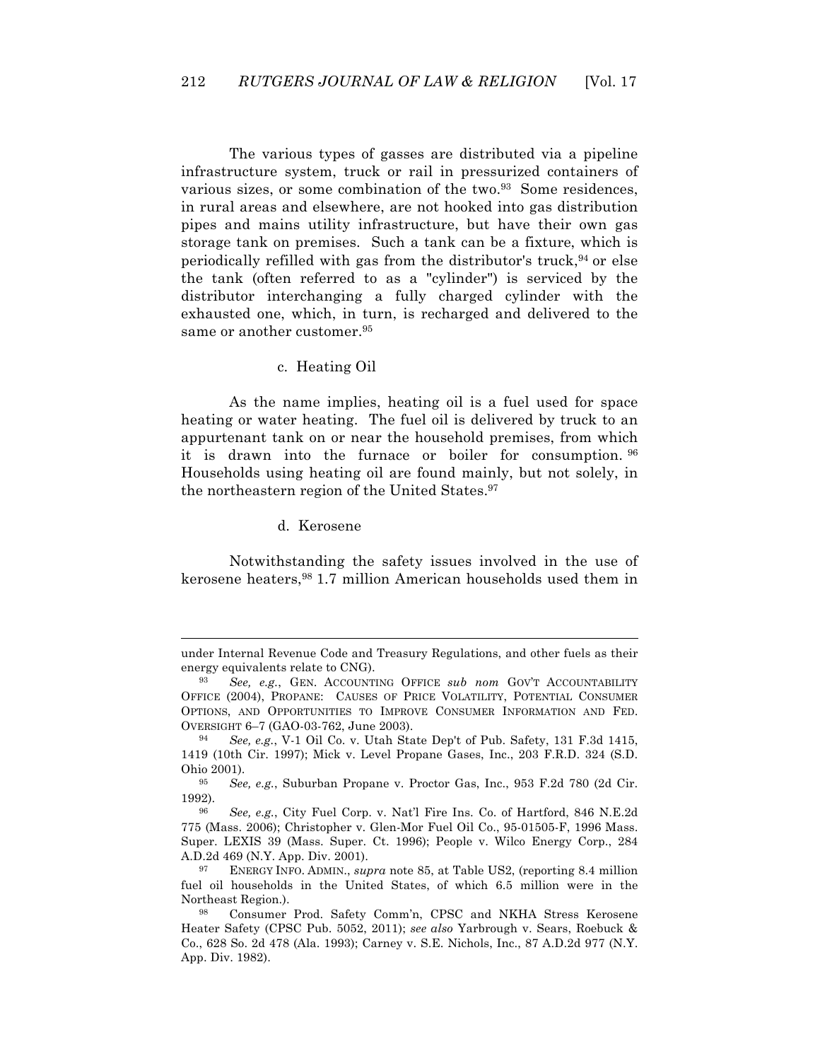The various types of gasses are distributed via a pipeline infrastructure system, truck or rail in pressurized containers of various sizes, or some combination of the two.[93] Some residences, in rural areas and elsewhere, are not hooked into gas distribution pipes and mains utility infrastructure, but have their own gas storage tank on premises. Such a tank can be a fixture, which is periodically refilled with gas from the distributor's truck,[94] or else the tank (often referred to as a "cylinder") is serviced by the distributor interchanging a fully charged cylinder with the exhausted one, which, in turn, is recharged and delivered to the same or another customer.[95]

c. Heating Oil

As the name implies, heating oil is a fuel used for space heating or water heating. The fuel oil is delivered by truck to an appurtenant tank on or near the household premises, from which it is drawn into the furnace or boiler for consumption.[96] Households using heating oil are found mainly, but not solely, in the northeastern region of the United States.[97]

d. Kerosene

Notwithstanding the safety issues involved in the use of kerosene heaters,[98] 1.7 million American households used them in

---

under Internal Revenue Code and Treasury Regulations, and other fuels as their energy equivalents relate to CNG).

[93] *See, e.g.*, GEN. ACCOUNTING OFFICE *sub nom* GOV'T ACCOUNTABILITY OFFICE (2004), PROPANE: CAUSES OF PRICE VOLATILITY, POTENTIAL CONSUMER OPTIONS, AND OPPORTUNITIES TO IMPROVE CONSUMER INFORMATION AND FED. OVERSIGHT 6–7 (GAO-03-762, June 2003).

[94] *See, e.g.*, V-1 Oil Co. v. Utah State Dep't of Pub. Safety, 131 F.3d 1415, 1419 (10th Cir. 1997); Mick v. Level Propane Gases, Inc., 203 F.R.D. 324 (S.D. Ohio 2001).

[95] *See, e.g.*, Suburban Propane v. Proctor Gas, Inc., 953 F.2d 780 (2d Cir. 1992).

[96] *See, e.g.*, City Fuel Corp. v. Nat'l Fire Ins. Co. of Hartford, 846 N.E.2d 775 (Mass. 2006); Christopher v. Glen-Mor Fuel Oil Co., 95-01505-F, 1996 Mass. Super. LEXIS 39 (Mass. Super. Ct. 1996); People v. Wilco Energy Corp., 284 A.D.2d 469 (N.Y. App. Div. 2001).

[97] ENERGY INFO. ADMIN., *supra* note 85, at Table US2, (reporting 8.4 million fuel oil households in the United States, of which 6.5 million were in the Northeast Region.).

[98] Consumer Prod. Safety Comm'n, CPSC and NKHA Stress Kerosene Heater Safety (CPSC Pub. 5052, 2011); *see also* Yarbrough v. Sears, Roebuck & Co., 628 So. 2d 478 (Ala. 1993); Carney v. S.E. Nichols, Inc., 87 A.D.2d 977 (N.Y. App. Div. 1982).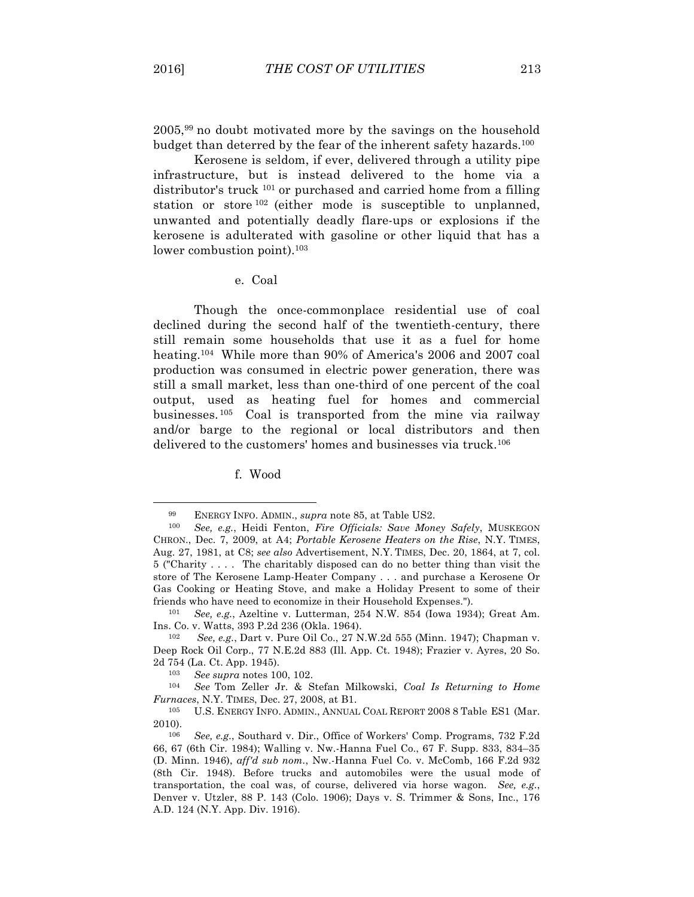2005,[99] no doubt motivated more by the savings on the household budget than deterred by the fear of the inherent safety hazards.[100]

Kerosene is seldom, if ever, delivered through a utility pipe infrastructure, but is instead delivered to the home via a distributor's truck [101] or purchased and carried home from a filling station or store [102] (either mode is susceptible to unplanned, unwanted and potentially deadly flare-ups or explosions if the kerosene is adulterated with gasoline or other liquid that has a lower combustion point).[103]

e. Coal

Though the once-commonplace residential use of coal declined during the second half of the twentieth-century, there still remain some households that use it as a fuel for home heating.[104] While more than 90% of America's 2006 and 2007 coal production was consumed in electric power generation, there was still a small market, less than one-third of one percent of the coal output, used as heating fuel for homes and commercial businesses.[105] Coal is transported from the mine via railway and/or barge to the regional or local distributors and then delivered to the customers' homes and businesses via truck.[106]

f. Wood

---

[99] ENERGY INFO. ADMIN., *supra* note 85, at Table US2.

[100] *See, e.g.*, Heidi Fenton, *Fire Officials: Save Money Safely*, MUSKEGON CHRON., Dec. 7, 2009, at A4; *Portable Kerosene Heaters on the Rise*, N.Y. TIMES, Aug. 27, 1981, at C8; *see also* Advertisement, N.Y. TIMES, Dec. 20, 1864, at 7, col. 5 ("Charity . . . . The charitably disposed can do no better thing than visit the store of The Kerosene Lamp-Heater Company . . . and purchase a Kerosene Or Gas Cooking or Heating Stove, and make a Holiday Present to some of their friends who have need to economize in their Household Expenses.").

[101] *See, e.g.*, Azeltine v. Lutterman, 254 N.W. 854 (Iowa 1934); Great Am. Ins. Co. v. Watts, 393 P.2d 236 (Okla. 1964).

[102] *See, e.g.*, Dart v. Pure Oil Co., 27 N.W.2d 555 (Minn. 1947); Chapman v. Deep Rock Oil Corp., 77 N.E.2d 883 (Ill. App. Ct. 1948); Frazier v. Ayres, 20 So. 2d 754 (La. Ct. App. 1945).

[103] *See supra* notes 100, 102.

[104] *See* Tom Zeller Jr. & Stefan Milkowski, *Coal Is Returning to Home Furnaces*, N.Y. TIMES, Dec. 27, 2008, at B1.

[105] U.S. ENERGY INFO. ADMIN., ANNUAL COAL REPORT 2008 8 Table ES1 (Mar. 2010).

[106] *See, e.g.*, Southard v. Dir., Office of Workers' Comp. Programs, 732 F.2d 66, 67 (6th Cir. 1984); Walling v. Nw.-Hanna Fuel Co., 67 F. Supp. 833, 834–35 (D. Minn. 1946), *aff'd sub nom.*, Nw.-Hanna Fuel Co. v. McComb, 166 F.2d 932 (8th Cir. 1948). Before trucks and automobiles were the usual mode of transportation, the coal was, of course, delivered via horse wagon. *See, e.g.*, Denver v. Utzler, 88 P. 143 (Colo. 1906); Days v. S. Trimmer & Sons, Inc., 176 A.D. 124 (N.Y. App. Div. 1916).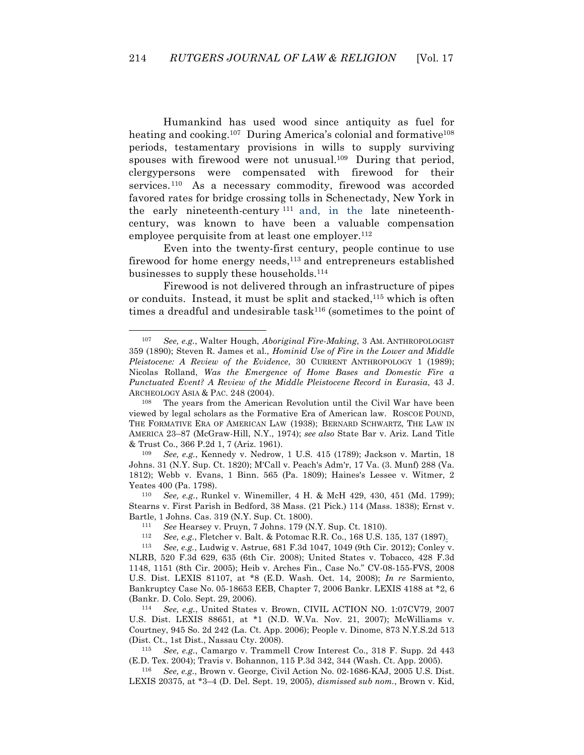Humankind has used wood since antiquity as fuel for heating and cooking.[107] During America's colonial and formative[108] periods, testamentary provisions in wills to supply surviving spouses with firewood were not unusual.[109] During that period, clergypersons were compensated with firewood for their services.[110] As a necessary commodity, firewood was accorded favored rates for bridge crossing tolls in Schenectady, New York in the early nineteenth-century[111] and, in the late nineteenth-century, was known to have been a valuable compensation employee perquisite from at least one employer.[112]

Even into the twenty-first century, people continue to use firewood for home energy needs,[113] and entrepreneurs established businesses to supply these households.[114]

Firewood is not delivered through an infrastructure of pipes or conduits. Instead, it must be split and stacked,[115] which is often times a dreadful and undesirable task[116] (sometimes to the point of

---

[107] *See, e.g.*, Walter Hough, *Aboriginal Fire-Making*, 3 AM. ANTHROPOLOGIST 359 (1890); Steven R. James et al., *Hominid Use of Fire in the Lower and Middle Pleistocene: A Review of the Evidence*, 30 CURRENT ANTHROPOLOGY 1 (1989); Nicolas Rolland, *Was the Emergence of Home Bases and Domestic Fire a Punctuated Event? A Review of the Middle Pleistocene Record in Eurasia*, 43 J. ARCHEOLOGY ASIA & PAC. 248 (2004).

[108] The years from the American Revolution until the Civil War have been viewed by legal scholars as the Formative Era of American law. ROSCOE POUND, THE FORMATIVE ERA OF AMERICAN LAW (1938); BERNARD SCHWARTZ, THE LAW IN AMERICA 23–87 (McGraw-Hill, N.Y., 1974); *see also* State Bar v. Ariz. Land Title & Trust Co., 366 P.2d 1, 7 (Ariz. 1961).

[109] *See, e.g.*, Kennedy v. Nedrow, 1 U.S. 415 (1789); Jackson v. Martin, 18 Johns. 31 (N.Y. Sup. Ct. 1820); M'Call v. Peach's Adm'r, 17 Va. (3. Munf) 288 (Va. 1812); Webb v. Evans, 1 Binn. 565 (Pa. 1809); Haines's Lessee v. Witmer, 2 Yeates 400 (Pa. 1798).

[110] *See, e.g.*, Runkel v. Winemiller, 4 H. & McH 429, 430, 451 (Md. 1799); Stearns v. First Parish in Bedford, 38 Mass. (21 Pick.) 114 (Mass. 1838); Ernst v. Bartle, 1 Johns. Cas. 319 (N.Y. Sup. Ct. 1800).

[111] *See* Hearsey v. Pruyn, 7 Johns. 179 (N.Y. Sup. Ct. 1810).

[112] *See, e.g.*, Fletcher v. Balt. & Potomac R.R. Co., 168 U.S. 135, 137 (1897).

[113] *See, e.g.*, Ludwig v. Astrue, 681 F.3d 1047, 1049 (9th Cir. 2012); Conley v. NLRB, 520 F.3d 629, 635 (6th Cir. 2008); United States v. Tobacco, 428 F.3d 1148, 1151 (8th Cir. 2005); Heib v. Arches Fin., Case No." CV-08-155-FVS, 2008 U.S. Dist. LEXIS 81107, at *8 (E.D. Wash. Oct. 14, 2008); *In re* Sarmiento, Bankruptcy Case No. 05-18653 EEB, Chapter 7, 2006 Bankr. LEXIS 4188 at *2, 6 (Bankr. D. Colo. Sept. 29, 2006).

[114] *See, e.g.*, United States v. Brown, CIVIL ACTION NO. 1:07CV79, 2007 U.S. Dist. LEXIS 88651, at *1 (N.D. W.Va. Nov. 21, 2007); McWilliams v. Courtney, 945 So. 2d 242 (La. Ct. App. 2006); People v. Dinome, 873 N.Y.S.2d 513 (Dist. Ct., 1st Dist., Nassau Cty. 2008).

[115] *See, e.g.*, Camargo v. Trammell Crow Interest Co., 318 F. Supp. 2d 443 (E.D. Tex. 2004); Travis v. Bohannon, 115 P.3d 342, 344 (Wash. Ct. App. 2005).

[116] *See, e.g.*, Brown v. George, Civil Action No. 02-1686-KAJ, 2005 U.S. Dist. LEXIS 20375, at *3–4 (D. Del. Sept. 19, 2005), *dismissed sub nom.*, Brown v. Kid,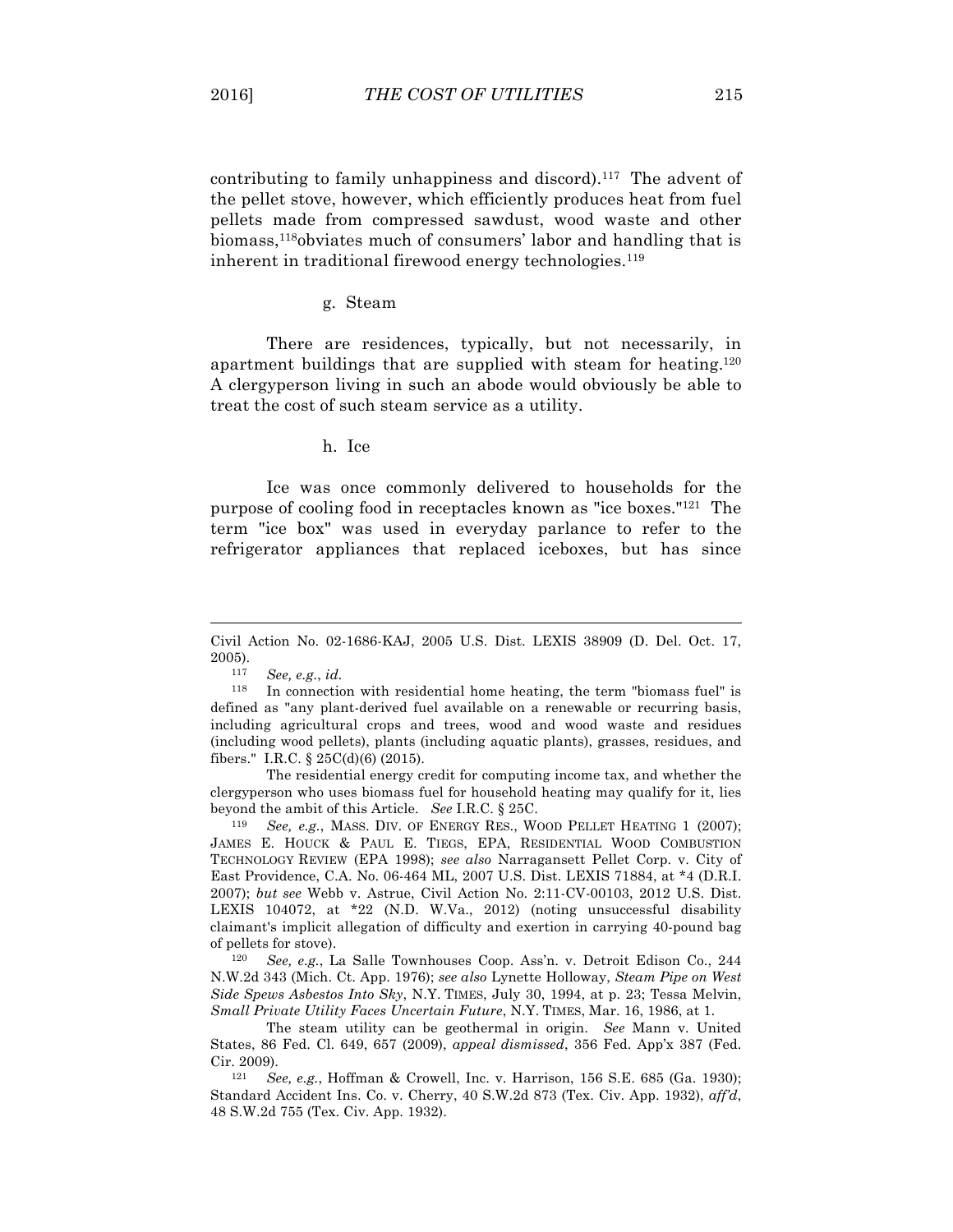contributing to family unhappiness and discord).[117] The advent of the pellet stove, however, which efficiently produces heat from fuel pellets made from compressed sawdust, wood waste and other biomass,[118]obviates much of consumers' labor and handling that is inherent in traditional firewood energy technologies.[119]

g. Steam

There are residences, typically, but not necessarily, in apartment buildings that are supplied with steam for heating.[120] A clergyperson living in such an abode would obviously be able to treat the cost of such steam service as a utility.

h. Ice

Ice was once commonly delivered to households for the purpose of cooling food in receptacles known as "ice boxes."[121] The term "ice box" was used in everyday parlance to refer to the refrigerator appliances that replaced iceboxes, but has since

---

Civil Action No. 02-1686-KAJ, 2005 U.S. Dist. LEXIS 38909 (D. Del. Oct. 17, 2005).

[117] *See, e.g.*, *id*.

[118] In connection with residential home heating, the term "biomass fuel" is defined as "any plant-derived fuel available on a renewable or recurring basis, including agricultural crops and trees, wood and wood waste and residues (including wood pellets), plants (including aquatic plants), grasses, residues, and fibers." I.R.C. § 25C(d)(6) (2015).

The residential energy credit for computing income tax, and whether the clergyperson who uses biomass fuel for household heating may qualify for it, lies beyond the ambit of this Article. *See* I.R.C. § 25C.

[119] *See, e.g.*, MASS. DIV. OF ENERGY RES., WOOD PELLET HEATING 1 (2007); JAMES E. HOUCK & PAUL E. TIEGS, EPA, RESIDENTIAL WOOD COMBUSTION TECHNOLOGY REVIEW (EPA 1998); *see also* Narragansett Pellet Corp. v. City of East Providence, C.A. No. 06-464 ML, 2007 U.S. Dist. LEXIS 71884, at *4 (D.R.I. 2007); *but see* Webb v. Astrue, Civil Action No. 2:11-CV-00103, 2012 U.S. Dist. LEXIS 104072, at *22 (N.D. W.Va., 2012) (noting unsuccessful disability claimant's implicit allegation of difficulty and exertion in carrying 40-pound bag of pellets for stove).

[120] *See, e.g.*, La Salle Townhouses Coop. Ass'n. v. Detroit Edison Co., 244 N.W.2d 343 (Mich. Ct. App. 1976); *see also* Lynette Holloway, *Steam Pipe on West Side Spews Asbestos Into Sky*, N.Y. TIMES, July 30, 1994, at p. 23; Tessa Melvin, *Small Private Utility Faces Uncertain Future*, N.Y. TIMES, Mar. 16, 1986, at 1.

The steam utility can be geothermal in origin. *See* Mann v. United States, 86 Fed. Cl. 649, 657 (2009), *appeal dismissed*, 356 Fed. App'x 387 (Fed. Cir. 2009).

[121] *See, e.g.*, Hoffman & Crowell, Inc. v. Harrison, 156 S.E. 685 (Ga. 1930); Standard Accident Ins. Co. v. Cherry, 40 S.W.2d 873 (Tex. Civ. App. 1932), *aff'd*, 48 S.W.2d 755 (Tex. Civ. App. 1932).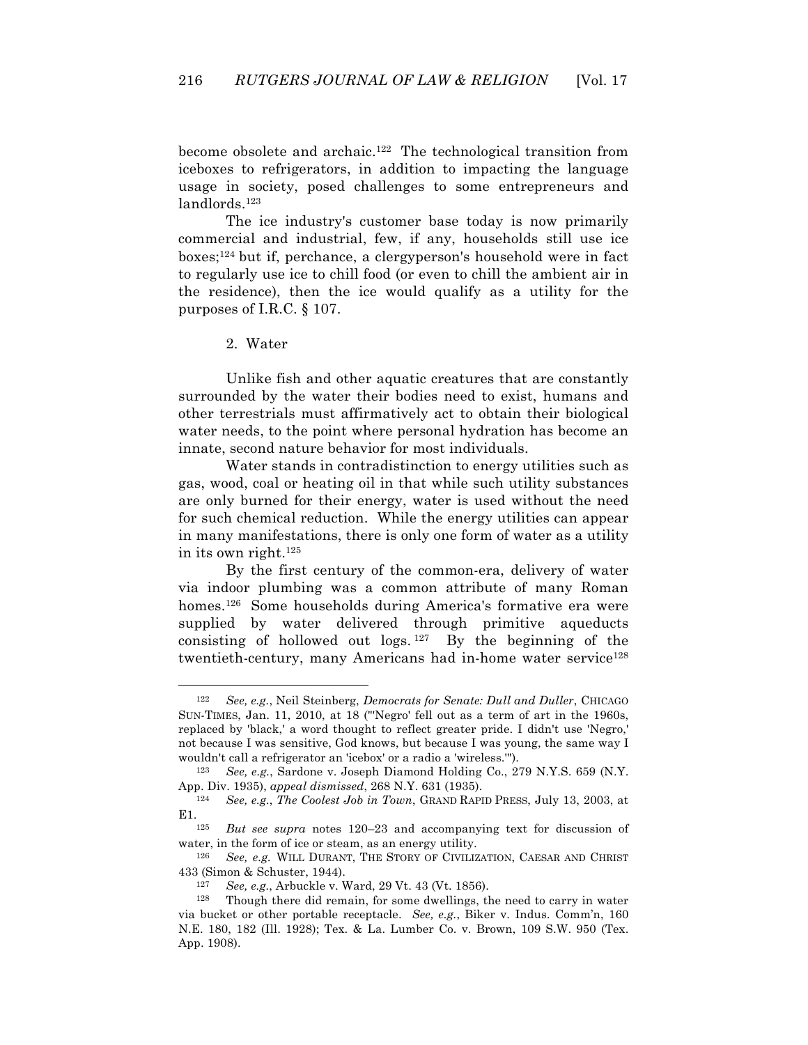become obsolete and archaic.[122] The technological transition from iceboxes to refrigerators, in addition to impacting the language usage in society, posed challenges to some entrepreneurs and landlords.[123]

The ice industry's customer base today is now primarily commercial and industrial, few, if any, households still use ice boxes;[124] but if, perchance, a clergyperson's household were in fact to regularly use ice to chill food (or even to chill the ambient air in the residence), then the ice would qualify as a utility for the purposes of I.R.C. § 107.

2. Water

Unlike fish and other aquatic creatures that are constantly surrounded by the water their bodies need to exist, humans and other terrestrials must affirmatively act to obtain their biological water needs, to the point where personal hydration has become an innate, second nature behavior for most individuals.

Water stands in contradistinction to energy utilities such as gas, wood, coal or heating oil in that while such utility substances are only burned for their energy, water is used without the need for such chemical reduction. While the energy utilities can appear in many manifestations, there is only one form of water as a utility in its own right.[125]

By the first century of the common-era, delivery of water via indoor plumbing was a common attribute of many Roman homes.[126] Some households during America's formative era were supplied by water delivered through primitive aqueducts consisting of hollowed out logs.[127] By the beginning of the twentieth-century, many Americans had in-home water service[128]

---

[122] *See, e.g.*, Neil Steinberg, *Democrats for Senate: Dull and Duller*, CHICAGO SUN-TIMES, Jan. 11, 2010, at 18 ("'Negro' fell out as a term of art in the 1960s, replaced by 'black,' a word thought to reflect greater pride. I didn't use 'Negro,' not because I was sensitive, God knows, but because I was young, the same way I wouldn't call a refrigerator an 'icebox' or a radio a 'wireless.'").

[123] *See, e.g.*, Sardone v. Joseph Diamond Holding Co., 279 N.Y.S. 659 (N.Y. App. Div. 1935), *appeal dismissed*, 268 N.Y. 631 (1935).

[124] *See, e.g.*, *The Coolest Job in Town*, GRAND RAPID PRESS, July 13, 2003, at E1.

[125] *But see supra* notes 120–23 and accompanying text for discussion of water, in the form of ice or steam, as an energy utility.

[126] *See, e.g.* WILL DURANT, THE STORY OF CIVILIZATION, CAESAR AND CHRIST 433 (Simon & Schuster, 1944).

[127] *See, e.g.*, Arbuckle v. Ward, 29 Vt. 43 (Vt. 1856).

[128] Though there did remain, for some dwellings, the need to carry in water via bucket or other portable receptacle. *See, e.g.*, Biker v. Indus. Comm'n, 160 N.E. 180, 182 (Ill. 1928); Tex. & La. Lumber Co. v. Brown, 109 S.W. 950 (Tex. App. 1908).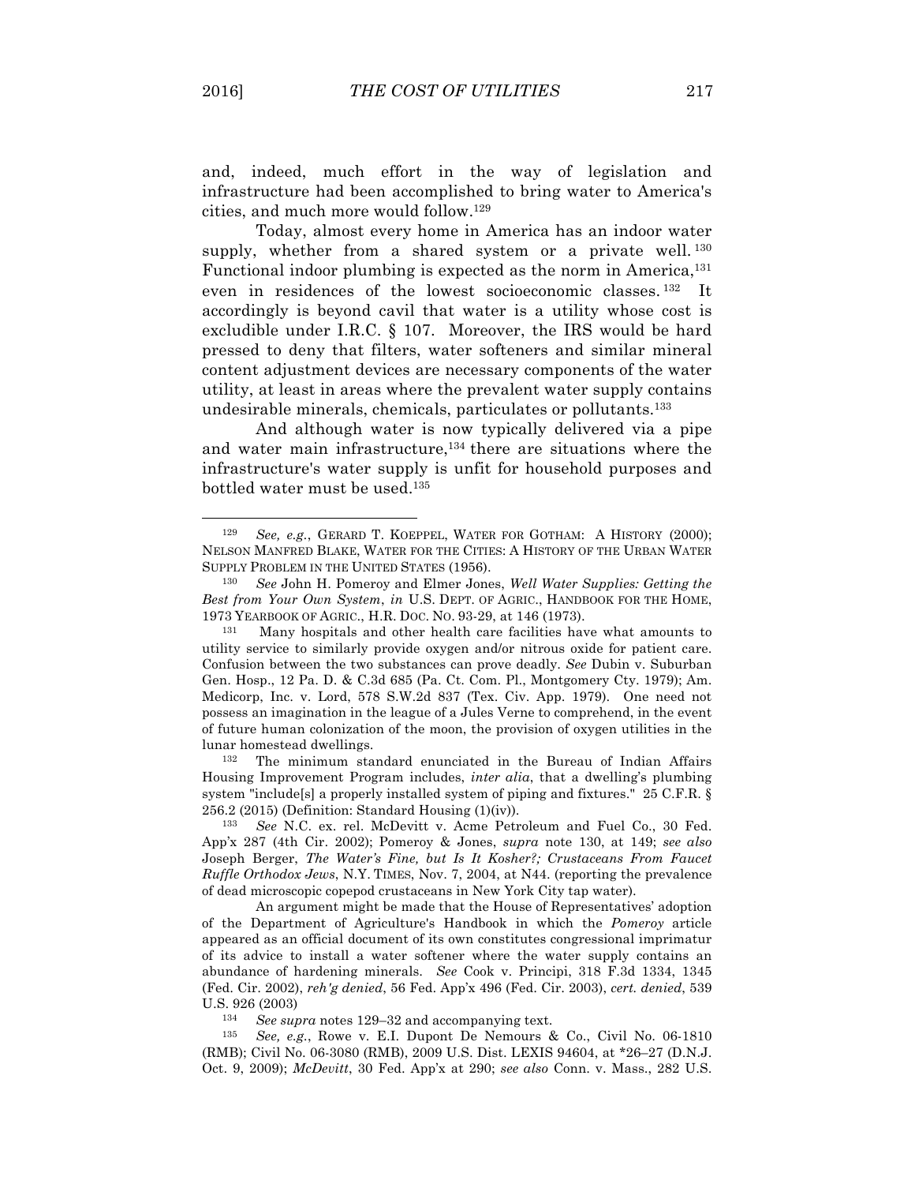and, indeed, much effort in the way of legislation and infrastructure had been accomplished to bring water to America's cities, and much more would follow.[129]

Today, almost every home in America has an indoor water supply, whether from a shared system or a private well.[130] Functional indoor plumbing is expected as the norm in America,[131] even in residences of the lowest socioeconomic classes.[132] It accordingly is beyond cavil that water is a utility whose cost is excludible under I.R.C. § 107. Moreover, the IRS would be hard pressed to deny that filters, water softeners and similar mineral content adjustment devices are necessary components of the water utility, at least in areas where the prevalent water supply contains undesirable minerals, chemicals, particulates or pollutants.[133]

And although water is now typically delivered via a pipe and water main infrastructure,[134] there are situations where the infrastructure's water supply is unfit for household purposes and bottled water must be used.[135]

---

[129] *See, e.g.*, GERARD T. KOEPPEL, WATER FOR GOTHAM: A HISTORY (2000); NELSON MANFRED BLAKE, WATER FOR THE CITIES: A HISTORY OF THE URBAN WATER SUPPLY PROBLEM IN THE UNITED STATES (1956).

[130] *See* John H. Pomeroy and Elmer Jones, *Well Water Supplies: Getting the Best from Your Own System*, *in* U.S. DEPT. OF AGRIC., HANDBOOK FOR THE HOME, 1973 YEARBOOK OF AGRIC., H.R. DOC. NO. 93-29, at 146 (1973).

[131] Many hospitals and other health care facilities have what amounts to utility service to similarly provide oxygen and/or nitrous oxide for patient care. Confusion between the two substances can prove deadly. *See* Dubin v. Suburban Gen. Hosp., 12 Pa. D. & C.3d 685 (Pa. Ct. Com. Pl., Montgomery Cty. 1979); Am. Medicorp, Inc. v. Lord, 578 S.W.2d 837 (Tex. Civ. App. 1979). One need not possess an imagination in the league of a Jules Verne to comprehend, in the event of future human colonization of the moon, the provision of oxygen utilities in the lunar homestead dwellings.

[132] The minimum standard enunciated in the Bureau of Indian Affairs Housing Improvement Program includes, *inter alia*, that a dwelling's plumbing system "include[s] a properly installed system of piping and fixtures." 25 C.F.R. § 256.2 (2015) (Definition: Standard Housing (1)(iv)).

[133] *See* N.C. ex. rel. McDevitt v. Acme Petroleum and Fuel Co., 30 Fed. App'x 287 (4th Cir. 2002); Pomeroy & Jones, *supra* note 130, at 149; *see also* Joseph Berger, *The Water's Fine, but Is It Kosher?; Crustaceans From Faucet Ruffle Orthodox Jews*, N.Y. TIMES, Nov. 7, 2004, at N44. (reporting the prevalence of dead microscopic copepod crustaceans in New York City tap water).

An argument might be made that the House of Representatives' adoption of the Department of Agriculture's Handbook in which the *Pomeroy* article appeared as an official document of its own constitutes congressional imprimatur of its advice to install a water softener where the water supply contains an abundance of hardening minerals. *See* Cook v. Principi, 318 F.3d 1334, 1345 (Fed. Cir. 2002), *reh'g denied*, 56 Fed. App'x 496 (Fed. Cir. 2003), *cert. denied*, 539 U.S. 926 (2003)

[134] *See supra* notes 129–32 and accompanying text.

[135] *See, e.g.*, Rowe v. E.I. Dupont De Nemours & Co., Civil No. 06-1810 (RMB); Civil No. 06-3080 (RMB), 2009 U.S. Dist. LEXIS 94604, at *26–27 (D.N.J. Oct. 9, 2009); *McDevitt*, 30 Fed. App'x at 290; *see also* Conn. v. Mass., 282 U.S.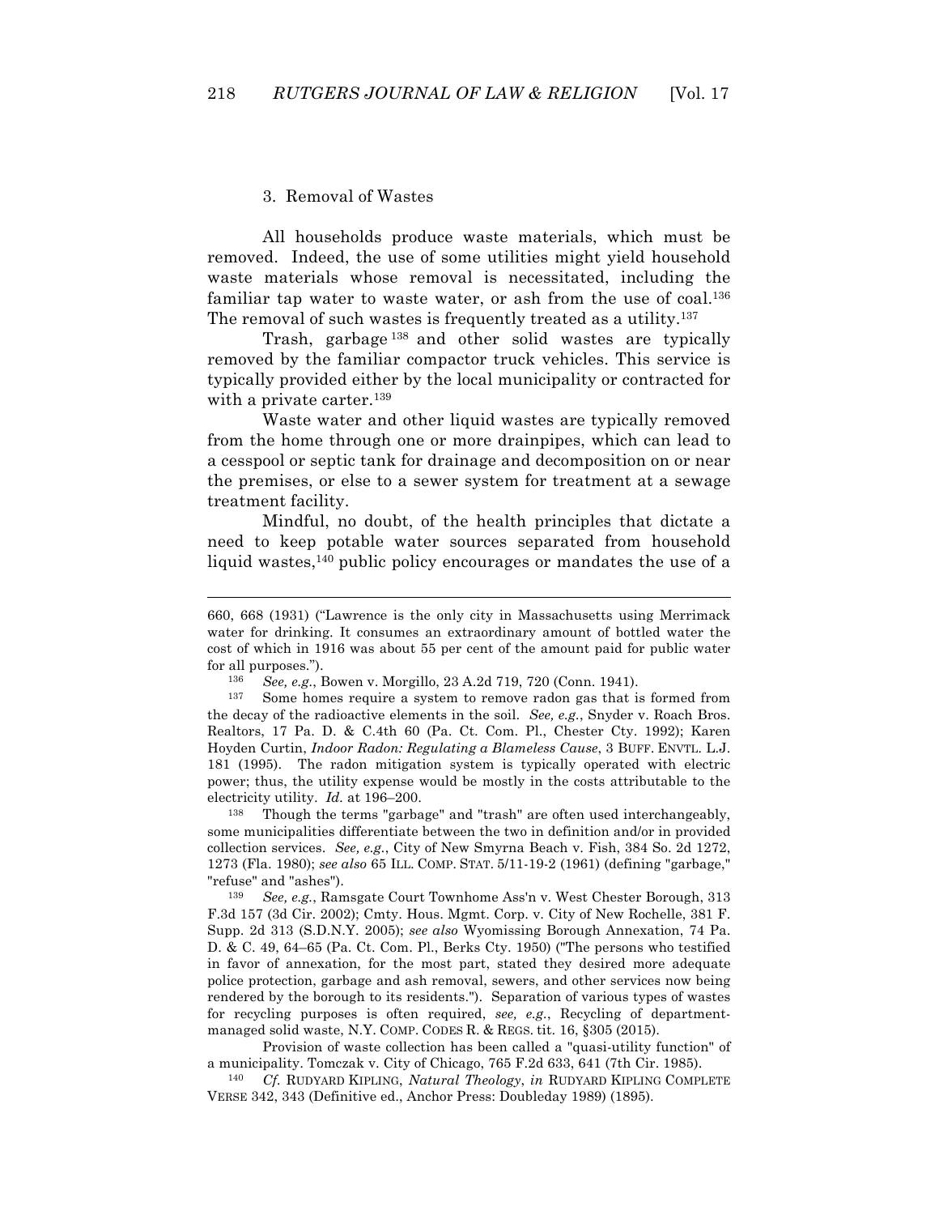### 3. Removal of Wastes

All households produce waste materials, which must be removed. Indeed, the use of some utilities might yield household waste materials whose removal is necessitated, including the familiar tap water to waste water, or ash from the use of coal.[136] The removal of such wastes is frequently treated as a utility.[137]

Trash, garbage[138] and other solid wastes are typically removed by the familiar compactor truck vehicles. This service is typically provided either by the local municipality or contracted for with a private carter.[139]

Waste water and other liquid wastes are typically removed from the home through one or more drainpipes, which can lead to a cesspool or septic tank for drainage and decomposition on or near the premises, or else to a sewer system for treatment at a sewage treatment facility.

Mindful, no doubt, of the health principles that dictate a need to keep potable water sources separated from household liquid wastes,[140] public policy encourages or mandates the use of a

---

660, 668 (1931) ("Lawrence is the only city in Massachusetts using Merrimack water for drinking. It consumes an extraordinary amount of bottled water the cost of which in 1916 was about 55 per cent of the amount paid for public water for all purposes.").

[136] *See, e.g.*, Bowen v. Morgillo, 23 A.2d 719, 720 (Conn. 1941).

[137] Some homes require a system to remove radon gas that is formed from the decay of the radioactive elements in the soil. *See, e.g.*, Snyder v. Roach Bros. Realtors, 17 Pa. D. & C.4th 60 (Pa. Ct. Com. Pl., Chester Cty. 1992); Karen Hoyden Curtin, *Indoor Radon: Regulating a Blameless Cause*, 3 BUFF. ENVTL. L.J. 181 (1995). The radon mitigation system is typically operated with electric power; thus, the utility expense would be mostly in the costs attributable to the electricity utility. *Id.* at 196–200.

[138] Though the terms "garbage" and "trash" are often used interchangeably, some municipalities differentiate between the two in definition and/or in provided collection services. *See, e.g.*, City of New Smyrna Beach v. Fish, 384 So. 2d 1272, 1273 (Fla. 1980); *see also* 65 ILL. COMP. STAT. 5/11-19-2 (1961) (defining "garbage," "refuse" and "ashes").

[139] *See, e.g.*, Ramsgate Court Townhome Ass'n v. West Chester Borough, 313 F.3d 157 (3d Cir. 2002); Cmty. Hous. Mgmt. Corp. v. City of New Rochelle, 381 F. Supp. 2d 313 (S.D.N.Y. 2005); *see also* Wyomissing Borough Annexation, 74 Pa. D. & C. 49, 64–65 (Pa. Ct. Com. Pl., Berks Cty. 1950) ("The persons who testified in favor of annexation, for the most part, stated they desired more adequate police protection, garbage and ash removal, sewers, and other services now being rendered by the borough to its residents."). Separation of various types of wastes for recycling purposes is often required, *see, e.g.*, Recycling of department-managed solid waste, N.Y. COMP. CODES R. & REGS. tit. 16, §305 (2015).

Provision of waste collection has been called a "quasi-utility function" of a municipality. Tomczak v. City of Chicago, 765 F.2d 633, 641 (7th Cir. 1985).

[140] *Cf.* RUDYARD KIPLING, *Natural Theology*, *in* RUDYARD KIPLING COMPLETE VERSE 342, 343 (Definitive ed., Anchor Press: Doubleday 1989) (1895).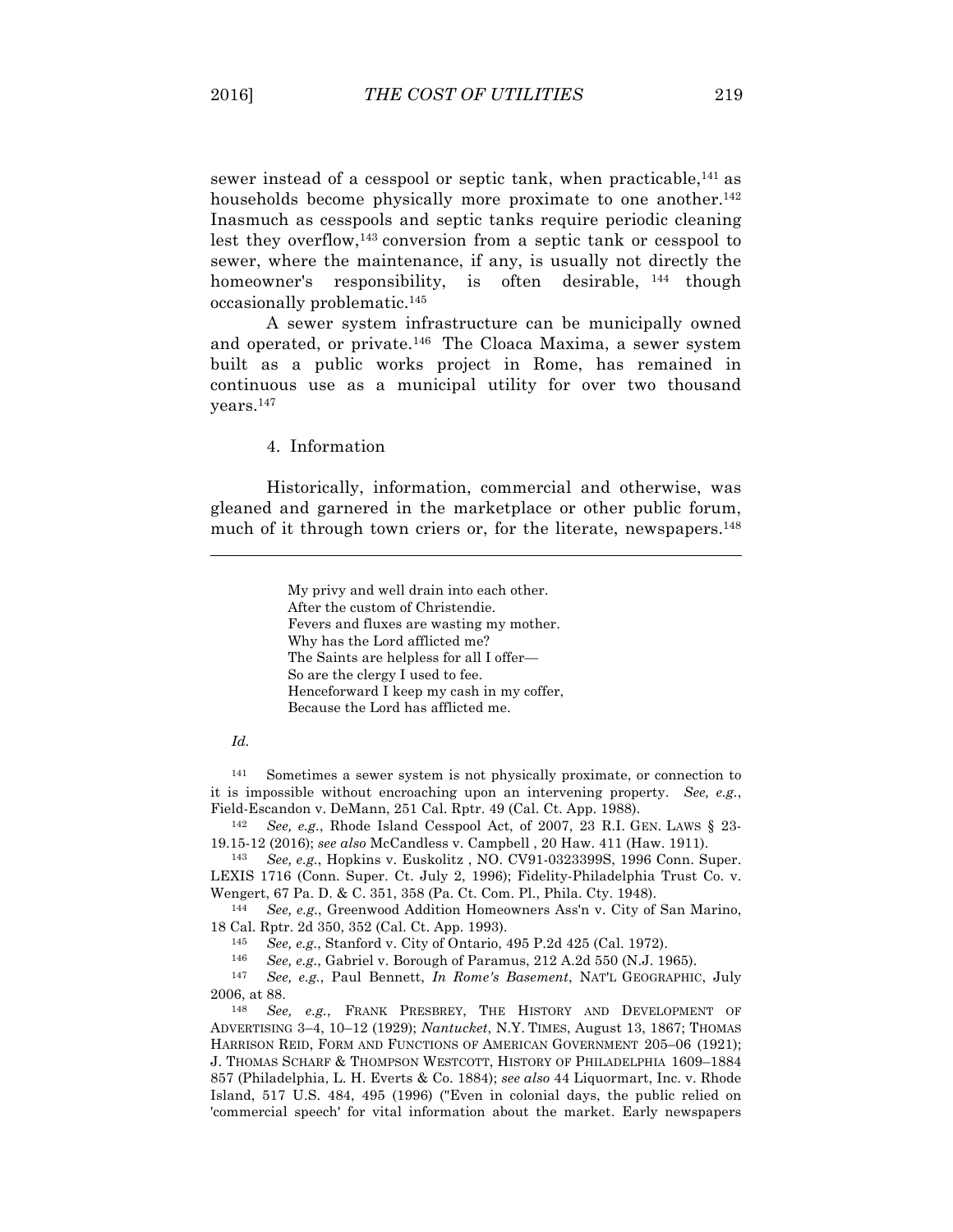sewer instead of a cesspool or septic tank, when practicable,[141] as households become physically more proximate to one another.[142] Inasmuch as cesspools and septic tanks require periodic cleaning lest they overflow,[143] conversion from a septic tank or cesspool to sewer, where the maintenance, if any, is usually not directly the homeowner's responsibility, is often desirable, [144] though occasionally problematic.[145]

A sewer system infrastructure can be municipally owned and operated, or private.[146] The Cloaca Maxima, a sewer system built as a public works project in Rome, has remained in continuous use as a municipal utility for over two thousand years.[147]

#### 4. Information

Historically, information, commercial and otherwise, was gleaned and garnered in the marketplace or other public forum, much of it through town criers or, for the literate, newspapers.[148]

---

> My privy and well drain into each other.
> After the custom of Christendie.
> Fevers and fluxes are wasting my mother.
> Why has the Lord afflicted me?
> The Saints are helpless for all I offer—
> So are the clergy I used to fee.
> Henceforward I keep my cash in my coffer,
> Because the Lord has afflicted me.

*Id.*

[141] Sometimes a sewer system is not physically proximate, or connection to it is impossible without encroaching upon an intervening property. *See, e.g.*, Field-Escandon v. DeMann, 251 Cal. Rptr. 49 (Cal. Ct. App. 1988).

[142] *See, e.g.*, Rhode Island Cesspool Act, of 2007, 23 R.I. GEN. LAWS § 23-19.15-12 (2016); *see also* McCandless v. Campbell , 20 Haw. 411 (Haw. 1911).

[143] *See, e.g.*, Hopkins v. Euskolitz , NO. CV91-0323399S, 1996 Conn. Super. LEXIS 1716 (Conn. Super. Ct. July 2, 1996); Fidelity-Philadelphia Trust Co. v. Wengert, 67 Pa. D. & C. 351, 358 (Pa. Ct. Com. Pl., Phila. Cty. 1948).

[144] *See, e.g.*, Greenwood Addition Homeowners Ass'n v. City of San Marino, 18 Cal. Rptr. 2d 350, 352 (Cal. Ct. App. 1993).

[145] *See, e.g.*, Stanford v. City of Ontario, 495 P.2d 425 (Cal. 1972).

[146] *See, e.g.*, Gabriel v. Borough of Paramus, 212 A.2d 550 (N.J. 1965).

[147] *See, e.g.*, Paul Bennett, *In Rome's Basement*, NAT'L GEOGRAPHIC, July 2006, at 88.

[148] *See, e.g.*, FRANK PRESBREY, THE HISTORY AND DEVELOPMENT OF ADVERTISING 3–4, 10–12 (1929); *Nantucket*, N.Y. TIMES, August 13, 1867; THOMAS HARRISON REID, FORM AND FUNCTIONS OF AMERICAN GOVERNMENT 205–06 (1921); J. THOMAS SCHARF & THOMPSON WESTCOTT, HISTORY OF PHILADELPHIA 1609–1884 857 (Philadelphia, L. H. Everts & Co. 1884); *see also* 44 Liquormart, Inc. v. Rhode Island, 517 U.S. 484, 495 (1996) ("Even in colonial days, the public relied on 'commercial speech' for vital information about the market. Early newspapers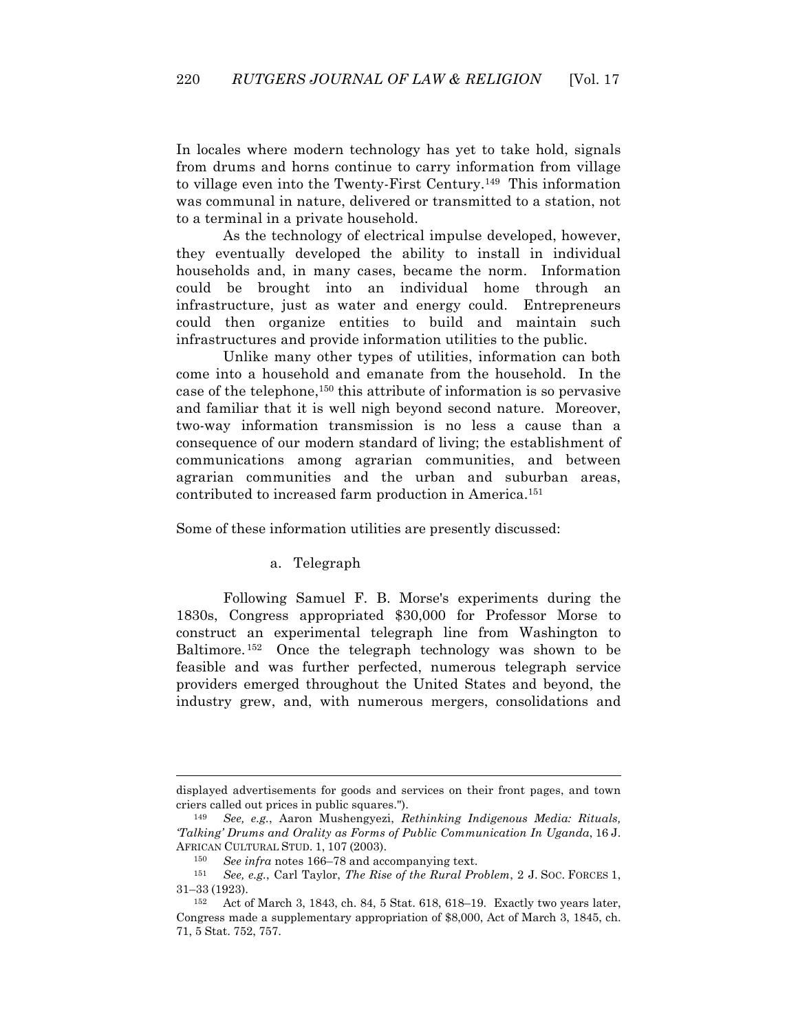In locales where modern technology has yet to take hold, signals from drums and horns continue to carry information from village to village even into the Twenty-First Century.[149] This information was communal in nature, delivered or transmitted to a station, not to a terminal in a private household.

As the technology of electrical impulse developed, however, they eventually developed the ability to install in individual households and, in many cases, became the norm. Information could be brought into an individual home through an infrastructure, just as water and energy could. Entrepreneurs could then organize entities to build and maintain such infrastructures and provide information utilities to the public.

Unlike many other types of utilities, information can both come into a household and emanate from the household. In the case of the telephone,[150] this attribute of information is so pervasive and familiar that it is well nigh beyond second nature. Moreover, two-way information transmission is no less a cause than a consequence of our modern standard of living; the establishment of communications among agrarian communities, and between agrarian communities and the urban and suburban areas, contributed to increased farm production in America.[151]

Some of these information utilities are presently discussed:

a. Telegraph

Following Samuel F. B. Morse's experiments during the 1830s, Congress appropriated $30,000 for Professor Morse to construct an experimental telegraph line from Washington to Baltimore.[152] Once the telegraph technology was shown to be feasible and was further perfected, numerous telegraph service providers emerged throughout the United States and beyond, the industry grew, and, with numerous mergers, consolidations and

---

displayed advertisements for goods and services on their front pages, and town criers called out prices in public squares.").

[149] *See, e.g.*, Aaron Mushengyezi, *Rethinking Indigenous Media: Rituals, 'Talking' Drums and Orality as Forms of Public Communication In Uganda*, 16 J. AFRICAN CULTURAL STUD. 1, 107 (2003).

[150] *See infra* notes 166–78 and accompanying text.

[151] *See, e.g.*, Carl Taylor, *The Rise of the Rural Problem*, 2 J. SOC. FORCES 1, 31–33 (1923).

[152] Act of March 3, 1843, ch. 84, 5 Stat. 618, 618–19. Exactly two years later, Congress made a supplementary appropriation of $8,000, Act of March 3, 1845, ch. 71, 5 Stat. 752, 757.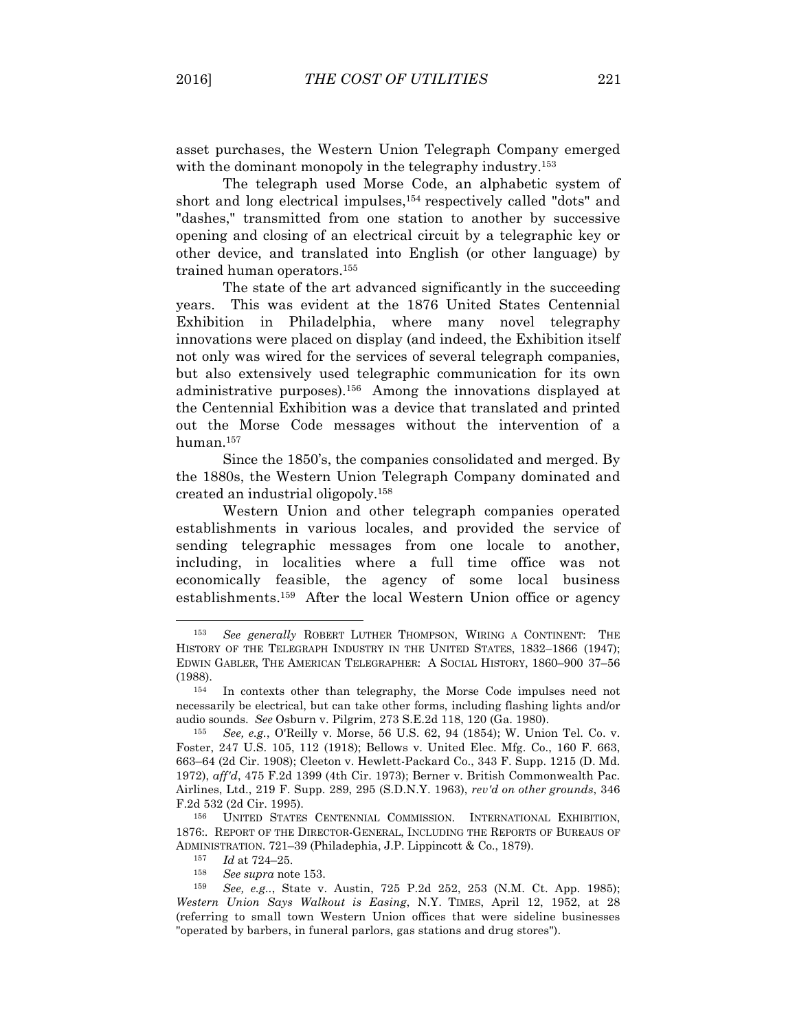asset purchases, the Western Union Telegraph Company emerged with the dominant monopoly in the telegraphy industry.[153]

The telegraph used Morse Code, an alphabetic system of short and long electrical impulses,[154] respectively called "dots" and "dashes," transmitted from one station to another by successive opening and closing of an electrical circuit by a telegraphic key or other device, and translated into English (or other language) by trained human operators.[155]

The state of the art advanced significantly in the succeeding years. This was evident at the 1876 United States Centennial Exhibition in Philadelphia, where many novel telegraphy innovations were placed on display (and indeed, the Exhibition itself not only was wired for the services of several telegraph companies, but also extensively used telegraphic communication for its own administrative purposes).[156] Among the innovations displayed at the Centennial Exhibition was a device that translated and printed out the Morse Code messages without the intervention of a human.[157]

Since the 1850's, the companies consolidated and merged. By the 1880s, the Western Union Telegraph Company dominated and created an industrial oligopoly.[158]

Western Union and other telegraph companies operated establishments in various locales, and provided the service of sending telegraphic messages from one locale to another, including, in localities where a full time office was not economically feasible, the agency of some local business establishments.[159] After the local Western Union office or agency

---

[153] *See generally* ROBERT LUTHER THOMPSON, WIRING A CONTINENT: THE HISTORY OF THE TELEGRAPH INDUSTRY IN THE UNITED STATES, 1832–1866 (1947); EDWIN GABLER, THE AMERICAN TELEGRAPHER: A SOCIAL HISTORY, 1860–900 37–56 (1988).

[154] In contexts other than telegraphy, the Morse Code impulses need not necessarily be electrical, but can take other forms, including flashing lights and/or audio sounds. *See* Osburn v. Pilgrim, 273 S.E.2d 118, 120 (Ga. 1980).

[155] *See, e.g.*, O'Reilly v. Morse, 56 U.S. 62, 94 (1854); W. Union Tel. Co. v. Foster, 247 U.S. 105, 112 (1918); Bellows v. United Elec. Mfg. Co., 160 F. 663, 663–64 (2d Cir. 1908); Cleeton v. Hewlett-Packard Co., 343 F. Supp. 1215 (D. Md. 1972), *aff'd*, 475 F.2d 1399 (4th Cir. 1973); Berner v. British Commonwealth Pac. Airlines, Ltd., 219 F. Supp. 289, 295 (S.D.N.Y. 1963), *rev'd on other grounds*, 346 F.2d 532 (2d Cir. 1995).

[156] UNITED STATES CENTENNIAL COMMISSION. INTERNATIONAL EXHIBITION, 1876:. REPORT OF THE DIRECTOR-GENERAL, INCLUDING THE REPORTS OF BUREAUS OF ADMINISTRATION. 721–39 (Philadephia, J.P. Lippincott & Co., 1879).

[157] *Id* at 724–25.

[158] *See supra* note 153.

[159] *See, e.g.*., State v. Austin, 725 P.2d 252, 253 (N.M. Ct. App. 1985); *Western Union Says Walkout is Easing*, N.Y. TIMES, April 12, 1952, at 28 (referring to small town Western Union offices that were sideline businesses "operated by barbers, in funeral parlors, gas stations and drug stores").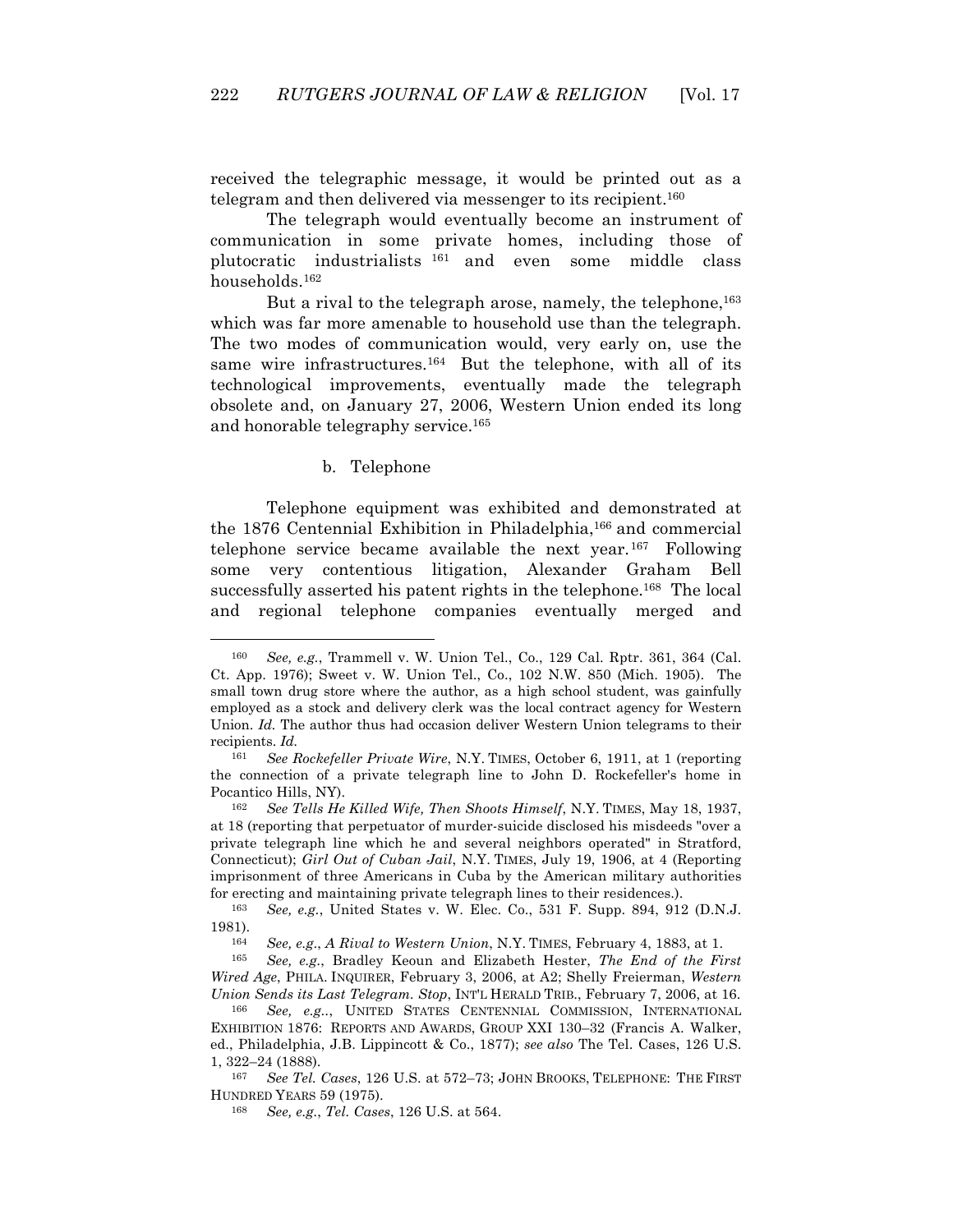received the telegraphic message, it would be printed out as a telegram and then delivered via messenger to its recipient.[160]

The telegraph would eventually become an instrument of communication in some private homes, including those of plutocratic industrialists [161] and even some middle class households.[162]

But a rival to the telegraph arose, namely, the telephone,[163] which was far more amenable to household use than the telegraph. The two modes of communication would, very early on, use the same wire infrastructures.[164] But the telephone, with all of its technological improvements, eventually made the telegraph obsolete and, on January 27, 2006, Western Union ended its long and honorable telegraphy service.[165]

b. Telephone

Telephone equipment was exhibited and demonstrated at the 1876 Centennial Exhibition in Philadelphia,[166] and commercial telephone service became available the next year.[167] Following some very contentious litigation, Alexander Graham Bell successfully asserted his patent rights in the telephone.[168] The local and regional telephone companies eventually merged and

---

[160] *See, e.g.*, Trammell v. W. Union Tel., Co., 129 Cal. Rptr. 361, 364 (Cal. Ct. App. 1976); Sweet v. W. Union Tel., Co., 102 N.W. 850 (Mich. 1905). The small town drug store where the author, as a high school student, was gainfully employed as a stock and delivery clerk was the local contract agency for Western Union. *Id.* The author thus had occasion deliver Western Union telegrams to their recipients. *Id.*

[161] *See Rockefeller Private Wire*, N.Y. TIMES, October 6, 1911, at 1 (reporting the connection of a private telegraph line to John D. Rockefeller's home in Pocantico Hills, NY).

[162] *See Tells He Killed Wife, Then Shoots Himself*, N.Y. TIMES, May 18, 1937, at 18 (reporting that perpetuator of murder-suicide disclosed his misdeeds "over a private telegraph line which he and several neighbors operated" in Stratford, Connecticut); *Girl Out of Cuban Jail*, N.Y. TIMES, July 19, 1906, at 4 (Reporting imprisonment of three Americans in Cuba by the American military authorities for erecting and maintaining private telegraph lines to their residences.).

[163] *See, e.g.*, United States v. W. Elec. Co., 531 F. Supp. 894, 912 (D.N.J. 1981).

[164] *See, e.g.*, *A Rival to Western Union*, N.Y. TIMES, February 4, 1883, at 1.

[165] *See, e.g.*, Bradley Keoun and Elizabeth Hester, *The End of the First Wired Age*, PHILA. INQUIRER, February 3, 2006, at A2; Shelly Freierman, *Western Union Sends its Last Telegram. Stop*, INT'L HERALD TRIB., February 7, 2006, at 16.

[166] *See, e.g.*., UNITED STATES CENTENNIAL COMMISSION, INTERNATIONAL EXHIBITION 1876: REPORTS AND AWARDS, GROUP XXI 130–32 (Francis A. Walker, ed., Philadelphia, J.B. Lippincott & Co., 1877); *see also* The Tel. Cases, 126 U.S. 1, 322–24 (1888).

[167] *See Tel. Cases*, 126 U.S. at 572–73; JOHN BROOKS, TELEPHONE: THE FIRST HUNDRED YEARS 59 (1975).

[168] *See, e.g.*, *Tel. Cases*, 126 U.S. at 564.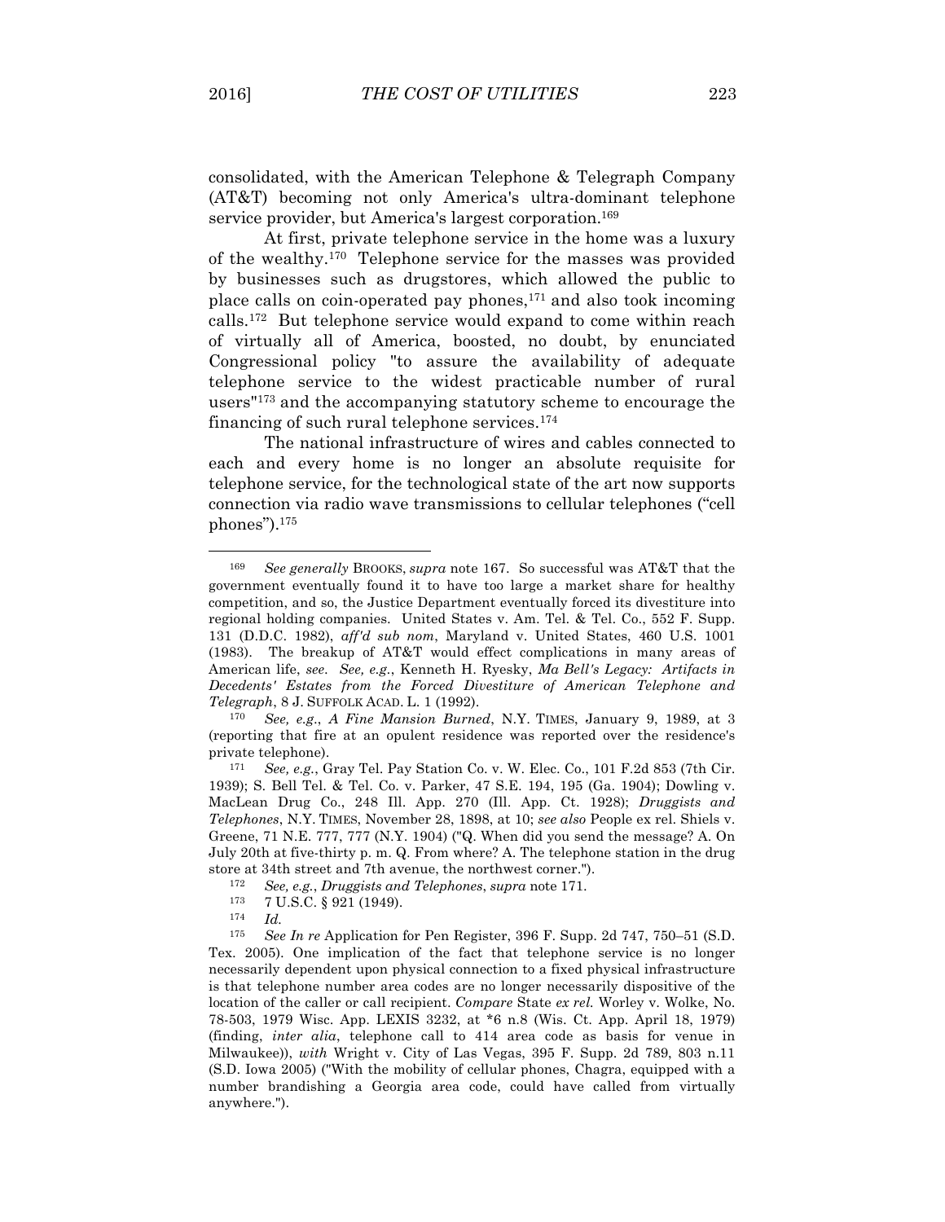consolidated, with the American Telephone & Telegraph Company (AT&T) becoming not only America's ultra-dominant telephone service provider, but America's largest corporation.[169]

At first, private telephone service in the home was a luxury of the wealthy.[170] Telephone service for the masses was provided by businesses such as drugstores, which allowed the public to place calls on coin-operated pay phones,[171] and also took incoming calls.[172] But telephone service would expand to come within reach of virtually all of America, boosted, no doubt, by enunciated Congressional policy "to assure the availability of adequate telephone service to the widest practicable number of rural users"[173] and the accompanying statutory scheme to encourage the financing of such rural telephone services.[174]

The national infrastructure of wires and cables connected to each and every home is no longer an absolute requisite for telephone service, for the technological state of the art now supports connection via radio wave transmissions to cellular telephones ("cell phones").[175]

---

[169] *See generally* BROOKS, *supra* note 167. So successful was AT&T that the government eventually found it to have too large a market share for healthy competition, and so, the Justice Department eventually forced its divestiture into regional holding companies. United States v. Am. Tel. & Tel. Co., 552 F. Supp. 131 (D.D.C. 1982), *aff'd sub nom*, Maryland v. United States, 460 U.S. 1001 (1983). The breakup of AT&T would effect complications in many areas of American life, *see*. *See, e.g.*, Kenneth H. Ryesky, *Ma Bell's Legacy: Artifacts in Decedents' Estates from the Forced Divestiture of American Telephone and Telegraph*, 8 J. SUFFOLK ACAD. L. 1 (1992).

[170] *See, e.g.*, *A Fine Mansion Burned*, N.Y. TIMES, January 9, 1989, at 3 (reporting that fire at an opulent residence was reported over the residence's private telephone).

[171] *See, e.g.*, Gray Tel. Pay Station Co. v. W. Elec. Co., 101 F.2d 853 (7th Cir. 1939); S. Bell Tel. & Tel. Co. v. Parker, 47 S.E. 194, 195 (Ga. 1904); Dowling v. MacLean Drug Co., 248 Ill. App. 270 (Ill. App. Ct. 1928); *Druggists and Telephones*, N.Y. TIMES, November 28, 1898, at 10; *see also* People ex rel. Shiels v. Greene, 71 N.E. 777, 777 (N.Y. 1904) ("Q. When did you send the message? A. On July 20th at five-thirty p. m. Q. From where? A. The telephone station in the drug store at 34th street and 7th avenue, the northwest corner.").

[172] *See, e.g.*, *Druggists and Telephones*, *supra* note 171.

[173] 7 U.S.C. § 921 (1949).

[174] *Id.*

[175] *See In re* Application for Pen Register, 396 F. Supp. 2d 747, 750–51 (S.D. Tex. 2005). One implication of the fact that telephone service is no longer necessarily dependent upon physical connection to a fixed physical infrastructure is that telephone number area codes are no longer necessarily dispositive of the location of the caller or call recipient. *Compare* State *ex rel.* Worley v. Wolke, No. 78-503, 1979 Wisc. App. LEXIS 3232, at *6 n.8 (Wis. Ct. App. April 18, 1979) (finding, *inter alia*, telephone call to 414 area code as basis for venue in Milwaukee)), *with* Wright v. City of Las Vegas, 395 F. Supp. 2d 789, 803 n.11 (S.D. Iowa 2005) ("With the mobility of cellular phones, Chagra, equipped with a number brandishing a Georgia area code, could have called from virtually anywhere.").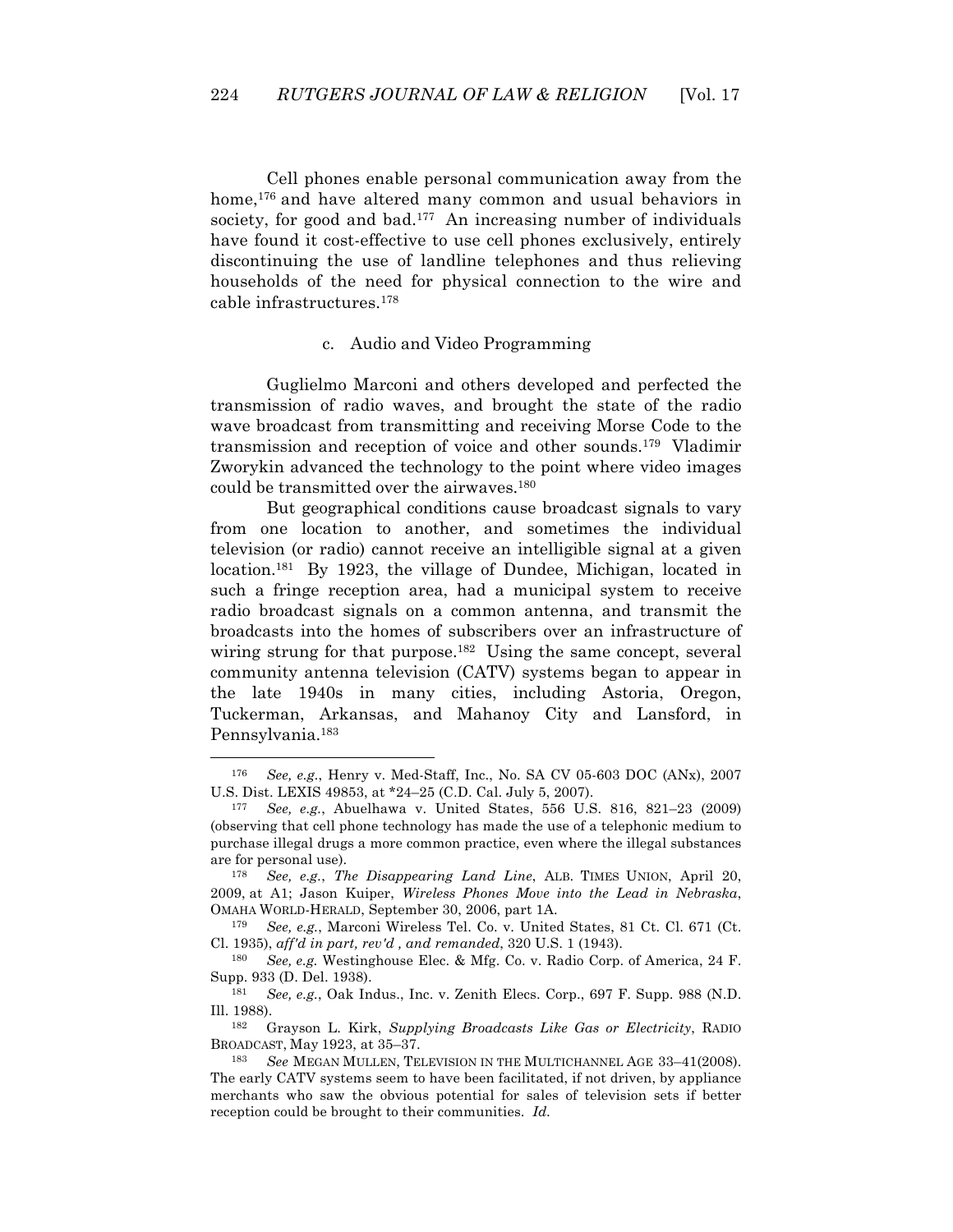Cell phones enable personal communication away from the home,[176] and have altered many common and usual behaviors in society, for good and bad.[177] An increasing number of individuals have found it cost-effective to use cell phones exclusively, entirely discontinuing the use of landline telephones and thus relieving households of the need for physical connection to the wire and cable infrastructures.[178]

### c. Audio and Video Programming

Guglielmo Marconi and others developed and perfected the transmission of radio waves, and brought the state of the radio wave broadcast from transmitting and receiving Morse Code to the transmission and reception of voice and other sounds.[179] Vladimir Zworykin advanced the technology to the point where video images could be transmitted over the airwaves.[180]

But geographical conditions cause broadcast signals to vary from one location to another, and sometimes the individual television (or radio) cannot receive an intelligible signal at a given location.[181] By 1923, the village of Dundee, Michigan, located in such a fringe reception area, had a municipal system to receive radio broadcast signals on a common antenna, and transmit the broadcasts into the homes of subscribers over an infrastructure of wiring strung for that purpose.[182] Using the same concept, several community antenna television (CATV) systems began to appear in the late 1940s in many cities, including Astoria, Oregon, Tuckerman, Arkansas, and Mahanoy City and Lansford, in Pennsylvania.[183]

---

[176] *See, e.g.*, Henry v. Med-Staff, Inc., No. SA CV 05-603 DOC (ANx), 2007 U.S. Dist. LEXIS 49853, at *24–25 (C.D. Cal. July 5, 2007).

[177] *See, e.g.*, Abuelhawa v. United States, 556 U.S. 816, 821–23 (2009) (observing that cell phone technology has made the use of a telephonic medium to purchase illegal drugs a more common practice, even where the illegal substances are for personal use).

[178] *See, e.g.*, *The Disappearing Land Line*, ALB. TIMES UNION, April 20, 2009, at A1; Jason Kuiper, *Wireless Phones Move into the Lead in Nebraska*, OMAHA WORLD-HERALD, September 30, 2006, part 1A.

[179] *See, e.g.*, Marconi Wireless Tel. Co. v. United States, 81 Ct. Cl. 671 (Ct. Cl. 1935), *aff'd in part, rev'd , and remanded*, 320 U.S. 1 (1943).

[180] *See, e.g.* Westinghouse Elec. & Mfg. Co. v. Radio Corp. of America, 24 F. Supp. 933 (D. Del. 1938).

[181] *See, e.g.*, Oak Indus., Inc. v. Zenith Elecs. Corp., 697 F. Supp. 988 (N.D. Ill. 1988).

[182] Grayson L. Kirk, *Supplying Broadcasts Like Gas or Electricity*, RADIO BROADCAST, May 1923, at 35–37.

[183] *See* MEGAN MULLEN, TELEVISION IN THE MULTICHANNEL AGE 33–41(2008). The early CATV systems seem to have been facilitated, if not driven, by appliance merchants who saw the obvious potential for sales of television sets if better reception could be brought to their communities. *Id.*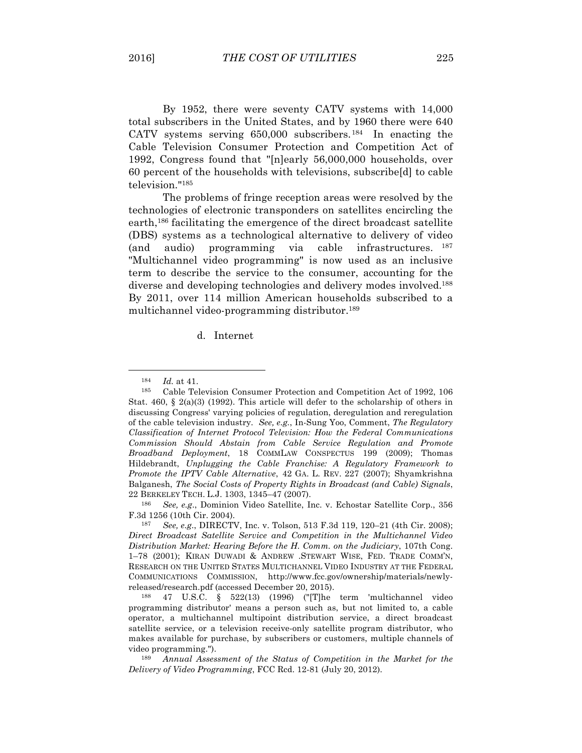By 1952, there were seventy CATV systems with 14,000 total subscribers in the United States, and by 1960 there were 640 CATV systems serving 650,000 subscribers.[184] In enacting the Cable Television Consumer Protection and Competition Act of 1992, Congress found that "[n]early 56,000,000 households, over 60 percent of the households with televisions, subscribe[d] to cable television."[185]

The problems of fringe reception areas were resolved by the technologies of electronic transponders on satellites encircling the earth,[186] facilitating the emergence of the direct broadcast satellite (DBS) systems as a technological alternative to delivery of video (and audio) programming via cable infrastructures.[187] "Multichannel video programming" is now used as an inclusive term to describe the service to the consumer, accounting for the diverse and developing technologies and delivery modes involved.[188] By 2011, over 114 million American households subscribed to a multichannel video-programming distributor.[189]

d. Internet

---

[184] *Id.* at 41.

[185] Cable Television Consumer Protection and Competition Act of 1992, 106 Stat. 460, § 2(a)(3) (1992). This article will defer to the scholarship of others in discussing Congress' varying policies of regulation, deregulation and reregulation of the cable television industry. *See, e.g.*, In-Sung Yoo, Comment, *The Regulatory Classification of Internet Protocol Television: How the Federal Communications Commission Should Abstain from Cable Service Regulation and Promote Broadband Deployment*, 18 COMMLAW CONSPECTUS 199 (2009); Thomas Hildebrandt, *Unplugging the Cable Franchise: A Regulatory Framework to Promote the IPTV Cable Alternative*, 42 GA. L. REV. 227 (2007); Shyamkrishna Balganesh, *The Social Costs of Property Rights in Broadcast (and Cable) Signals*, 22 BERKELEY TECH. L.J. 1303, 1345–47 (2007).

[186] *See, e.g.*, Dominion Video Satellite, Inc. v. Echostar Satellite Corp., 356 F.3d 1256 (10th Cir. 2004).

[187] *See, e.g.*, DIRECTV, Inc. v. Tolson, 513 F.3d 119, 120–21 (4th Cir. 2008); *Direct Broadcast Satellite Service and Competition in the Multichannel Video Distribution Market: Hearing Before the H. Comm. on the Judiciary*, 107th Cong. 1–78 (2001); KIRAN DUWADI & ANDREW .STEWART WISE, FED. TRADE COMM'N, RESEARCH ON THE UNITED STATES MULTICHANNEL VIDEO INDUSTRY AT THE FEDERAL COMMUNICATIONS COMMISSION, http://www.fcc.gov/ownership/materials/newly-released/research.pdf (accessed December 20, 2015).

[188] 47 U.S.C. § 522(13) (1996) ("[T]he term 'multichannel video programming distributor' means a person such as, but not limited to, a cable operator, a multichannel multipoint distribution service, a direct broadcast satellite service, or a television receive-only satellite program distributor, who makes available for purchase, by subscribers or customers, multiple channels of video programming.").

[189] *Annual Assessment of the Status of Competition in the Market for the Delivery of Video Programming*, FCC Rcd. 12-81 (July 20, 2012).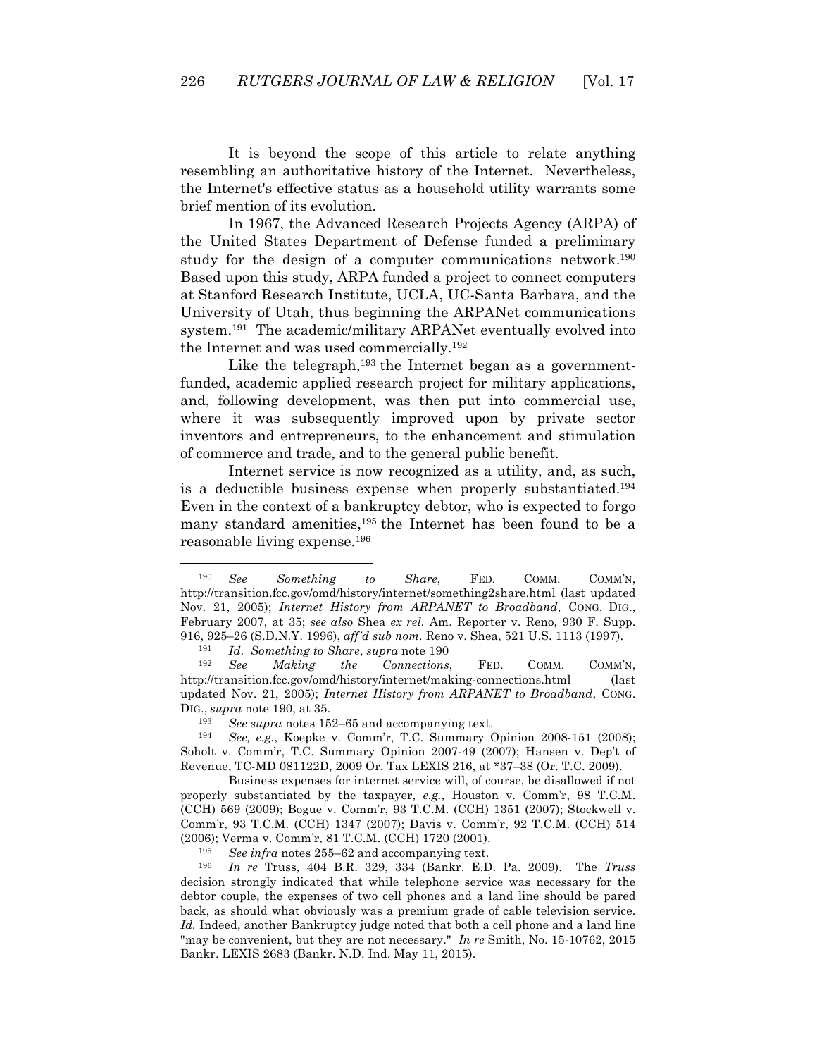It is beyond the scope of this article to relate anything resembling an authoritative history of the Internet. Nevertheless, the Internet's effective status as a household utility warrants some brief mention of its evolution.

In 1967, the Advanced Research Projects Agency (ARPA) of the United States Department of Defense funded a preliminary study for the design of a computer communications network.[190] Based upon this study, ARPA funded a project to connect computers at Stanford Research Institute, UCLA, UC-Santa Barbara, and the University of Utah, thus beginning the ARPANet communications system.[191] The academic/military ARPANet eventually evolved into the Internet and was used commercially.[192]

Like the telegraph,[193] the Internet began as a government-funded, academic applied research project for military applications, and, following development, was then put into commercial use, where it was subsequently improved upon by private sector inventors and entrepreneurs, to the enhancement and stimulation of commerce and trade, and to the general public benefit.

Internet service is now recognized as a utility, and, as such, is a deductible business expense when properly substantiated.[194] Even in the context of a bankruptcy debtor, who is expected to forgo many standard amenities,[195] the Internet has been found to be a reasonable living expense.[196]

---

[190] *See Something to Share*, FED. COMM. COMM'N, http://transition.fcc.gov/omd/history/internet/something2share.html (last updated Nov. 21, 2005); *Internet History from ARPANET to Broadband*, CONG. DIG., February 2007, at 35; *see also* Shea *ex rel.* Am. Reporter v. Reno, 930 F. Supp. 916, 925–26 (S.D.N.Y. 1996), *aff'd sub nom*. Reno v. Shea, 521 U.S. 1113 (1997).

[191] *Id*. *Something to Share*, *supra* note 190

[192] *See Making the Connections*, FED. COMM. COMM'N, http://transition.fcc.gov/omd/history/internet/making-connections.html (last updated Nov. 21, 2005); *Internet History from ARPANET to Broadband*, CONG. DIG., *supra* note 190, at 35.

[193] *See supra* notes 152–65 and accompanying text.

[194] *See, e.g.*, Koepke v. Comm'r, T.C. Summary Opinion 2008-151 (2008); Soholt v. Comm'r, T.C. Summary Opinion 2007-49 (2007); Hansen v. Dep't of Revenue, TC-MD 081122D, 2009 Or. Tax LEXIS 216, at *37–38 (Or. T.C. 2009).

Business expenses for internet service will, of course, be disallowed if not properly substantiated by the taxpayer, *e.g.*, Houston v. Comm'r, 98 T.C.M. (CCH) 569 (2009); Bogue v. Comm'r, 93 T.C.M. (CCH) 1351 (2007); Stockwell v. Comm'r, 93 T.C.M. (CCH) 1347 (2007); Davis v. Comm'r, 92 T.C.M. (CCH) 514 (2006); Verma v. Comm'r, 81 T.C.M. (CCH) 1720 (2001).

[195] *See infra* notes 255–62 and accompanying text.

[196] *In re* Truss, 404 B.R. 329, 334 (Bankr. E.D. Pa. 2009). The *Truss* decision strongly indicated that while telephone service was necessary for the debtor couple, the expenses of two cell phones and a land line should be pared back, as should what obviously was a premium grade of cable television service. *Id.* Indeed, another Bankruptcy judge noted that both a cell phone and a land line "may be convenient, but they are not necessary." *In re* Smith, No. 15-10762, 2015 Bankr. LEXIS 2683 (Bankr. N.D. Ind. May 11, 2015).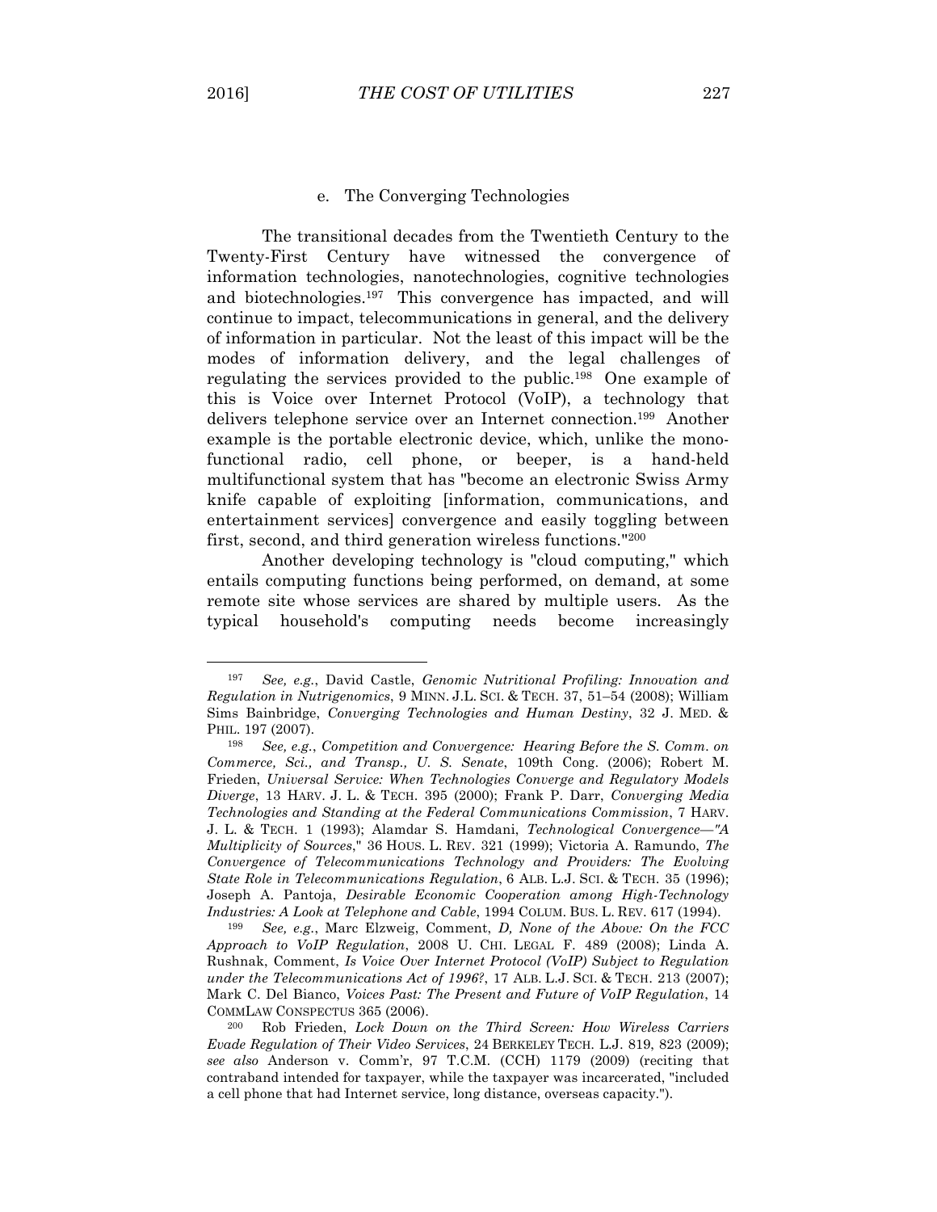#### e. The Converging Technologies

The transitional decades from the Twentieth Century to the Twenty-First Century have witnessed the convergence of information technologies, nanotechnologies, cognitive technologies and biotechnologies.[197] This convergence has impacted, and will continue to impact, telecommunications in general, and the delivery of information in particular. Not the least of this impact will be the modes of information delivery, and the legal challenges of regulating the services provided to the public.[198] One example of this is Voice over Internet Protocol (VoIP), a technology that delivers telephone service over an Internet connection.[199] Another example is the portable electronic device, which, unlike the mono-functional radio, cell phone, or beeper, is a hand-held multifunctional system that has "become an electronic Swiss Army knife capable of exploiting [information, communications, and entertainment services] convergence and easily toggling between first, second, and third generation wireless functions."[200]

Another developing technology is "cloud computing," which entails computing functions being performed, on demand, at some remote site whose services are shared by multiple users. As the typical household's computing needs become increasingly

---

[197] *See, e.g.*, David Castle, *Genomic Nutritional Profiling: Innovation and Regulation in Nutrigenomics*, 9 MINN. J.L. SCI. & TECH. 37, 51–54 (2008); William Sims Bainbridge, *Converging Technologies and Human Destiny*, 32 J. MED. & PHIL. 197 (2007).

[198] *See, e.g.*, *Competition and Convergence: Hearing Before the S. Comm. on Commerce, Sci., and Transp., U. S. Senate*, 109th Cong. (2006); Robert M. Frieden, *Universal Service: When Technologies Converge and Regulatory Models Diverge*, 13 HARV. J. L. & TECH. 395 (2000); Frank P. Darr, *Converging Media Technologies and Standing at the Federal Communications Commission*, 7 HARV. J. L. & TECH. 1 (1993); Alamdar S. Hamdani, *Technological Convergence—"A Multiplicity of Sources*," 36 HOUS. L. REV. 321 (1999); Victoria A. Ramundo, *The Convergence of Telecommunications Technology and Providers: The Evolving State Role in Telecommunications Regulation*, 6 ALB. L.J. SCI. & TECH. 35 (1996); Joseph A. Pantoja, *Desirable Economic Cooperation among High-Technology Industries: A Look at Telephone and Cable*, 1994 COLUM. BUS. L. REV. 617 (1994).

[199] *See, e.g.*, Marc Elzweig, Comment, *D, None of the Above: On the FCC Approach to VoIP Regulation*, 2008 U. CHI. LEGAL F. 489 (2008); Linda A. Rushnak, Comment, *Is Voice Over Internet Protocol (VoIP) Subject to Regulation under the Telecommunications Act of 1996?*, 17 ALB. L.J. SCI. & TECH. 213 (2007); Mark C. Del Bianco, *Voices Past: The Present and Future of VoIP Regulation*, 14 COMMLAW CONSPECTUS 365 (2006).

[200] Rob Frieden, *Lock Down on the Third Screen: How Wireless Carriers Evade Regulation of Their Video Services*, 24 BERKELEY TECH. L.J. 819, 823 (2009); *see also* Anderson v. Comm'r, 97 T.C.M. (CCH) 1179 (2009) (reciting that contraband intended for taxpayer, while the taxpayer was incarcerated, "included a cell phone that had Internet service, long distance, overseas capacity.").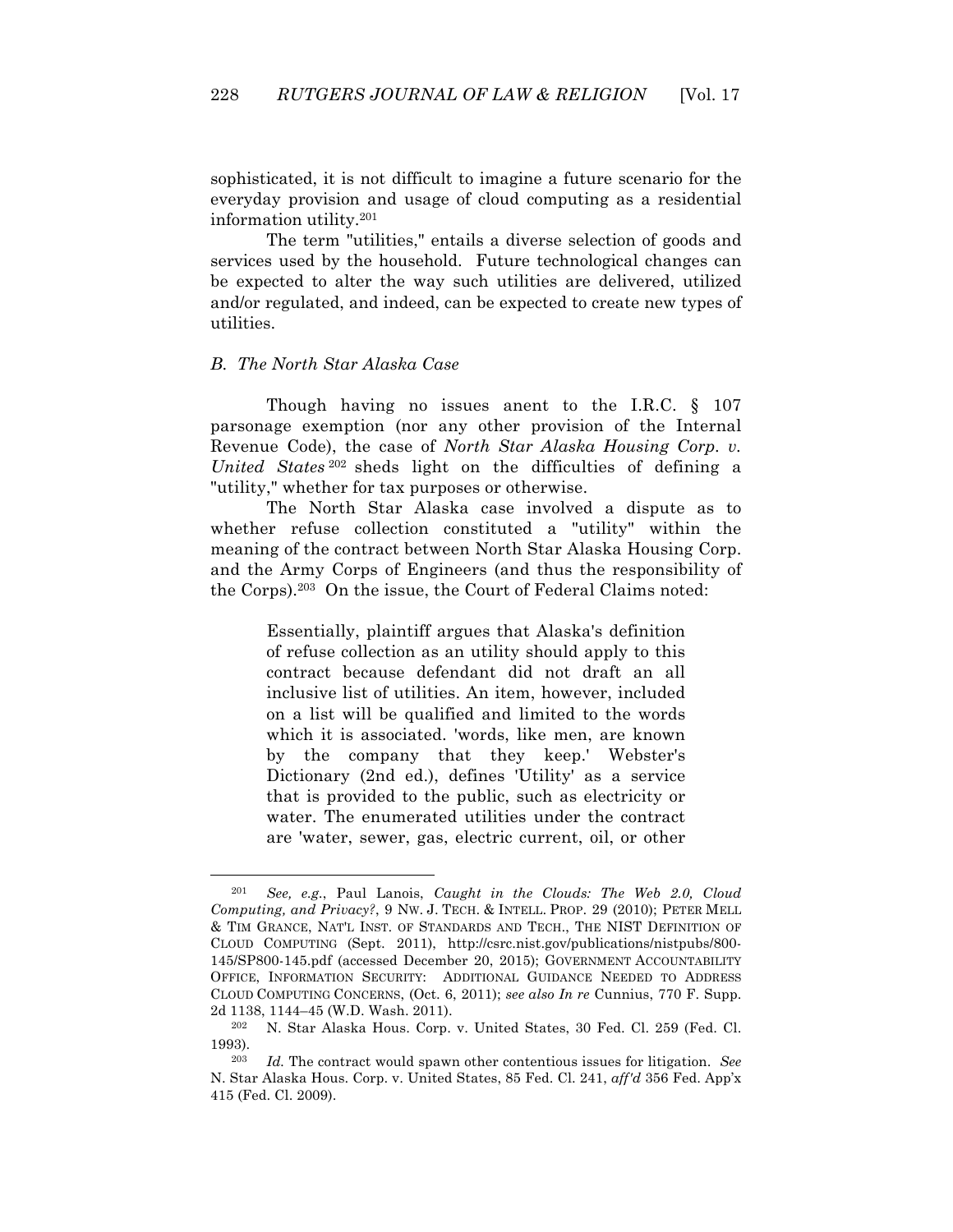sophisticated, it is not difficult to imagine a future scenario for the everyday provision and usage of cloud computing as a residential information utility.[201]

The term "utilities," entails a diverse selection of goods and services used by the household. Future technological changes can be expected to alter the way such utilities are delivered, utilized and/or regulated, and indeed, can be expected to create new types of utilities.

### *B. The North Star Alaska Case*

Though having no issues anent to the I.R.C. § 107 parsonage exemption (nor any other provision of the Internal Revenue Code), the case of *North Star Alaska Housing Corp. v. United States*[202] sheds light on the difficulties of defining a "utility," whether for tax purposes or otherwise.

The North Star Alaska case involved a dispute as to whether refuse collection constituted a "utility" within the meaning of the contract between North Star Alaska Housing Corp. and the Army Corps of Engineers (and thus the responsibility of the Corps).[203] On the issue, the Court of Federal Claims noted:

> Essentially, plaintiff argues that Alaska's definition of refuse collection as an utility should apply to this contract because defendant did not draft an all inclusive list of utilities. An item, however, included on a list will be qualified and limited to the words which it is associated. 'words, like men, are known by the company that they keep.' Webster's Dictionary (2nd ed.), defines 'Utility' as a service that is provided to the public, such as electricity or water. The enumerated utilities under the contract are 'water, sewer, gas, electric current, oil, or other

---

[201] *See, e.g.*, Paul Lanois, *Caught in the Clouds: The Web 2.0, Cloud Computing, and Privacy?*, 9 NW. J. TECH. & INTELL. PROP. 29 (2010); PETER MELL & TIM GRANCE, NAT'L INST. OF STANDARDS AND TECH., THE NIST DEFINITION OF CLOUD COMPUTING (Sept. 2011), http://csrc.nist.gov/publications/nistpubs/800-145/SP800-145.pdf (accessed December 20, 2015); GOVERNMENT ACCOUNTABILITY OFFICE, INFORMATION SECURITY: ADDITIONAL GUIDANCE NEEDED TO ADDRESS CLOUD COMPUTING CONCERNS, (Oct. 6, 2011); *see also In re* Cunnius, 770 F. Supp. 2d 1138, 1144–45 (W.D. Wash. 2011).

[202] N. Star Alaska Hous. Corp. v. United States, 30 Fed. Cl. 259 (Fed. Cl. 1993).

[203] *Id.* The contract would spawn other contentious issues for litigation. *See* N. Star Alaska Hous. Corp. v. United States, 85 Fed. Cl. 241, *aff'd* 356 Fed. App'x 415 (Fed. Cl. 2009).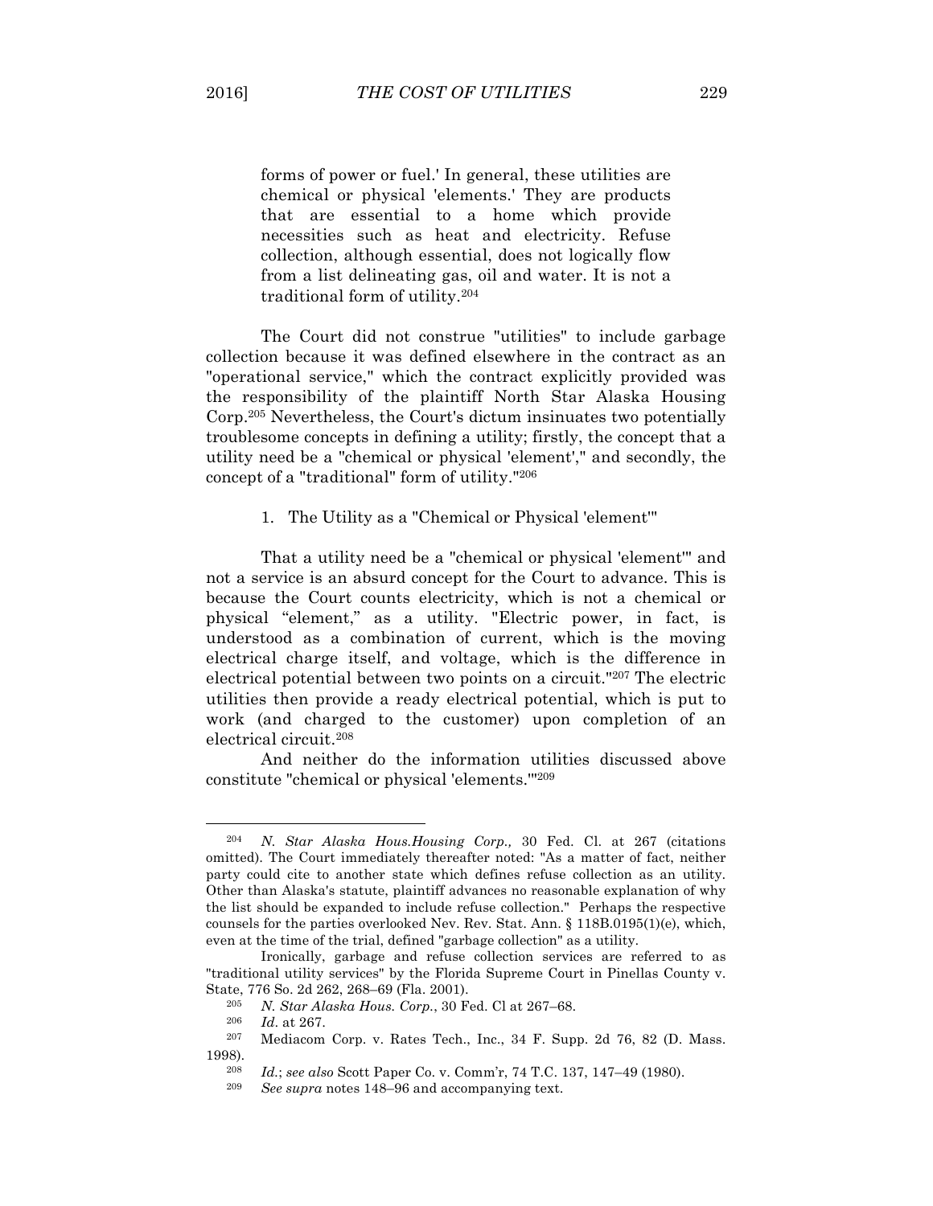> forms of power or fuel.' In general, these utilities are chemical or physical 'elements.' They are products that are essential to a home which provide necessities such as heat and electricity. Refuse collection, although essential, does not logically flow from a list delineating gas, oil and water. It is not a traditional form of utility.[204]

The Court did not construe "utilities" to include garbage collection because it was defined elsewhere in the contract as an "operational service," which the contract explicitly provided was the responsibility of the plaintiff North Star Alaska Housing Corp.[205] Nevertheless, the Court's dictum insinuates two potentially troublesome concepts in defining a utility; firstly, the concept that a utility need be a "chemical or physical 'element'," and secondly, the concept of a "traditional" form of utility."[206]

1. The Utility as a "Chemical or Physical 'element'"

That a utility need be a "chemical or physical 'element'" and not a service is an absurd concept for the Court to advance. This is because the Court counts electricity, which is not a chemical or physical "element," as a utility. "Electric power, in fact, is understood as a combination of current, which is the moving electrical charge itself, and voltage, which is the difference in electrical potential between two points on a circuit."[207] The electric utilities then provide a ready electrical potential, which is put to work (and charged to the customer) upon completion of an electrical circuit.[208]

And neither do the information utilities discussed above constitute "chemical or physical 'elements.'"[209]

---

[204] *N. Star Alaska Hous.Housing Corp.,* 30 Fed. Cl. at 267 (citations omitted). The Court immediately thereafter noted: "As a matter of fact, neither party could cite to another state which defines refuse collection as an utility. Other than Alaska's statute, plaintiff advances no reasonable explanation of why the list should be expanded to include refuse collection." Perhaps the respective counsels for the parties overlooked Nev. Rev. Stat. Ann. § 118B.0195(1)(e), which, even at the time of the trial, defined "garbage collection" as a utility.

Ironically, garbage and refuse collection services are referred to as "traditional utility services" by the Florida Supreme Court in Pinellas County v. State, 776 So. 2d 262, 268–69 (Fla. 2001).

[205] *N. Star Alaska Hous. Corp.*, 30 Fed. Cl at 267–68.

[206] *Id.* at 267.

[207] Mediacom Corp. v. Rates Tech., Inc., 34 F. Supp. 2d 76, 82 (D. Mass. 1998).

[208] *Id.*; *see also* Scott Paper Co. v. Comm'r, 74 T.C. 137, 147–49 (1980).

[209] *See supra* notes 148–96 and accompanying text.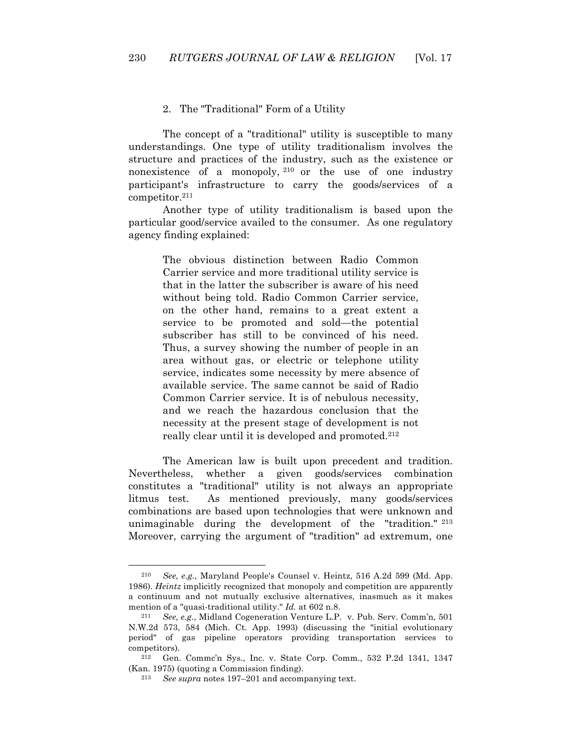### 2. The "Traditional" Form of a Utility

The concept of a "traditional" utility is susceptible to many understandings. One type of utility traditionalism involves the structure and practices of the industry, such as the existence or nonexistence of a monopoly, [210] or the use of one industry participant's infrastructure to carry the goods/services of a competitor.[211]

Another type of utility traditionalism is based upon the particular good/service availed to the consumer. As one regulatory agency finding explained:

> The obvious distinction between Radio Common Carrier service and more traditional utility service is that in the latter the subscriber is aware of his need without being told. Radio Common Carrier service, on the other hand, remains to a great extent a service to be promoted and sold—the potential subscriber has still to be convinced of his need. Thus, a survey showing the number of people in an area without gas, or electric or telephone utility service, indicates some necessity by mere absence of available service. The same cannot be said of Radio Common Carrier service. It is of nebulous necessity, and we reach the hazardous conclusion that the necessity at the present stage of development is not really clear until it is developed and promoted.[212]

The American law is built upon precedent and tradition. Nevertheless, whether a given goods/services combination constitutes a "traditional" utility is not always an appropriate litmus test. As mentioned previously, many goods/services combinations are based upon technologies that were unknown and unimaginable during the development of the "tradition." [213] Moreover, carrying the argument of "tradition" ad extremum, one

---

[210] *See, e.g.*, Maryland People's Counsel v. Heintz, 516 A.2d 599 (Md. App. 1986). *Heintz* implicitly recognized that monopoly and competition are apparently a continuum and not mutually exclusive alternatives, inasmuch as it makes mention of a "quasi-traditional utility." *Id.* at 602 n.8.

[211] *See, e.g.*, Midland Cogeneration Venture L.P. v. Pub. Serv. Comm'n, 501 N.W.2d 573, 584 (Mich. Ct. App. 1993) (discussing the "initial evolutionary period" of gas pipeline operators providing transportation services to competitors).

[212] Gen. Commc'n Sys., Inc. v. State Corp. Comm., 532 P.2d 1341, 1347 (Kan. 1975) (quoting a Commission finding).

[213] *See supra* notes 197–201 and accompanying text.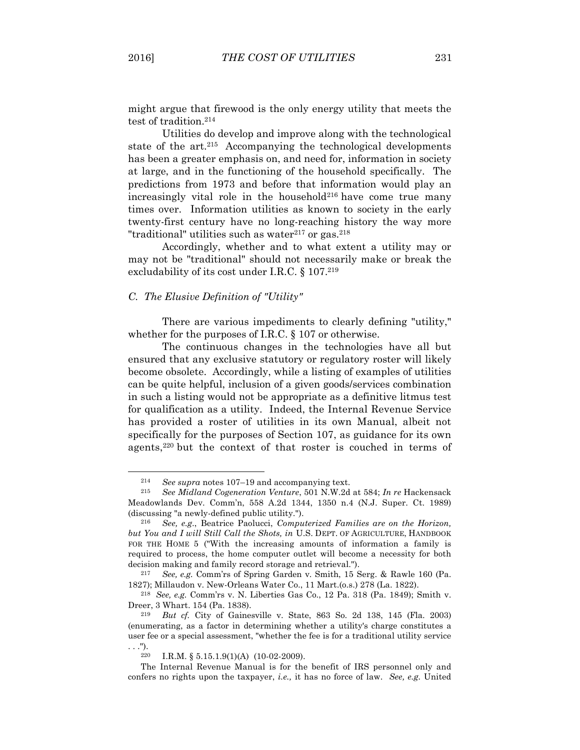might argue that firewood is the only energy utility that meets the test of tradition.[214]

Utilities do develop and improve along with the technological state of the art.[215] Accompanying the technological developments has been a greater emphasis on, and need for, information in society at large, and in the functioning of the household specifically. The predictions from 1973 and before that information would play an increasingly vital role in the household[216] have come true many times over. Information utilities as known to society in the early twenty-first century have no long-reaching history the way more "traditional" utilities such as water[217] or gas.[218]

Accordingly, whether and to what extent a utility may or may not be "traditional" should not necessarily make or break the excludability of its cost under I.R.C. § 107.[219]

### *C. The Elusive Definition of "Utility"*

There are various impediments to clearly defining "utility," whether for the purposes of I.R.C. § 107 or otherwise.

The continuous changes in the technologies have all but ensured that any exclusive statutory or regulatory roster will likely become obsolete. Accordingly, while a listing of examples of utilities can be quite helpful, inclusion of a given goods/services combination in such a listing would not be appropriate as a definitive litmus test for qualification as a utility. Indeed, the Internal Revenue Service has provided a roster of utilities in its own Manual, albeit not specifically for the purposes of Section 107, as guidance for its own agents,[220] but the context of that roster is couched in terms of

---

[214] *See supra* notes 107–19 and accompanying text.

[215] *See Midland Cogeneration Venture*, 501 N.W.2d at 584; *In re* Hackensack Meadowlands Dev. Comm'n, 558 A.2d 1344, 1350 n.4 (N.J. Super. Ct. 1989) (discussing "a newly-defined public utility.").

[216] *See, e.g.*, Beatrice Paolucci, *Computerized Families are on the Horizon, but You and I will Still Call the Shots, in* U.S. DEPT. OF AGRICULTURE, HANDBOOK FOR THE HOME 5 ("With the increasing amounts of information a family is required to process, the home computer outlet will become a necessity for both decision making and family record storage and retrieval.").

[217] *See, e.g.* Comm'rs of Spring Garden v. Smith, 15 Serg. & Rawle 160 (Pa. 1827); Millaudon v. New-Orleans Water Co., 11 Mart.(o.s.) 278 (La. 1822).

[218] *See, e.g.* Comm'rs v. N. Liberties Gas Co., 12 Pa. 318 (Pa. 1849); Smith v. Dreer, 3 Whart. 154 (Pa. 1838).

[219] *But cf.* City of Gainesville v. State, 863 So. 2d 138, 145 (Fla. 2003) (enumerating, as a factor in determining whether a utility's charge constitutes a user fee or a special assessment, "whether the fee is for a traditional utility service . . .").

[220] I.R.M. § 5.15.1.9(1)(A) (10-02-2009).

The Internal Revenue Manual is for the benefit of IRS personnel only and confers no rights upon the taxpayer, *i.e.,* it has no force of law. *See, e.g.* United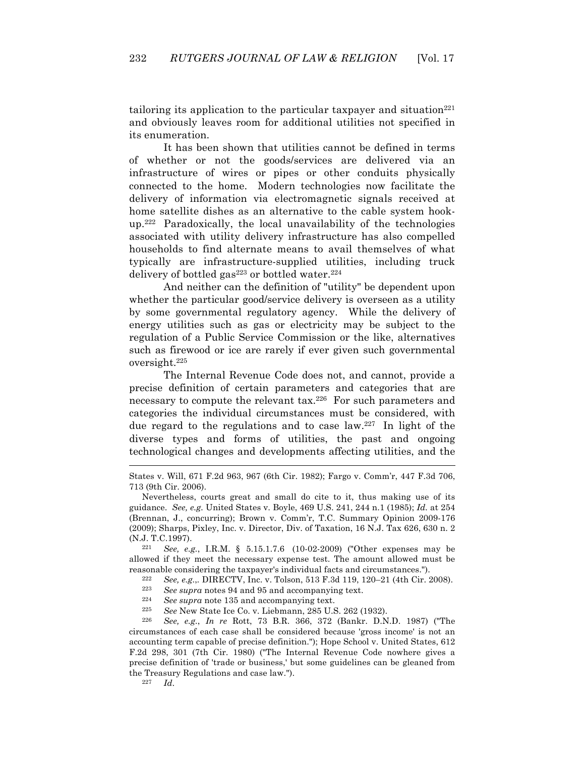tailoring its application to the particular taxpayer and situation[221] and obviously leaves room for additional utilities not specified in its enumeration.

It has been shown that utilities cannot be defined in terms of whether or not the goods/services are delivered via an infrastructure of wires or pipes or other conduits physically connected to the home. Modern technologies now facilitate the delivery of information via electromagnetic signals received at home satellite dishes as an alternative to the cable system hook-up.[222] Paradoxically, the local unavailability of the technologies associated with utility delivery infrastructure has also compelled households to find alternate means to avail themselves of what typically are infrastructure-supplied utilities, including truck delivery of bottled gas[223] or bottled water.[224]

And neither can the definition of "utility" be dependent upon whether the particular good/service delivery is overseen as a utility by some governmental regulatory agency. While the delivery of energy utilities such as gas or electricity may be subject to the regulation of a Public Service Commission or the like, alternatives such as firewood or ice are rarely if ever given such governmental oversight.[225]

The Internal Revenue Code does not, and cannot, provide a precise definition of certain parameters and categories that are necessary to compute the relevant tax.[226] For such parameters and categories the individual circumstances must be considered, with due regard to the regulations and to case law.[227] In light of the diverse types and forms of utilities, the past and ongoing technological changes and developments affecting utilities, and the

---

States v. Will, 671 F.2d 963, 967 (6th Cir. 1982); Fargo v. Comm'r, 447 F.3d 706, 713 (9th Cir. 2006).

Nevertheless, courts great and small do cite to it, thus making use of its guidance. *See, e.g.* United States v. Boyle, 469 U.S. 241, 244 n.1 (1985); *Id.* at 254 (Brennan, J., concurring); Brown v. Comm'r, T.C. Summary Opinion 2009-176 (2009); Sharps, Pixley, Inc. v. Director, Div. of Taxation, 16 N.J. Tax 626, 630 n. 2 (N.J. T.C.1997).

[221] *See, e.g.*, I.R.M. § 5.15.1.7.6 (10-02-2009) ("Other expenses may be allowed if they meet the necessary expense test. The amount allowed must be reasonable considering the taxpayer's individual facts and circumstances.").

[222] *See, e.g.*,. DIRECTV, Inc. v. Tolson, 513 F.3d 119, 120–21 (4th Cir. 2008).

[223] *See supra* notes 94 and 95 and accompanying text.

[224] *See supra* note 135 and accompanying text.

[225] *See* New State Ice Co. v. Liebmann, 285 U.S. 262 (1932).

[226] *See, e.g.*, *In re* Rott, 73 B.R. 366, 372 (Bankr. D.N.D. 1987) ("The circumstances of each case shall be considered because 'gross income' is not an accounting term capable of precise definition."); Hope School v. United States, 612 F.2d 298, 301 (7th Cir. 1980) ("The Internal Revenue Code nowhere gives a precise definition of 'trade or business,' but some guidelines can be gleaned from the Treasury Regulations and case law.").

[227] *Id.*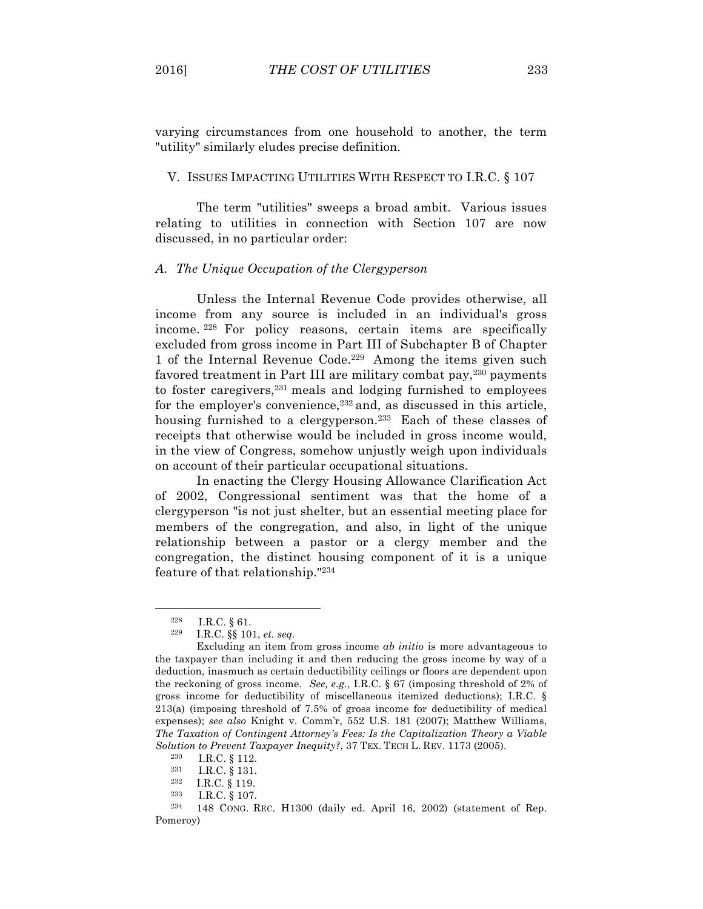varying circumstances from one household to another, the term "utility" similarly eludes precise definition.

## V. ISSUES IMPACTING UTILITIES WITH RESPECT TO I.R.C. § 107

The term "utilities" sweeps a broad ambit. Various issues relating to utilities in connection with Section 107 are now discussed, in no particular order:

### *A. The Unique Occupation of the Clergyperson*

Unless the Internal Revenue Code provides otherwise, all income from any source is included in an individual's gross income. [228] For policy reasons, certain items are specifically excluded from gross income in Part III of Subchapter B of Chapter 1 of the Internal Revenue Code.[229] Among the items given such favored treatment in Part III are military combat pay,[230] payments to foster caregivers,[231] meals and lodging furnished to employees for the employer's convenience,[232] and, as discussed in this article, housing furnished to a clergyperson.[233] Each of these classes of receipts that otherwise would be included in gross income would, in the view of Congress, somehow unjustly weigh upon individuals on account of their particular occupational situations.

In enacting the Clergy Housing Allowance Clarification Act of 2002, Congressional sentiment was that the home of a clergyperson "is not just shelter, but an essential meeting place for members of the congregation, and also, in light of the unique relationship between a pastor or a clergy member and the congregation, the distinct housing component of it is a unique feature of that relationship."[234]

---

[228] I.R.C. § 61.

[229] I.R.C. §§ 101, *et. seq*.

Excluding an item from gross income *ab initio* is more advantageous to the taxpayer than including it and then reducing the gross income by way of a deduction, inasmuch as certain deductibility ceilings or floors are dependent upon the reckoning of gross income. *See, e.g.*, I.R.C. § 67 (imposing threshold of 2% of gross income for deductibility of miscellaneous itemized deductions); I.R.C. § 213(a) (imposing threshold of 7.5% of gross income for deductibility of medical expenses); *see also* Knight v. Comm'r, 552 U.S. 181 (2007); Matthew Williams, *The Taxation of Contingent Attorney's Fees: Is the Capitalization Theory a Viable Solution to Prevent Taxpayer Inequity?*, 37 TEX. TECH L. REV. 1173 (2005).

[230] I.R.C. § 112.

[231] I.R.C. § 131.

[232] I.R.C. § 119.

[233] I.R.C. § 107.

[234] 148 CONG. REC. H1300 (daily ed. April 16, 2002) (statement of Rep. Pomeroy)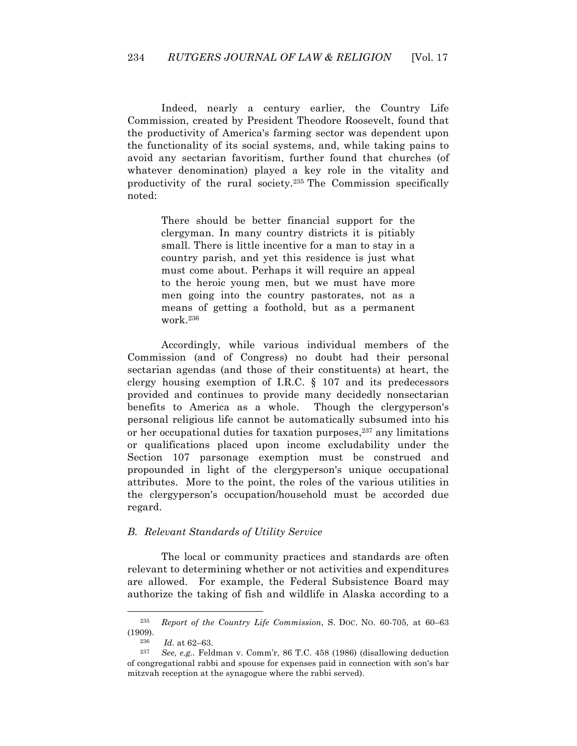Indeed, nearly a century earlier, the Country Life Commission, created by President Theodore Roosevelt, found that the productivity of America's farming sector was dependent upon the functionality of its social systems, and, while taking pains to avoid any sectarian favoritism, further found that churches (of whatever denomination) played a key role in the vitality and productivity of the rural society.[235] The Commission specifically noted:

> There should be better financial support for the clergyman. In many country districts it is pitiably small. There is little incentive for a man to stay in a country parish, and yet this residence is just what must come about. Perhaps it will require an appeal to the heroic young men, but we must have more men going into the country pastorates, not as a means of getting a foothold, but as a permanent work.[236]

Accordingly, while various individual members of the Commission (and of Congress) no doubt had their personal sectarian agendas (and those of their constituents) at heart, the clergy housing exemption of I.R.C. § 107 and its predecessors provided and continues to provide many decidedly nonsectarian benefits to America as a whole. Though the clergyperson's personal religious life cannot be automatically subsumed into his or her occupational duties for taxation purposes,[237] any limitations or qualifications placed upon income excludability under the Section 107 parsonage exemption must be construed and propounded in light of the clergyperson's unique occupational attributes. More to the point, the roles of the various utilities in the clergyperson's occupation/household must be accorded due regard.

### *B. Relevant Standards of Utility Service*

The local or community practices and standards are often relevant to determining whether or not activities and expenditures are allowed. For example, the Federal Subsistence Board may authorize the taking of fish and wildlife in Alaska according to a

---

[235] *Report of the Country Life Commission*, S. DOC. NO. 60-705, at 60–63 (1909).

[236] *Id.* at 62–63.

[237] *See, e.g.*. Feldman v. Comm'r, 86 T.C. 458 (1986) (disallowing deduction of congregational rabbi and spouse for expenses paid in connection with son's bar mitzvah reception at the synagogue where the rabbi served).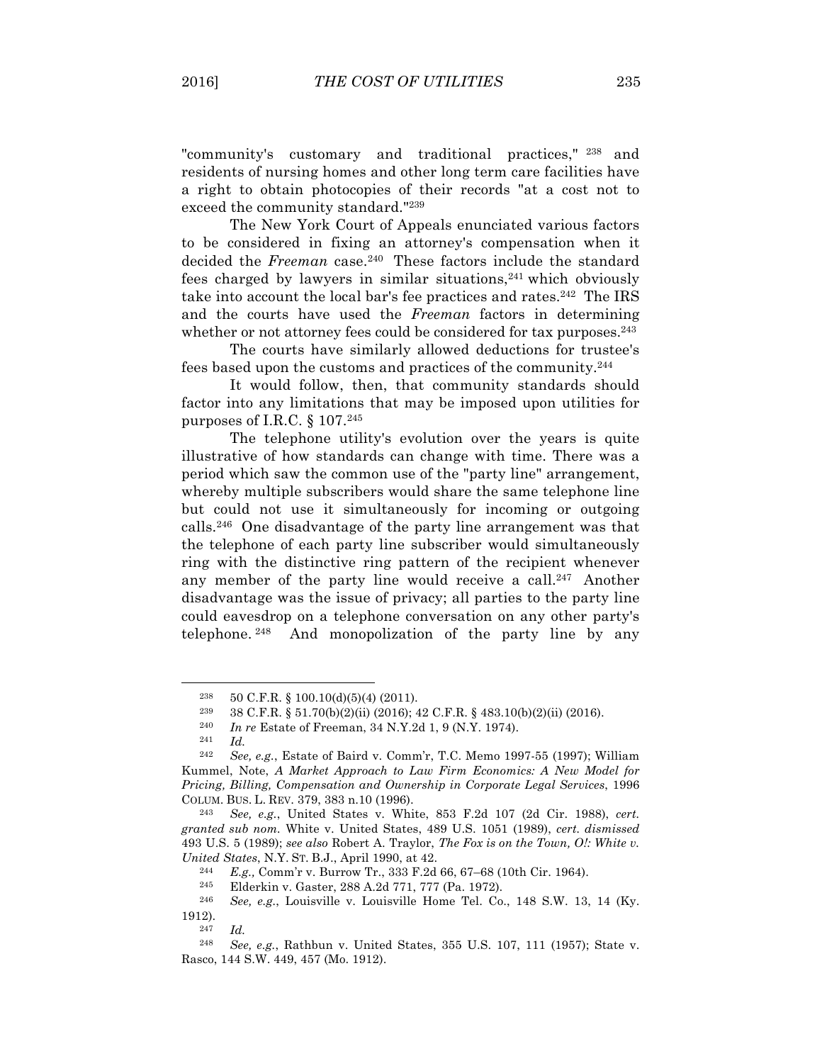"community's customary and traditional practices," [238] and residents of nursing homes and other long term care facilities have a right to obtain photocopies of their records "at a cost not to exceed the community standard."[239]

The New York Court of Appeals enunciated various factors to be considered in fixing an attorney's compensation when it decided the *Freeman* case.[240] These factors include the standard fees charged by lawyers in similar situations,[241] which obviously take into account the local bar's fee practices and rates.[242] The IRS and the courts have used the *Freeman* factors in determining whether or not attorney fees could be considered for tax purposes.[243]

The courts have similarly allowed deductions for trustee's fees based upon the customs and practices of the community.[244]

It would follow, then, that community standards should factor into any limitations that may be imposed upon utilities for purposes of I.R.C. § 107.[245]

The telephone utility's evolution over the years is quite illustrative of how standards can change with time. There was a period which saw the common use of the "party line" arrangement, whereby multiple subscribers would share the same telephone line but could not use it simultaneously for incoming or outgoing calls.[246] One disadvantage of the party line arrangement was that the telephone of each party line subscriber would simultaneously ring with the distinctive ring pattern of the recipient whenever any member of the party line would receive a call.[247] Another disadvantage was the issue of privacy; all parties to the party line could eavesdrop on a telephone conversation on any other party's telephone.[248] And monopolization of the party line by any

---

[238] 50 C.F.R. § 100.10(d)(5)(4) (2011).

[239] 38 C.F.R. § 51.70(b)(2)(ii) (2016); 42 C.F.R. § 483.10(b)(2)(ii) (2016).

[240] *In re* Estate of Freeman, 34 N.Y.2d 1, 9 (N.Y. 1974).

[241] *Id.*

[242] *See, e.g.*, Estate of Baird v. Comm'r, T.C. Memo 1997-55 (1997); William Kummel, Note, *A Market Approach to Law Firm Economics: A New Model for Pricing, Billing, Compensation and Ownership in Corporate Legal Services*, 1996 COLUM. BUS. L. REV. 379, 383 n.10 (1996).

[243] *See, e.g.*, United States v. White, 853 F.2d 107 (2d Cir. 1988), *cert. granted sub nom.* White v. United States, 489 U.S. 1051 (1989), *cert. dismissed* 493 U.S. 5 (1989); *see also* Robert A. Traylor, *The Fox is on the Town, O!: White v. United States*, N.Y. ST. B.J., April 1990, at 42.

[244] *E.g.,* Comm'r v. Burrow Tr., 333 F.2d 66, 67–68 (10th Cir. 1964).

[245] Elderkin v. Gaster, 288 A.2d 771, 777 (Pa. 1972).

[246] *See, e.g.*, Louisville v. Louisville Home Tel. Co., 148 S.W. 13, 14 (Ky. 1912).

[247] *Id.*

[248] *See, e.g.*, Rathbun v. United States, 355 U.S. 107, 111 (1957); State v. Rasco, 144 S.W. 449, 457 (Mo. 1912).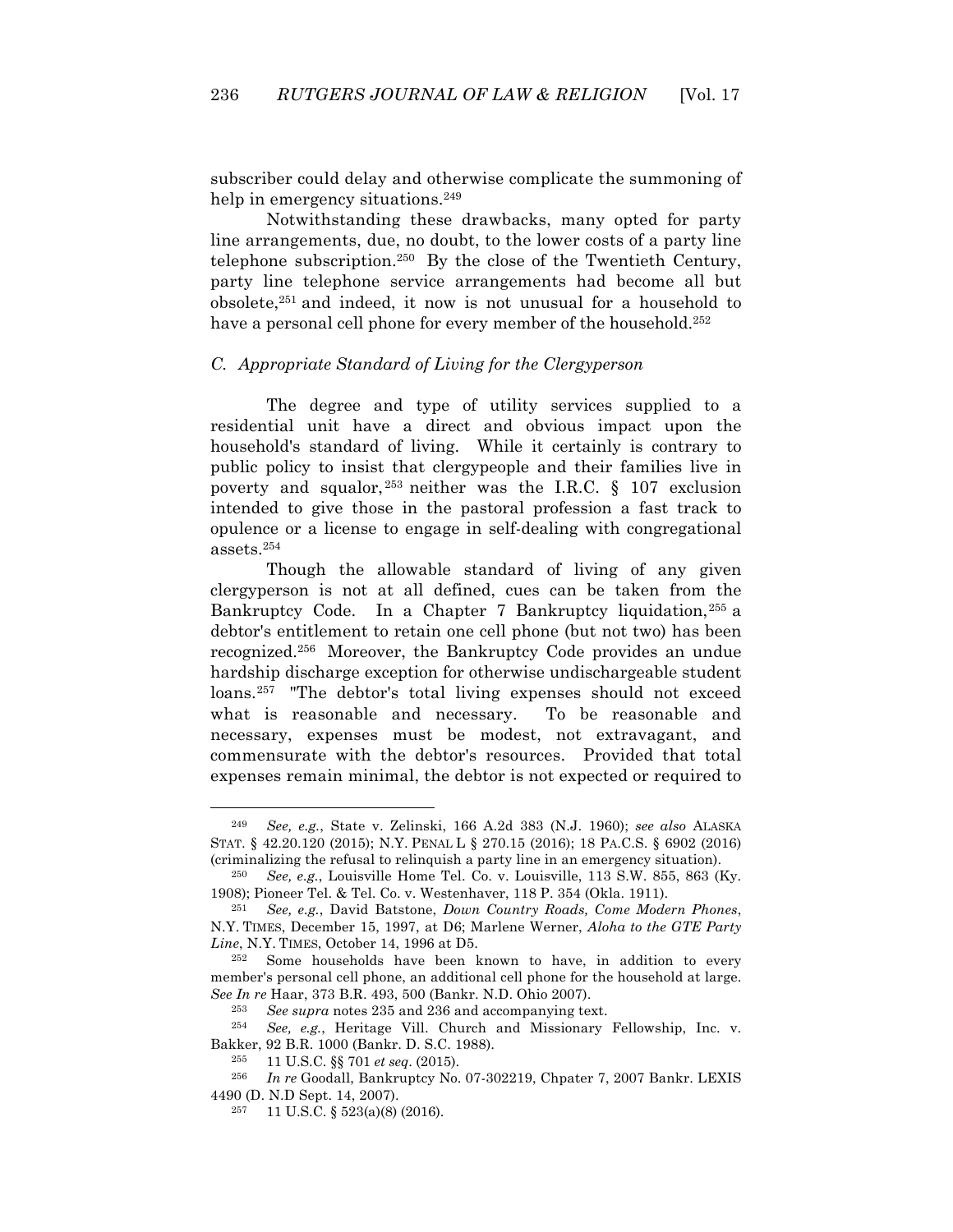subscriber could delay and otherwise complicate the summoning of help in emergency situations.[249]

Notwithstanding these drawbacks, many opted for party line arrangements, due, no doubt, to the lower costs of a party line telephone subscription.[250] By the close of the Twentieth Century, party line telephone service arrangements had become all but obsolete,[251] and indeed, it now is not unusual for a household to have a personal cell phone for every member of the household.[252]

### *C. Appropriate Standard of Living for the Clergyperson*

The degree and type of utility services supplied to a residential unit have a direct and obvious impact upon the household's standard of living. While it certainly is contrary to public policy to insist that clergypeople and their families live in poverty and squalor,[253] neither was the I.R.C. § 107 exclusion intended to give those in the pastoral profession a fast track to opulence or a license to engage in self-dealing with congregational assets.[254]

Though the allowable standard of living of any given clergyperson is not at all defined, cues can be taken from the Bankruptcy Code. In a Chapter 7 Bankruptcy liquidation,[255] a debtor's entitlement to retain one cell phone (but not two) has been recognized.[256] Moreover, the Bankruptcy Code provides an undue hardship discharge exception for otherwise undischargeable student loans.[257] "The debtor's total living expenses should not exceed what is reasonable and necessary. To be reasonable and necessary, expenses must be modest, not extravagant, and commensurate with the debtor's resources. Provided that total expenses remain minimal, the debtor is not expected or required to

---

[249] *See, e.g.*, State v. Zelinski, 166 A.2d 383 (N.J. 1960); *see also* ALASKA STAT. § 42.20.120 (2015); N.Y. PENAL L § 270.15 (2016); 18 PA.C.S. § 6902 (2016) (criminalizing the refusal to relinquish a party line in an emergency situation).

[250] *See, e.g.*, Louisville Home Tel. Co. v. Louisville, 113 S.W. 855, 863 (Ky. 1908); Pioneer Tel. & Tel. Co. v. Westenhaver, 118 P. 354 (Okla. 1911).

[251] *See, e.g.*, David Batstone, *Down Country Roads, Come Modern Phones*, N.Y. TIMES, December 15, 1997, at D6; Marlene Werner, *Aloha to the GTE Party Line*, N.Y. TIMES, October 14, 1996 at D5.

[252] Some households have been known to have, in addition to every member's personal cell phone, an additional cell phone for the household at large. *See In re* Haar, 373 B.R. 493, 500 (Bankr. N.D. Ohio 2007).

[253] *See supra* notes 235 and 236 and accompanying text.

[254] *See, e.g.*, Heritage Vill. Church and Missionary Fellowship, Inc. v. Bakker, 92 B.R. 1000 (Bankr. D. S.C. 1988).

[255] 11 U.S.C. §§ 701 *et seq*. (2015).

[256] *In re* Goodall, Bankruptcy No. 07-302219, Chpater 7, 2007 Bankr. LEXIS 4490 (D. N.D Sept. 14, 2007).

[257] 11 U.S.C. § 523(a)(8) (2016).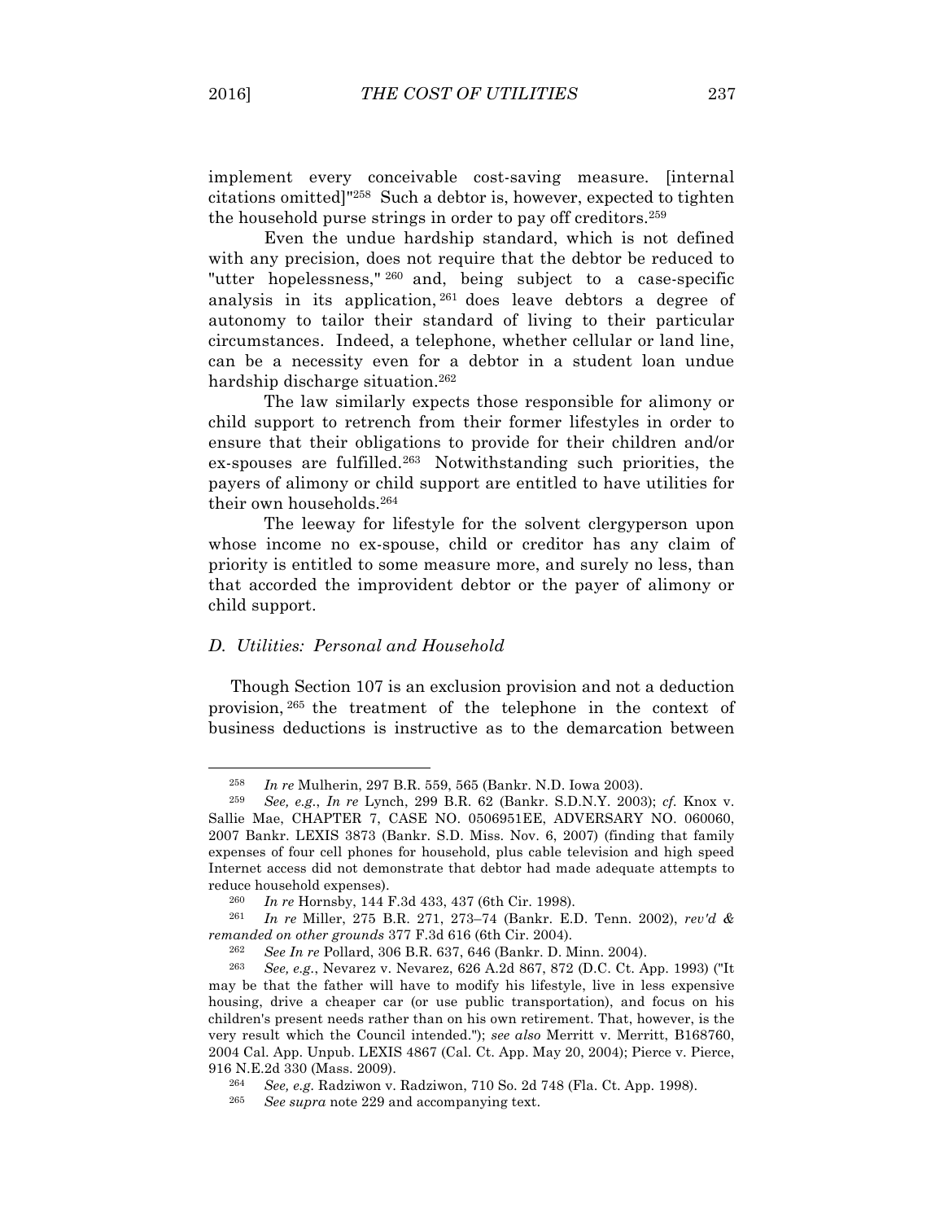implement every conceivable cost-saving measure. [internal citations omitted]"[258] Such a debtor is, however, expected to tighten the household purse strings in order to pay off creditors.[259]

Even the undue hardship standard, which is not defined with any precision, does not require that the debtor be reduced to "utter hopelessness," [260] and, being subject to a case-specific analysis in its application, [261] does leave debtors a degree of autonomy to tailor their standard of living to their particular circumstances. Indeed, a telephone, whether cellular or land line, can be a necessity even for a debtor in a student loan undue hardship discharge situation.[262]

The law similarly expects those responsible for alimony or child support to retrench from their former lifestyles in order to ensure that their obligations to provide for their children and/or ex-spouses are fulfilled.[263] Notwithstanding such priorities, the payers of alimony or child support are entitled to have utilities for their own households.[264]

The leeway for lifestyle for the solvent clergyperson upon whose income no ex-spouse, child or creditor has any claim of priority is entitled to some measure more, and surely no less, than that accorded the improvident debtor or the payer of alimony or child support.

### *D. Utilities: Personal and Household*

Though Section 107 is an exclusion provision and not a deduction provision, [265] the treatment of the telephone in the context of business deductions is instructive as to the demarcation between

---

[258] *In re* Mulherin, 297 B.R. 559, 565 (Bankr. N.D. Iowa 2003).

[259] *See, e.g.*, *In re* Lynch, 299 B.R. 62 (Bankr. S.D.N.Y. 2003); *cf.* Knox v. Sallie Mae, CHAPTER 7, CASE NO. 0506951EE, ADVERSARY NO. 060060, 2007 Bankr. LEXIS 3873 (Bankr. S.D. Miss. Nov. 6, 2007) (finding that family expenses of four cell phones for household, plus cable television and high speed Internet access did not demonstrate that debtor had made adequate attempts to reduce household expenses).

[260] *In re* Hornsby, 144 F.3d 433, 437 (6th Cir. 1998).

[261] *In re* Miller, 275 B.R. 271, 273–74 (Bankr. E.D. Tenn. 2002), *rev'd & remanded on other grounds* 377 F.3d 616 (6th Cir. 2004).

[262] *See In re* Pollard, 306 B.R. 637, 646 (Bankr. D. Minn. 2004).

[263] *See, e.g.*, Nevarez v. Nevarez, 626 A.2d 867, 872 (D.C. Ct. App. 1993) ("It may be that the father will have to modify his lifestyle, live in less expensive housing, drive a cheaper car (or use public transportation), and focus on his children's present needs rather than on his own retirement. That, however, is the very result which the Council intended."); *see also* Merritt v. Merritt, B168760, 2004 Cal. App. Unpub. LEXIS 4867 (Cal. Ct. App. May 20, 2004); Pierce v. Pierce, 916 N.E.2d 330 (Mass. 2009).

[264] *See, e.g.* Radziwon v. Radziwon, 710 So. 2d 748 (Fla. Ct. App. 1998).

[265] *See supra* note 229 and accompanying text.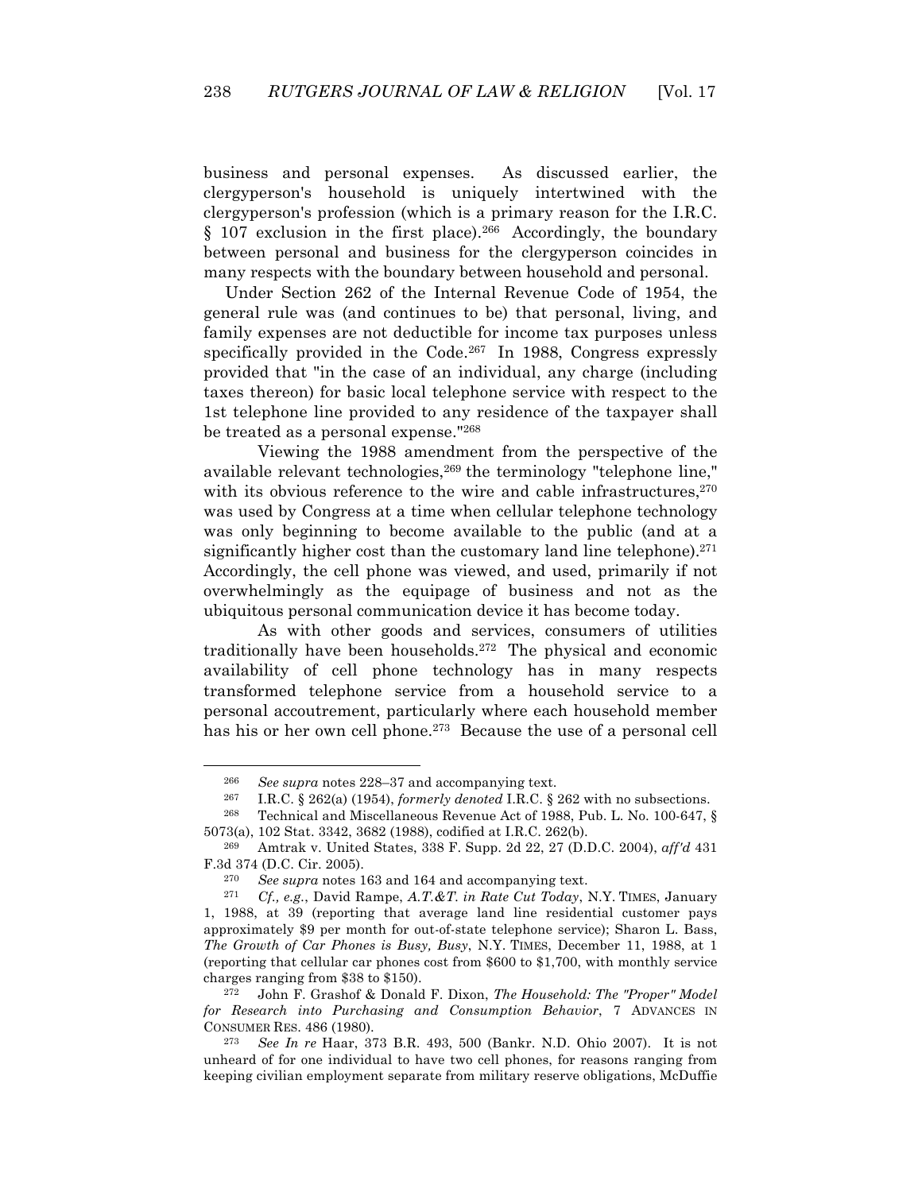business and personal expenses. As discussed earlier, the clergyperson's household is uniquely intertwined with the clergyperson's profession (which is a primary reason for the I.R.C. § 107 exclusion in the first place).[266] Accordingly, the boundary between personal and business for the clergyperson coincides in many respects with the boundary between household and personal.

Under Section 262 of the Internal Revenue Code of 1954, the general rule was (and continues to be) that personal, living, and family expenses are not deductible for income tax purposes unless specifically provided in the Code.[267] In 1988, Congress expressly provided that "in the case of an individual, any charge (including taxes thereon) for basic local telephone service with respect to the 1st telephone line provided to any residence of the taxpayer shall be treated as a personal expense."[268]

Viewing the 1988 amendment from the perspective of the available relevant technologies,[269] the terminology "telephone line," with its obvious reference to the wire and cable infrastructures,[270] was used by Congress at a time when cellular telephone technology was only beginning to become available to the public (and at a significantly higher cost than the customary land line telephone).[271] Accordingly, the cell phone was viewed, and used, primarily if not overwhelmingly as the equipage of business and not as the ubiquitous personal communication device it has become today.

As with other goods and services, consumers of utilities traditionally have been households.[272] The physical and economic availability of cell phone technology has in many respects transformed telephone service from a household service to a personal accoutrement, particularly where each household member has his or her own cell phone.[273] Because the use of a personal cell

---

[266] *See supra* notes 228–37 and accompanying text.

[267] I.R.C. § 262(a) (1954), *formerly denoted* I.R.C. § 262 with no subsections.

[268] Technical and Miscellaneous Revenue Act of 1988, Pub. L. No. 100-647, § 5073(a), 102 Stat. 3342, 3682 (1988), codified at I.R.C. 262(b).

[269] Amtrak v. United States, 338 F. Supp. 2d 22, 27 (D.D.C. 2004), *aff'd* 431 F.3d 374 (D.C. Cir. 2005).

[270] *See supra* notes 163 and 164 and accompanying text.

[271] *Cf., e.g.*, David Rampe, *A.T.&T. in Rate Cut Today*, N.Y. TIMES, January 1, 1988, at 39 (reporting that average land line residential customer pays approximately $9 per month for out-of-state telephone service); Sharon L. Bass, *The Growth of Car Phones is Busy, Busy*, N.Y. TIMES, December 11, 1988, at 1 (reporting that cellular car phones cost from $600 to $1,700, with monthly service charges ranging from $38 to $150).

[272] John F. Grashof & Donald F. Dixon, *The Household: The "Proper" Model for Research into Purchasing and Consumption Behavior*, 7 ADVANCES IN CONSUMER RES. 486 (1980).

[273] *See In re* Haar, 373 B.R. 493, 500 (Bankr. N.D. Ohio 2007). It is not unheard of for one individual to have two cell phones, for reasons ranging from keeping civilian employment separate from military reserve obligations, McDuffie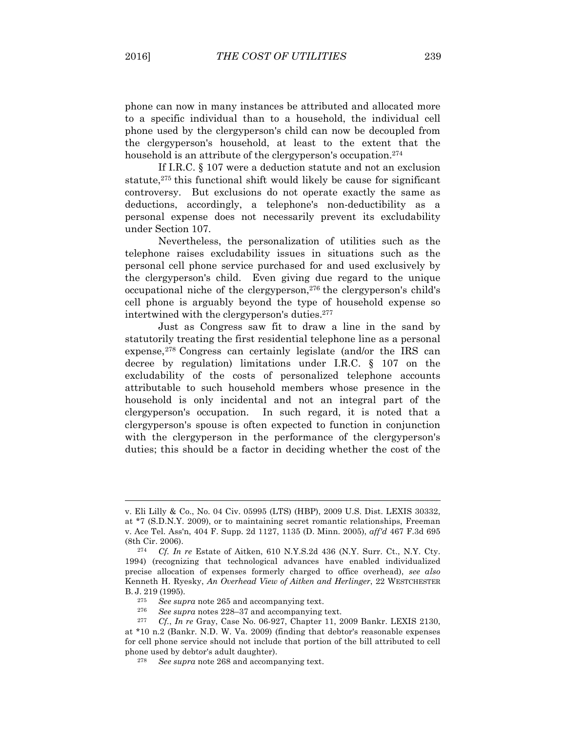phone can now in many instances be attributed and allocated more to a specific individual than to a household, the individual cell phone used by the clergyperson's child can now be decoupled from the clergyperson's household, at least to the extent that the household is an attribute of the clergyperson's occupation.[274]

If I.R.C. § 107 were a deduction statute and not an exclusion statute,[275] this functional shift would likely be cause for significant controversy. But exclusions do not operate exactly the same as deductions, accordingly, a telephone's non-deductibility as a personal expense does not necessarily prevent its excludability under Section 107.

Nevertheless, the personalization of utilities such as the telephone raises excludability issues in situations such as the personal cell phone service purchased for and used exclusively by the clergyperson's child. Even giving due regard to the unique occupational niche of the clergyperson,[276] the clergyperson's child's cell phone is arguably beyond the type of household expense so intertwined with the clergyperson's duties.[277]

Just as Congress saw fit to draw a line in the sand by statutorily treating the first residential telephone line as a personal expense,[278] Congress can certainly legislate (and/or the IRS can decree by regulation) limitations under I.R.C. § 107 on the excludability of the costs of personalized telephone accounts attributable to such household members whose presence in the household is only incidental and not an integral part of the clergyperson's occupation. In such regard, it is noted that a clergyperson's spouse is often expected to function in conjunction with the clergyperson in the performance of the clergyperson's duties; this should be a factor in deciding whether the cost of the

---

v. Eli Lilly & Co., No. 04 Civ. 05995 (LTS) (HBP), 2009 U.S. Dist. LEXIS 30332, at *7 (S.D.N.Y. 2009), or to maintaining secret romantic relationships, Freeman v. Ace Tel. Ass'n, 404 F. Supp. 2d 1127, 1135 (D. Minn. 2005), *aff'd* 467 F.3d 695 (8th Cir. 2006).

[274] *Cf. In re* Estate of Aitken, 610 N.Y.S.2d 436 (N.Y. Surr. Ct., N.Y. Cty. 1994) (recognizing that technological advances have enabled individualized precise allocation of expenses formerly charged to office overhead), *see also* Kenneth H. Ryesky, *An Overhead View of Aitken and Herlinger*, 22 WESTCHESTER B. J. 219 (1995).

[275] *See supra* note 265 and accompanying text.

[276] *See supra* notes 228–37 and accompanying text.

[277] *Cf.*, *In re* Gray, Case No. 06-927, Chapter 11, 2009 Bankr. LEXIS 2130, at *10 n.2 (Bankr. N.D. W. Va. 2009) (finding that debtor's reasonable expenses for cell phone service should not include that portion of the bill attributed to cell phone used by debtor's adult daughter).

[278] *See supra* note 268 and accompanying text.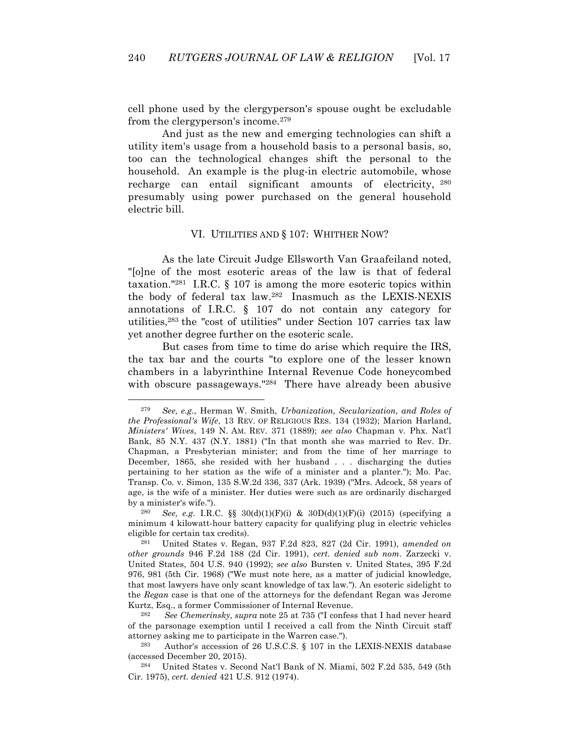cell phone used by the clergyperson's spouse ought be excludable from the clergyperson's income.[279]

And just as the new and emerging technologies can shift a utility item's usage from a household basis to a personal basis, so, too can the technological changes shift the personal to the household. An example is the plug-in electric automobile, whose recharge can entail significant amounts of electricity, [280] presumably using power purchased on the general household electric bill.

## VI. UTILITIES AND § 107: WHITHER NOW?

As the late Circuit Judge Ellsworth Van Graafeiland noted, "[o]ne of the most esoteric areas of the law is that of federal taxation."[281] I.R.C. § 107 is among the more esoteric topics within the body of federal tax law.[282] Inasmuch as the LEXIS-NEXIS annotations of I.R.C. § 107 do not contain any category for utilities,[283] the "cost of utilities" under Section 107 carries tax law yet another degree further on the esoteric scale.

But cases from time to time do arise which require the IRS, the tax bar and the courts "to explore one of the lesser known chambers in a labyrinthine Internal Revenue Code honeycombed with obscure passageways."[284] There have already been abusive

---

[279] *See, e.g.*, Herman W. Smith, *Urbanization, Secularization, and Roles of the Professional's Wife*, 13 REV. OF RELIGIOUS RES. 134 (1932); Marion Harland, *Ministers' Wives*, 149 N. AM. REV. 371 (1889); *see also* Chapman v. Phx. Nat'l Bank, 85 N.Y. 437 (N.Y. 1881) ("In that month she was married to Rev. Dr. Chapman, a Presbyterian minister; and from the time of her marriage to December, 1865, she resided with her husband . . . discharging the duties pertaining to her station as the wife of a minister and a planter."); Mo. Pac. Transp. Co. v. Simon, 135 S.W.2d 336, 337 (Ark. 1939) ("Mrs. Adcock, 58 years of age, is the wife of a minister. Her duties were such as are ordinarily discharged by a minister's wife.").

[280] *See, e.g.* I.R.C. §§ 30(d)(1)(F)(i) & 30D(d)(1)(F)(i) (2015) (specifying a minimum 4 kilowatt-hour battery capacity for qualifying plug in electric vehicles eligible for certain tax credits).

[281] United States v. Regan, 937 F.2d 823, 827 (2d Cir. 1991), *amended on other grounds* 946 F.2d 188 (2d Cir. 1991), *cert. denied sub nom*. Zarzecki v. United States, 504 U.S. 940 (1992); *see also* Bursten v. United States, 395 F.2d 976, 981 (5th Cir. 1968) ("We must note here, as a matter of judicial knowledge, that most lawyers have only scant knowledge of tax law."). An esoteric sidelight to the *Regan* case is that one of the attorneys for the defendant Regan was Jerome Kurtz, Esq., a former Commissioner of Internal Revenue.

[282] *See Chemerinsky*, *supra* note 25 at 735 ("I confess that I had never heard of the parsonage exemption until I received a call from the Ninth Circuit staff attorney asking me to participate in the Warren case.").

[283] Author's accession of 26 U.S.C.S. § 107 in the LEXIS-NEXIS database (accessed December 20, 2015).

[284] United States v. Second Nat'l Bank of N. Miami, 502 F.2d 535, 549 (5th Cir. 1975), *cert. denied* 421 U.S. 912 (1974).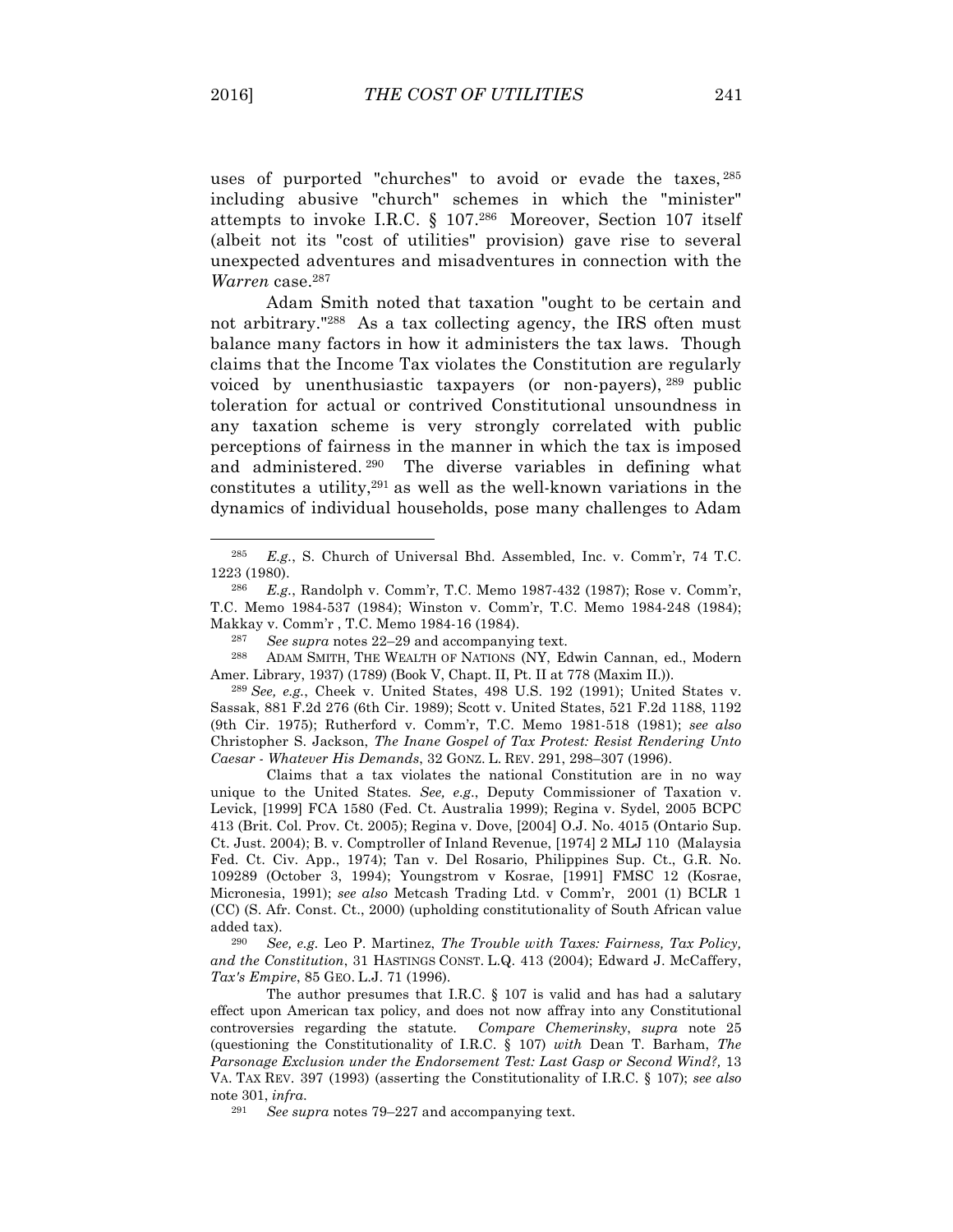uses of purported "churches" to avoid or evade the taxes,[285] including abusive "church" schemes in which the "minister" attempts to invoke I.R.C. § 107.[286] Moreover, Section 107 itself (albeit not its "cost of utilities" provision) gave rise to several unexpected adventures and misadventures in connection with the *Warren* case.[287]

Adam Smith noted that taxation "ought to be certain and not arbitrary."[288] As a tax collecting agency, the IRS often must balance many factors in how it administers the tax laws. Though claims that the Income Tax violates the Constitution are regularly voiced by unenthusiastic taxpayers (or non-payers),[289] public toleration for actual or contrived Constitutional unsoundness in any taxation scheme is very strongly correlated with public perceptions of fairness in the manner in which the tax is imposed and administered.[290] The diverse variables in defining what constitutes a utility,[291] as well as the well-known variations in the dynamics of individual households, pose many challenges to Adam

---

[285] *E.g.*, S. Church of Universal Bhd. Assembled, Inc. v. Comm'r, 74 T.C. 1223 (1980).

[286] *E.g.*, Randolph v. Comm'r, T.C. Memo 1987-432 (1987); Rose v. Comm'r, T.C. Memo 1984-537 (1984); Winston v. Comm'r, T.C. Memo 1984-248 (1984); Makkay v. Comm'r , T.C. Memo 1984-16 (1984).

[287] *See supra* notes 22–29 and accompanying text.

[288] ADAM SMITH, THE WEALTH OF NATIONS (NY, Edwin Cannan, ed., Modern Amer. Library, 1937) (1789) (Book V, Chapt. II, Pt. II at 778 (Maxim II.)).

[289] *See, e.g.*, Cheek v. United States, 498 U.S. 192 (1991); United States v. Sassak, 881 F.2d 276 (6th Cir. 1989); Scott v. United States, 521 F.2d 1188, 1192 (9th Cir. 1975); Rutherford v. Comm'r, T.C. Memo 1981-518 (1981); *see also* Christopher S. Jackson, *The Inane Gospel of Tax Protest: Resist Rendering Unto Caesar - Whatever His Demands*, 32 GONZ. L. REV. 291, 298–307 (1996).

Claims that a tax violates the national Constitution are in no way unique to the United States. *See, e.g.*, Deputy Commissioner of Taxation v. Levick, [1999] FCA 1580 (Fed. Ct. Australia 1999); Regina v. Sydel, 2005 BCPC 413 (Brit. Col. Prov. Ct. 2005); Regina v. Dove, [2004] O.J. No. 4015 (Ontario Sup. Ct. Just. 2004); B. v. Comptroller of Inland Revenue, [1974] 2 MLJ 110 (Malaysia Fed. Ct. Civ. App., 1974); Tan v. Del Rosario, Philippines Sup. Ct., G.R. No. 109289 (October 3, 1994); Youngstrom v Kosrae, [1991] FMSC 12 (Kosrae, Micronesia, 1991); *see also* Metcash Trading Ltd. v Comm'r, 2001 (1) BCLR 1 (CC) (S. Afr. Const. Ct., 2000) (upholding constitutionality of South African value added tax).

[290] *See, e.g.* Leo P. Martinez, *The Trouble with Taxes: Fairness, Tax Policy, and the Constitution*, 31 HASTINGS CONST. L.Q. 413 (2004); Edward J. McCaffery, *Tax's Empire*, 85 GEO. L.J. 71 (1996).

The author presumes that I.R.C. § 107 is valid and has had a salutary effect upon American tax policy, and does not now affray into any Constitutional controversies regarding the statute. *Compare Chemerinsky*, *supra* note 25 (questioning the Constitutionality of I.R.C. § 107) *with* Dean T. Barham, *The Parsonage Exclusion under the Endorsement Test: Last Gasp or Second Wind?,* 13 VA. TAX REV. 397 (1993) (asserting the Constitutionality of I.R.C. § 107); *see also* note 301, *infra*.

[291] *See supra* notes 79–227 and accompanying text.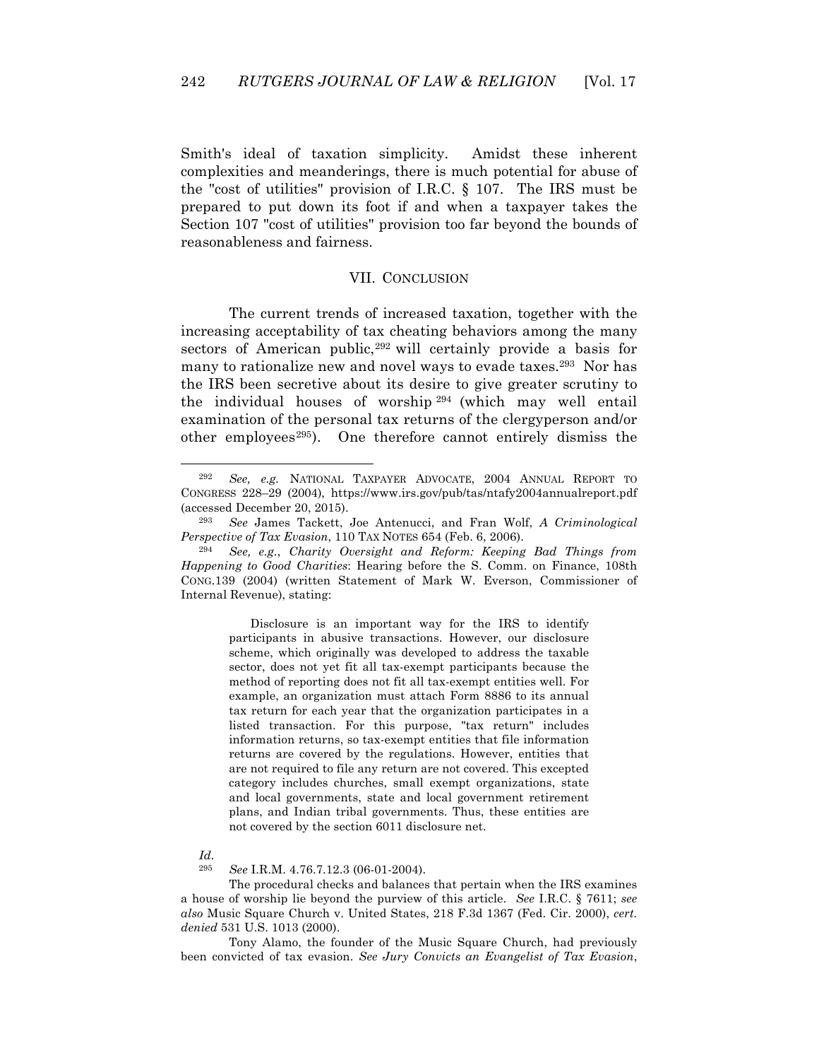Smith's ideal of taxation simplicity. Amidst these inherent complexities and meanderings, there is much potential for abuse of the "cost of utilities" provision of I.R.C. § 107. The IRS must be prepared to put down its foot if and when a taxpayer takes the Section 107 "cost of utilities" provision too far beyond the bounds of reasonableness and fairness.

## VII. CONCLUSION

The current trends of increased taxation, together with the increasing acceptability of tax cheating behaviors among the many sectors of American public,[292] will certainly provide a basis for many to rationalize new and novel ways to evade taxes.[293] Nor has the IRS been secretive about its desire to give greater scrutiny to the individual houses of worship[294] (which may well entail examination of the personal tax returns of the clergyperson and/or other employees[295]). One therefore cannot entirely dismiss the

---

[292] *See, e.g.* NATIONAL TAXPAYER ADVOCATE, 2004 ANNUAL REPORT TO CONGRESS 228–29 (2004), https://www.irs.gov/pub/tas/ntafy2004annualreport.pdf (accessed December 20, 2015).

[293] *See* James Tackett, Joe Antenucci, and Fran Wolf, *A Criminological Perspective of Tax Evasion*, 110 TAX NOTES 654 (Feb. 6, 2006).

[294] *See, e.g.*, *Charity Oversight and Reform: Keeping Bad Things from Happening to Good Charities*: Hearing before the S. Comm. on Finance, 108th CONG.139 (2004) (written Statement of Mark W. Everson, Commissioner of Internal Revenue), stating:

> Disclosure is an important way for the IRS to identify participants in abusive transactions. However, our disclosure scheme, which originally was developed to address the taxable sector, does not yet fit all tax-exempt participants because the method of reporting does not fit all tax-exempt entities well. For example, an organization must attach Form 8886 to its annual tax return for each year that the organization participates in a listed transaction. For this purpose, "tax return" includes information returns, so tax-exempt entities that file information returns are covered by the regulations. However, entities that are not required to file any return are not covered. This excepted category includes churches, small exempt organizations, state and local governments, state and local government retirement plans, and Indian tribal governments. Thus, these entities are not covered by the section 6011 disclosure net.

*Id.*

[295] *See* I.R.M. 4.76.7.12.3 (06-01-2004).

The procedural checks and balances that pertain when the IRS examines a house of worship lie beyond the purview of this article. *See* I.R.C. § 7611; *see also* Music Square Church v. United States, 218 F.3d 1367 (Fed. Cir. 2000), *cert. denied* 531 U.S. 1013 (2000).

Tony Alamo, the founder of the Music Square Church, had previously been convicted of tax evasion. *See Jury Convicts an Evangelist of Tax Evasion*,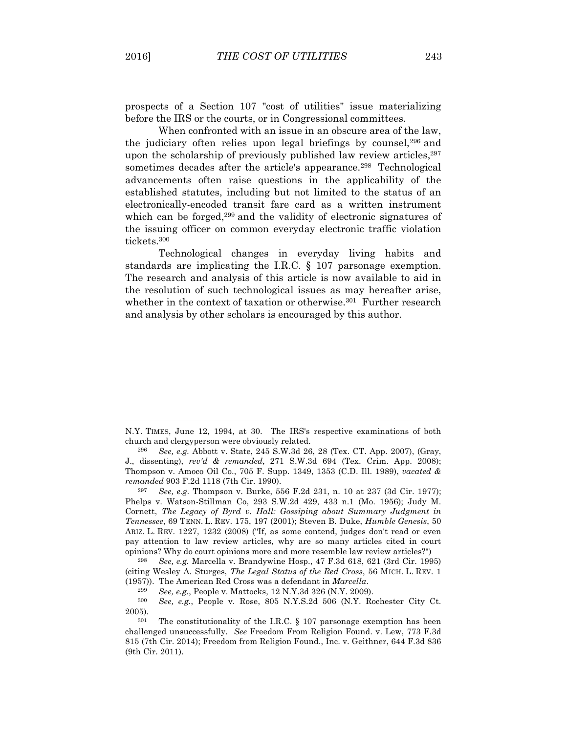prospects of a Section 107 "cost of utilities" issue materializing before the IRS or the courts, or in Congressional committees.

When confronted with an issue in an obscure area of the law, the judiciary often relies upon legal briefings by counsel,[296] and upon the scholarship of previously published law review articles,[297] sometimes decades after the article's appearance.[298] Technological advancements often raise questions in the applicability of the established statutes, including but not limited to the status of an electronically-encoded transit fare card as a written instrument which can be forged,[299] and the validity of electronic signatures of the issuing officer on common everyday electronic traffic violation tickets.[300]

Technological changes in everyday living habits and standards are implicating the I.R.C. § 107 parsonage exemption. The research and analysis of this article is now available to aid in the resolution of such technological issues as may hereafter arise, whether in the context of taxation or otherwise.[301] Further research and analysis by other scholars is encouraged by this author.

---

N.Y. TIMES, June 12, 1994, at 30. The IRS's respective examinations of both church and clergyperson were obviously related.

[296] *See, e.g.* Abbott v. State, 245 S.W.3d 26, 28 (Tex. CT. App. 2007), (Gray, J., dissenting), *rev'd & remanded*, 271 S.W.3d 694 (Tex. Crim. App. 2008); Thompson v. Amoco Oil Co., 705 F. Supp. 1349, 1353 (C.D. Ill. 1989), *vacated & remanded* 903 F.2d 1118 (7th Cir. 1990).

[297] *See, e.g.* Thompson v. Burke, 556 F.2d 231, n. 10 at 237 (3d Cir. 1977); Phelps v. Watson-Stillman Co, 293 S.W.2d 429, 433 n.1 (Mo. 1956); Judy M. Cornett, *The Legacy of Byrd v. Hall: Gossiping about Summary Judgment in Tennessee*, 69 TENN. L. REV. 175, 197 (2001); Steven B. Duke, *Humble Genesis*, 50 ARIZ. L. REV. 1227, 1232 (2008) ("If, as some contend, judges don't read or even pay attention to law review articles, why are so many articles cited in court opinions? Why do court opinions more and more resemble law review articles?")

[298] *See, e.g.* Marcella v. Brandywine Hosp., 47 F.3d 618, 621 (3rd Cir. 1995) (citing Wesley A. Sturges, *The Legal Status of the Red Cross*, 56 MICH. L. REV. 1 (1957)). The American Red Cross was a defendant in *Marcella*.

[299] *See, e.g.*, People v. Mattocks, 12 N.Y.3d 326 (N.Y. 2009).

[300] *See, e.g.*, People v. Rose, 805 N.Y.S.2d 506 (N.Y. Rochester City Ct. 2005).

[301] The constitutionality of the I.R.C. § 107 parsonage exemption has been challenged unsuccessfully. *See* Freedom From Religion Found. v. Lew, 773 F.3d 815 (7th Cir. 2014); Freedom from Religion Found., Inc. v. Geithner, 644 F.3d 836 (9th Cir. 2011).